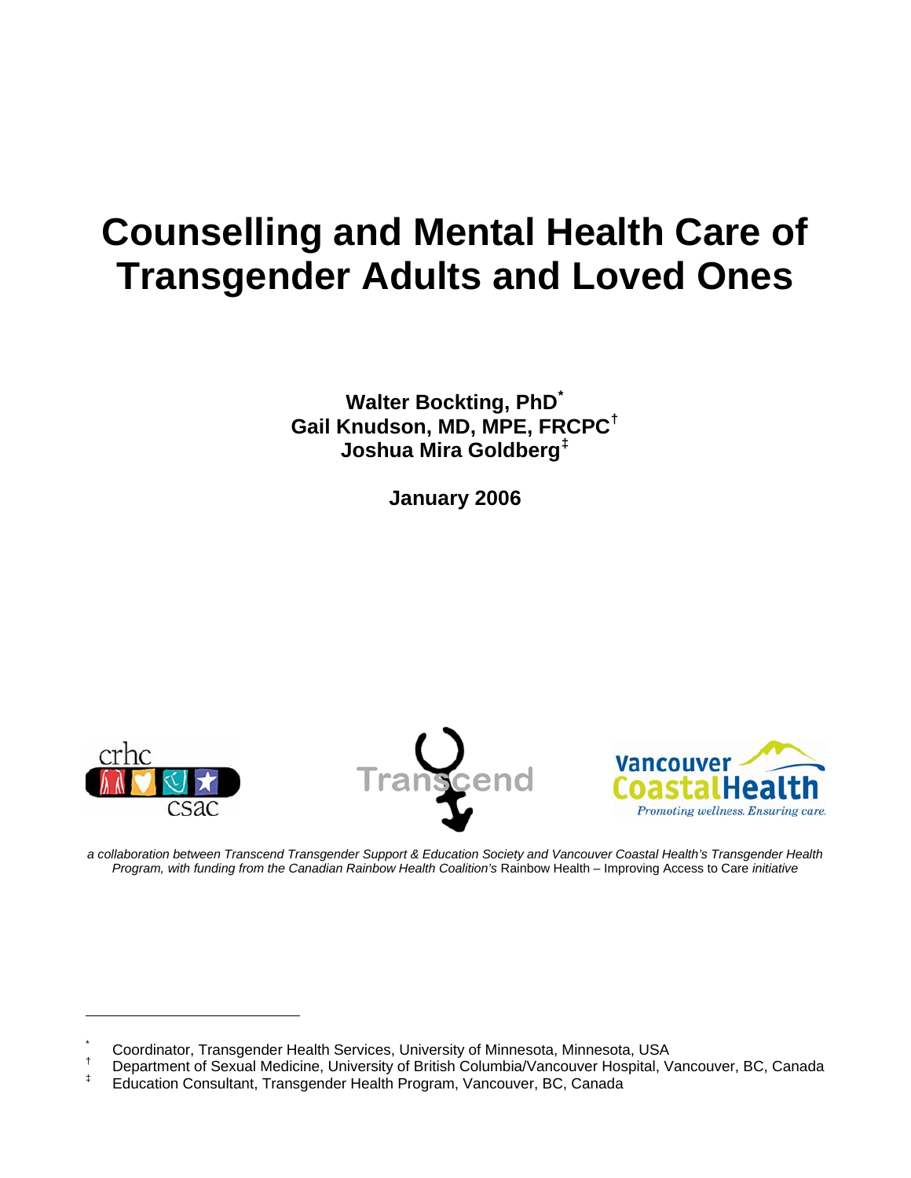# Counselling and Mental Health Care of Transgender Adults and Loved Ones

**Walter Bockting, PhD[*]**
**Gail Knudson, MD, MPE, FRCPC[†]**
**Joshua Mira Goldberg[‡]**

**January 2006**

*a collaboration between Transcend Transgender Support & Education Society and Vancouver Coastal Health's Transgender Health Program, with funding from the Canadian Rainbow Health Coalition's* Rainbow Health – Improving Access to Care *initiative*

---

[*] Coordinator, Transgender Health Services, University of Minnesota, Minnesota, USA

[†] Department of Sexual Medicine, University of British Columbia/Vancouver Hospital, Vancouver, BC, Canada

[‡] Education Consultant, Transgender Health Program, Vancouver, BC, Canada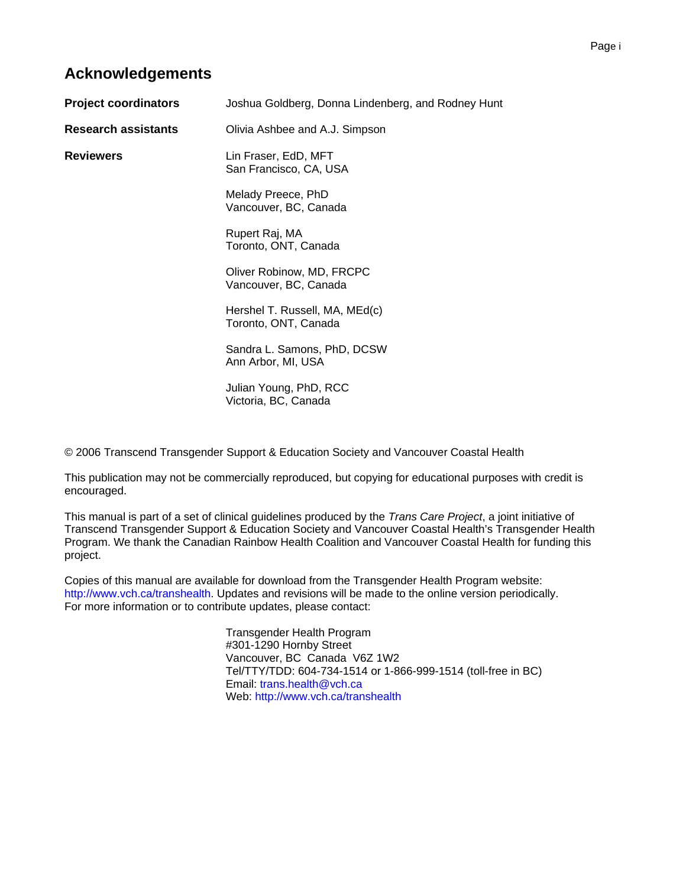## Acknowledgements

| | |
|---|---|
| **Project coordinators** | Joshua Goldberg, Donna Lindenberg, and Rodney Hunt |
| **Research assistants** | Olivia Ashbee and A.J. Simpson |
| **Reviewers** | Lin Fraser, EdD, MFT<br>San Francisco, CA, USA |
| | Melady Preece, PhD<br>Vancouver, BC, Canada |
| | Rupert Raj, MA<br>Toronto, ONT, Canada |
| | Oliver Robinow, MD, FRCPC<br>Vancouver, BC, Canada |
| | Hershel T. Russell, MA, MEd(c)<br>Toronto, ONT, Canada |
| | Sandra L. Samons, PhD, DCSW<br>Ann Arbor, MI, USA |
| | Julian Young, PhD, RCC<br>Victoria, BC, Canada |

© 2006 Transcend Transgender Support & Education Society and Vancouver Coastal Health

This publication may not be commercially reproduced, but copying for educational purposes with credit is encouraged.

This manual is part of a set of clinical guidelines produced by the *Trans Care Project*, a joint initiative of Transcend Transgender Support & Education Society and Vancouver Coastal Health's Transgender Health Program. We thank the Canadian Rainbow Health Coalition and Vancouver Coastal Health for funding this project.

Copies of this manual are available for download from the Transgender Health Program website: http://www.vch.ca/transhealth. Updates and revisions will be made to the online version periodically. For more information or to contribute updates, please contact:

Transgender Health Program
#301-1290 Hornby Street
Vancouver, BC Canada V6Z 1W2
Tel/TTY/TDD: 604-734-1514 or 1-866-999-1514 (toll-free in BC)
Email: trans.health@vch.ca
Web: http://www.vch.ca/transhealth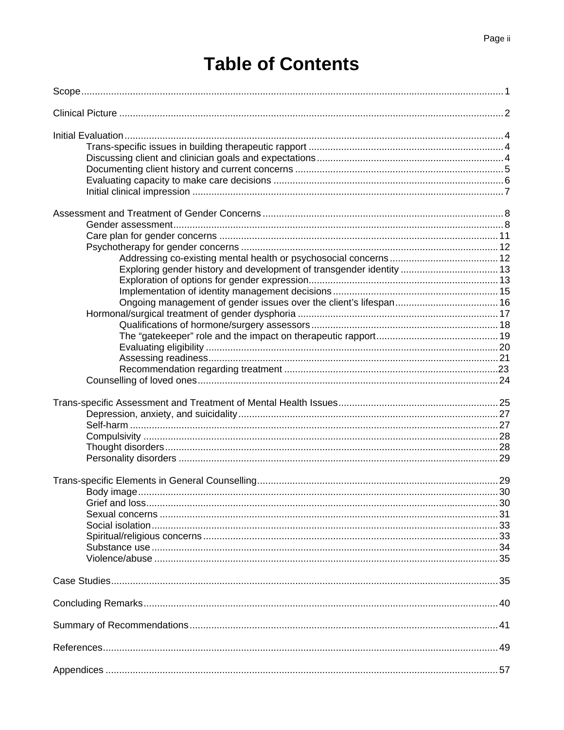# Table of Contents

Scope .......... 1

Clinical Picture .......... 2

Initial Evaluation .......... 4
- Trans-specific issues in building therapeutic rapport .......... 4
- Discussing client and clinician goals and expectations .......... 4
- Documenting client history and current concerns .......... 5
- Evaluating capacity to make care decisions .......... 6
- Initial clinical impression .......... 7

Assessment and Treatment of Gender Concerns .......... 8
- Gender assessment .......... 8
- Care plan for gender concerns .......... 11
- Psychotherapy for gender concerns .......... 12
  - Addressing co-existing mental health or psychosocial concerns .......... 12
  - Exploring gender history and development of transgender identity .......... 13
  - Exploration of options for gender expression .......... 13
  - Implementation of identity management decisions .......... 15
  - Ongoing management of gender issues over the client's lifespan .......... 16
- Hormonal/surgical treatment of gender dysphoria .......... 17
  - Qualifications of hormone/surgery assessors .......... 18
  - The "gatekeeper" role and the impact on therapeutic rapport .......... 19
  - Evaluating eligibility .......... 20
  - Assessing readiness .......... 21
  - Recommendation regarding treatment .......... 23
- Counselling of loved ones .......... 24

Trans-specific Assessment and Treatment of Mental Health Issues .......... 25
- Depression, anxiety, and suicidality .......... 27
- Self-harm .......... 27
- Compulsivity .......... 28
- Thought disorders .......... 28
- Personality disorders .......... 29

Trans-specific Elements in General Counselling .......... 29
- Body image .......... 30
- Grief and loss .......... 30
- Sexual concerns .......... 31
- Social isolation .......... 33
- Spiritual/religious concerns .......... 33
- Substance use .......... 34
- Violence/abuse .......... 35

Case Studies .......... 35

Concluding Remarks .......... 40

Summary of Recommendations .......... 41

References .......... 49

Appendices .......... 57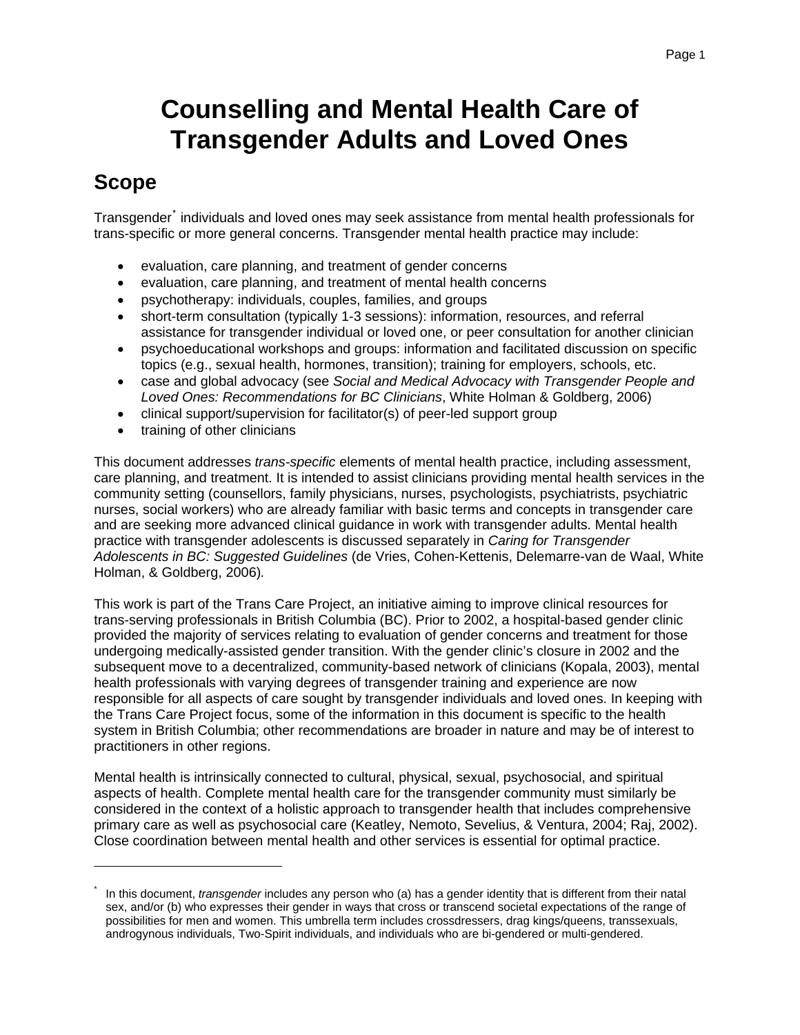# Counselling and Mental Health Care of Transgender Adults and Loved Ones

## Scope

Transgender[*] individuals and loved ones may seek assistance from mental health professionals for trans-specific or more general concerns. Transgender mental health practice may include:

- evaluation, care planning, and treatment of gender concerns
- evaluation, care planning, and treatment of mental health concerns
- psychotherapy: individuals, couples, families, and groups
- short-term consultation (typically 1-3 sessions): information, resources, and referral assistance for transgender individual or loved one, or peer consultation for another clinician
- psychoeducational workshops and groups: information and facilitated discussion on specific topics (e.g., sexual health, hormones, transition); training for employers, schools, etc.
- case and global advocacy (see *Social and Medical Advocacy with Transgender People and Loved Ones: Recommendations for BC Clinicians*, White Holman & Goldberg, 2006)
- clinical support/supervision for facilitator(s) of peer-led support group
- training of other clinicians

This document addresses *trans-specific* elements of mental health practice, including assessment, care planning, and treatment. It is intended to assist clinicians providing mental health services in the community setting (counsellors, family physicians, nurses, psychologists, psychiatrists, psychiatric nurses, social workers) who are already familiar with basic terms and concepts in transgender care and are seeking more advanced clinical guidance in work with transgender adults. Mental health practice with transgender adolescents is discussed separately in *Caring for Transgender Adolescents in BC: Suggested Guidelines* (de Vries, Cohen-Kettenis, Delemarre-van de Waal, White Holman, & Goldberg, 2006).

This work is part of the Trans Care Project, an initiative aiming to improve clinical resources for trans-serving professionals in British Columbia (BC). Prior to 2002, a hospital-based gender clinic provided the majority of services relating to evaluation of gender concerns and treatment for those undergoing medically-assisted gender transition. With the gender clinic's closure in 2002 and the subsequent move to a decentralized, community-based network of clinicians (Kopala, 2003), mental health professionals with varying degrees of transgender training and experience are now responsible for all aspects of care sought by transgender individuals and loved ones. In keeping with the Trans Care Project focus, some of the information in this document is specific to the health system in British Columbia; other recommendations are broader in nature and may be of interest to practitioners in other regions.

Mental health is intrinsically connected to cultural, physical, sexual, psychosocial, and spiritual aspects of health. Complete mental health care for the transgender community must similarly be considered in the context of a holistic approach to transgender health that includes comprehensive primary care as well as psychosocial care (Keatley, Nemoto, Sevelius, & Ventura, 2004; Raj, 2002). Close coordination between mental health and other services is essential for optimal practice.

---

[*] In this document, *transgender* includes any person who (a) has a gender identity that is different from their natal sex, and/or (b) who expresses their gender in ways that cross or transcend societal expectations of the range of possibilities for men and women. This umbrella term includes crossdressers, drag kings/queens, transsexuals, androgynous individuals, Two-Spirit individuals, and individuals who are bi-gendered or multi-gendered.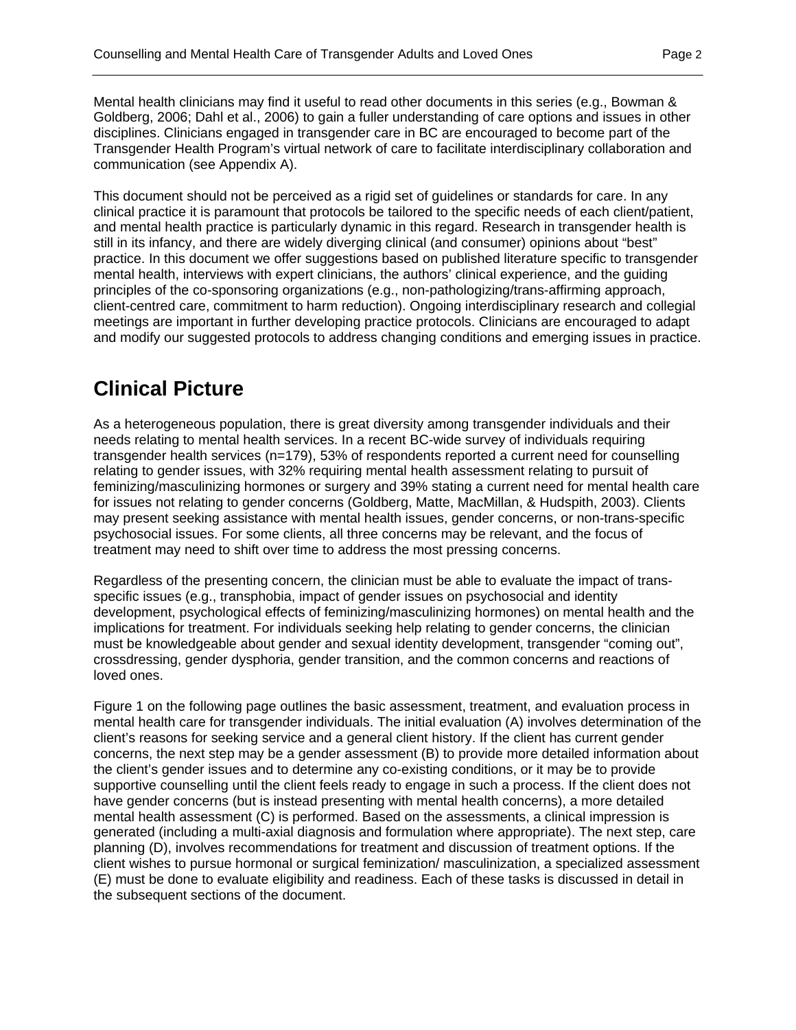Mental health clinicians may find it useful to read other documents in this series (e.g., Bowman & Goldberg, 2006; Dahl et al., 2006) to gain a fuller understanding of care options and issues in other disciplines. Clinicians engaged in transgender care in BC are encouraged to become part of the Transgender Health Program's virtual network of care to facilitate interdisciplinary collaboration and communication (see Appendix A).

This document should not be perceived as a rigid set of guidelines or standards for care. In any clinical practice it is paramount that protocols be tailored to the specific needs of each client/patient, and mental health practice is particularly dynamic in this regard. Research in transgender health is still in its infancy, and there are widely diverging clinical (and consumer) opinions about "best" practice. In this document we offer suggestions based on published literature specific to transgender mental health, interviews with expert clinicians, the authors' clinical experience, and the guiding principles of the co-sponsoring organizations (e.g., non-pathologizing/trans-affirming approach, client-centred care, commitment to harm reduction). Ongoing interdisciplinary research and collegial meetings are important in further developing practice protocols. Clinicians are encouraged to adapt and modify our suggested protocols to address changing conditions and emerging issues in practice.

# Clinical Picture

As a heterogeneous population, there is great diversity among transgender individuals and their needs relating to mental health services. In a recent BC-wide survey of individuals requiring transgender health services (n=179), 53% of respondents reported a current need for counselling relating to gender issues, with 32% requiring mental health assessment relating to pursuit of feminizing/masculinizing hormones or surgery and 39% stating a current need for mental health care for issues not relating to gender concerns (Goldberg, Matte, MacMillan, & Hudspith, 2003). Clients may present seeking assistance with mental health issues, gender concerns, or non-trans-specific psychosocial issues. For some clients, all three concerns may be relevant, and the focus of treatment may need to shift over time to address the most pressing concerns.

Regardless of the presenting concern, the clinician must be able to evaluate the impact of trans-specific issues (e.g., transphobia, impact of gender issues on psychosocial and identity development, psychological effects of feminizing/masculinizing hormones) on mental health and the implications for treatment. For individuals seeking help relating to gender concerns, the clinician must be knowledgeable about gender and sexual identity development, transgender "coming out", crossdressing, gender dysphoria, gender transition, and the common concerns and reactions of loved ones.

Figure 1 on the following page outlines the basic assessment, treatment, and evaluation process in mental health care for transgender individuals. The initial evaluation (A) involves determination of the client's reasons for seeking service and a general client history. If the client has current gender concerns, the next step may be a gender assessment (B) to provide more detailed information about the client's gender issues and to determine any co-existing conditions, or it may be to provide supportive counselling until the client feels ready to engage in such a process. If the client does not have gender concerns (but is instead presenting with mental health concerns), a more detailed mental health assessment (C) is performed. Based on the assessments, a clinical impression is generated (including a multi-axial diagnosis and formulation where appropriate). The next step, care planning (D), involves recommendations for treatment and discussion of treatment options. If the client wishes to pursue hormonal or surgical feminization/ masculinization, a specialized assessment (E) must be done to evaluate eligibility and readiness. Each of these tasks is discussed in detail in the subsequent sections of the document.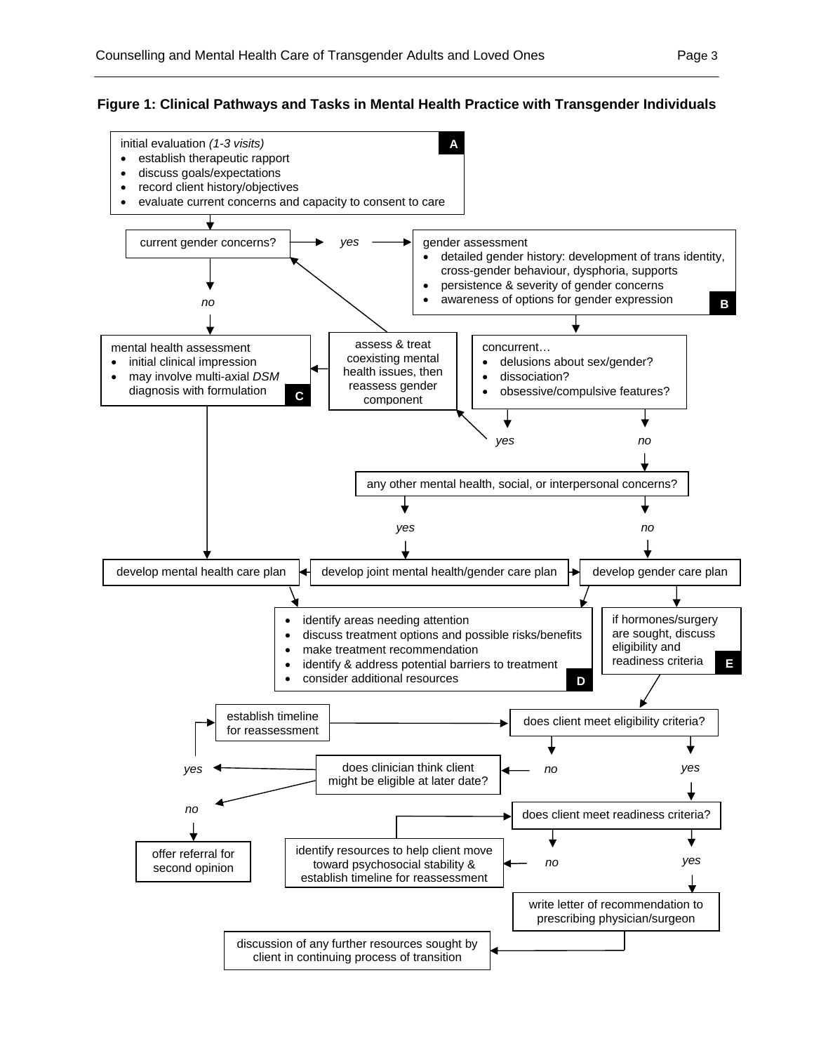**Figure 1: Clinical Pathways and Tasks in Mental Health Practice with Transgender Individuals**

**A** — initial evaluation *(1-3 visits)*
- establish therapeutic rapport
- discuss goals/expectations
- record client history/objectives
- evaluate current concerns and capacity to consent to care

current gender concerns?
- *yes* → gender assessment (B)
- *no* → mental health assessment (C)

**B** — gender assessment
- detailed gender history: development of trans identity, cross-gender behaviour, dysphoria, supports
- persistence & severity of gender concerns
- awareness of options for gender expression

concurrent…
- delusions about sex/gender?
- dissociation?
- obsessive/compulsive features?

*yes* → assess & treat coexisting mental health issues, then reassess gender component (→ mental health assessment; → current gender concerns?)

*no* → any other mental health, social, or interpersonal concerns?
- *yes* → develop joint mental health/gender care plan (→ develop mental health care plan; → develop gender care plan)
- *no* → develop gender care plan

**C** — mental health assessment
- initial clinical impression
- may involve multi-axial *DSM* diagnosis with formulation

→ develop mental health care plan

**D**
- identify areas needing attention
- discuss treatment options and possible risks/benefits
- make treatment recommendation
- identify & address potential barriers to treatment
- consider additional resources

**E** — if hormones/surgery are sought, discuss eligibility and readiness criteria

does client meet eligibility criteria?
- *no* → does clinician think client might be eligible at later date?
  - *yes* → establish timeline for reassessment → does client meet eligibility criteria?
  - *no* → offer referral for second opinion
- *yes* → does client meet readiness criteria?
  - *no* → identify resources to help client move toward psychosocial stability & establish timeline for reassessment → does client meet readiness criteria?
  - *yes* → write letter of recommendation to prescribing physician/surgeon → discussion of any further resources sought by client in continuing process of transition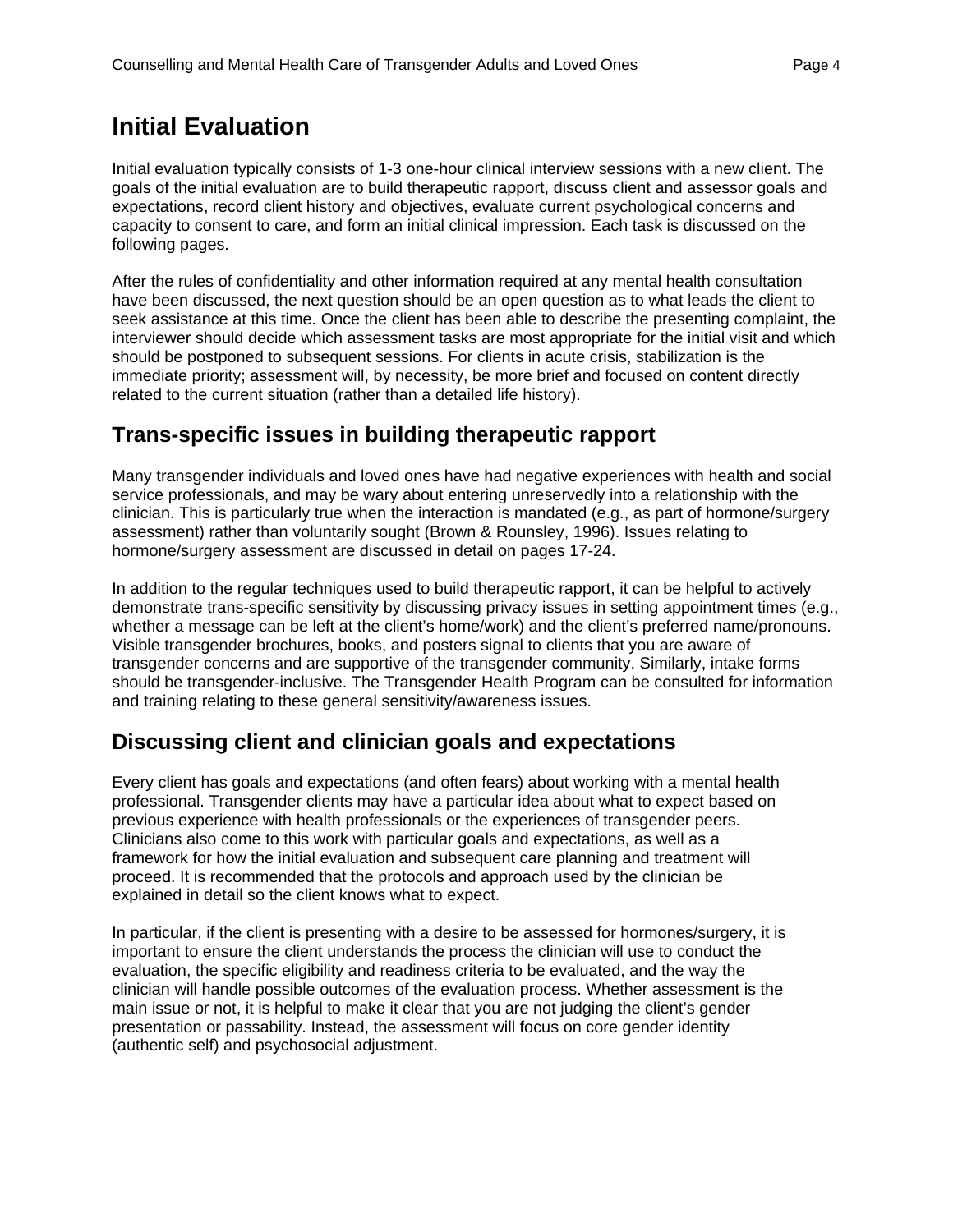# Initial Evaluation

Initial evaluation typically consists of 1-3 one-hour clinical interview sessions with a new client. The goals of the initial evaluation are to build therapeutic rapport, discuss client and assessor goals and expectations, record client history and objectives, evaluate current psychological concerns and capacity to consent to care, and form an initial clinical impression. Each task is discussed on the following pages.

After the rules of confidentiality and other information required at any mental health consultation have been discussed, the next question should be an open question as to what leads the client to seek assistance at this time. Once the client has been able to describe the presenting complaint, the interviewer should decide which assessment tasks are most appropriate for the initial visit and which should be postponed to subsequent sessions. For clients in acute crisis, stabilization is the immediate priority; assessment will, by necessity, be more brief and focused on content directly related to the current situation (rather than a detailed life history).

## Trans-specific issues in building therapeutic rapport

Many transgender individuals and loved ones have had negative experiences with health and social service professionals, and may be wary about entering unreservedly into a relationship with the clinician. This is particularly true when the interaction is mandated (e.g., as part of hormone/surgery assessment) rather than voluntarily sought (Brown & Rounsley, 1996). Issues relating to hormone/surgery assessment are discussed in detail on pages 17-24.

In addition to the regular techniques used to build therapeutic rapport, it can be helpful to actively demonstrate trans-specific sensitivity by discussing privacy issues in setting appointment times (e.g., whether a message can be left at the client's home/work) and the client's preferred name/pronouns. Visible transgender brochures, books, and posters signal to clients that you are aware of transgender concerns and are supportive of the transgender community. Similarly, intake forms should be transgender-inclusive. The Transgender Health Program can be consulted for information and training relating to these general sensitivity/awareness issues.

## Discussing client and clinician goals and expectations

Every client has goals and expectations (and often fears) about working with a mental health professional. Transgender clients may have a particular idea about what to expect based on previous experience with health professionals or the experiences of transgender peers. Clinicians also come to this work with particular goals and expectations, as well as a framework for how the initial evaluation and subsequent care planning and treatment will proceed. It is recommended that the protocols and approach used by the clinician be explained in detail so the client knows what to expect.

In particular, if the client is presenting with a desire to be assessed for hormones/surgery, it is important to ensure the client understands the process the clinician will use to conduct the evaluation, the specific eligibility and readiness criteria to be evaluated, and the way the clinician will handle possible outcomes of the evaluation process. Whether assessment is the main issue or not, it is helpful to make it clear that you are not judging the client's gender presentation or passability. Instead, the assessment will focus on core gender identity (authentic self) and psychosocial adjustment.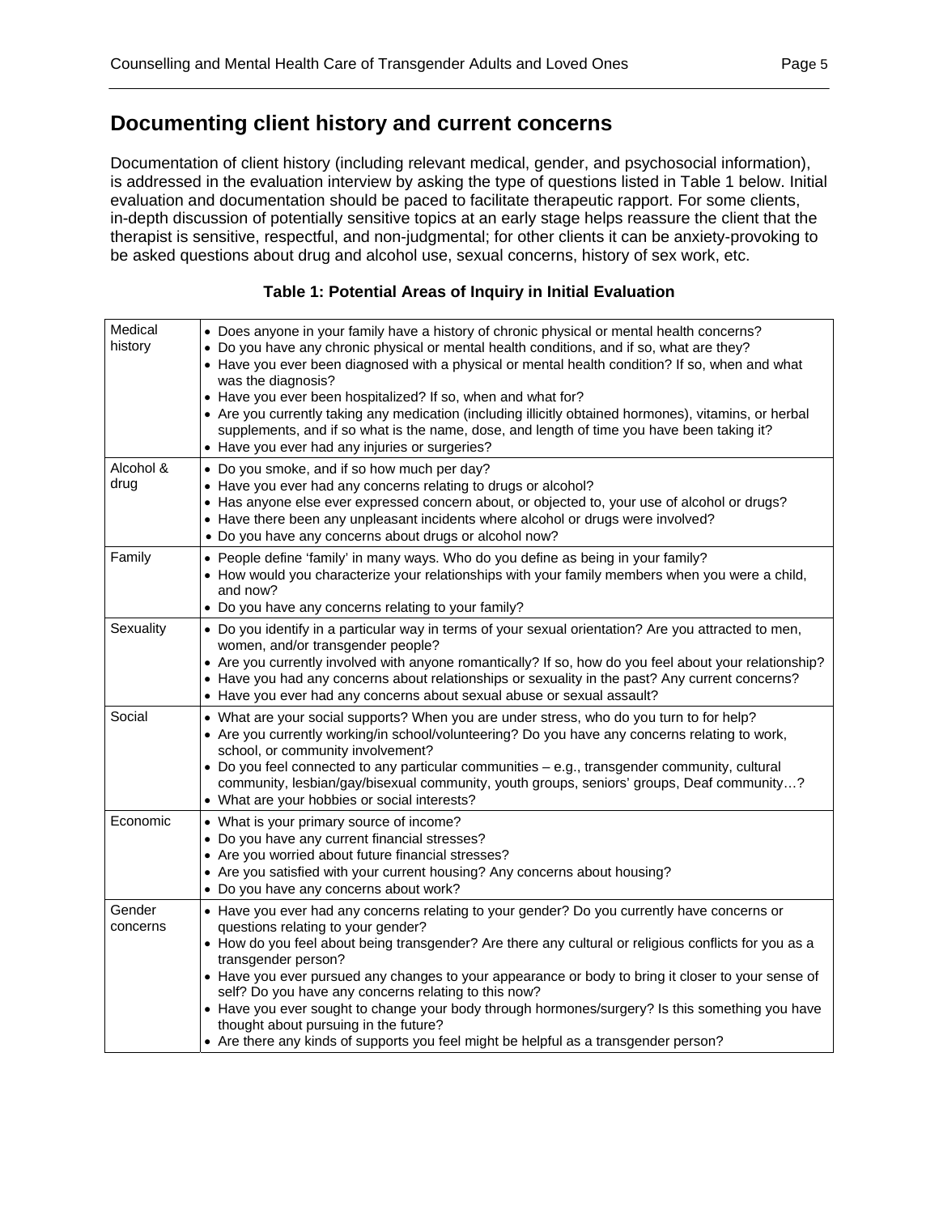## Documenting client history and current concerns

Documentation of client history (including relevant medical, gender, and psychosocial information), is addressed in the evaluation interview by asking the type of questions listed in Table 1 below. Initial evaluation and documentation should be paced to facilitate therapeutic rapport. For some clients, in-depth discussion of potentially sensitive topics at an early stage helps reassure the client that the therapist is sensitive, respectful, and non-judgmental; for other clients it can be anxiety-provoking to be asked questions about drug and alcohol use, sexual concerns, history of sex work, etc.

**Table 1: Potential Areas of Inquiry in Initial Evaluation**

| | |
|---|---|
| Medical history | • Does anyone in your family have a history of chronic physical or mental health concerns?<br>• Do you have any chronic physical or mental health conditions, and if so, what are they?<br>• Have you ever been diagnosed with a physical or mental health condition? If so, when and what was the diagnosis?<br>• Have you ever been hospitalized? If so, when and what for?<br>• Are you currently taking any medication (including illicitly obtained hormones), vitamins, or herbal supplements, and if so what is the name, dose, and length of time you have been taking it?<br>• Have you ever had any injuries or surgeries? |
| Alcohol & drug | • Do you smoke, and if so how much per day?<br>• Have you ever had any concerns relating to drugs or alcohol?<br>• Has anyone else ever expressed concern about, or objected to, your use of alcohol or drugs?<br>• Have there been any unpleasant incidents where alcohol or drugs were involved?<br>• Do you have any concerns about drugs or alcohol now? |
| Family | • People define 'family' in many ways. Who do you define as being in your family?<br>• How would you characterize your relationships with your family members when you were a child, and now?<br>• Do you have any concerns relating to your family? |
| Sexuality | • Do you identify in a particular way in terms of your sexual orientation? Are you attracted to men, women, and/or transgender people?<br>• Are you currently involved with anyone romantically? If so, how do you feel about your relationship?<br>• Have you had any concerns about relationships or sexuality in the past? Any current concerns?<br>• Have you ever had any concerns about sexual abuse or sexual assault? |
| Social | • What are your social supports? When you are under stress, who do you turn to for help?<br>• Are you currently working/in school/volunteering? Do you have any concerns relating to work, school, or community involvement?<br>• Do you feel connected to any particular communities – e.g., transgender community, cultural community, lesbian/gay/bisexual community, youth groups, seniors' groups, Deaf community…?<br>• What are your hobbies or social interests? |
| Economic | • What is your primary source of income?<br>• Do you have any current financial stresses?<br>• Are you worried about future financial stresses?<br>• Are you satisfied with your current housing? Any concerns about housing?<br>• Do you have any concerns about work? |
| Gender concerns | • Have you ever had any concerns relating to your gender? Do you currently have concerns or questions relating to your gender?<br>• How do you feel about being transgender? Are there any cultural or religious conflicts for you as a transgender person?<br>• Have you ever pursued any changes to your appearance or body to bring it closer to your sense of self? Do you have any concerns relating to this now?<br>• Have you ever sought to change your body through hormones/surgery? Is this something you have thought about pursuing in the future?<br>• Are there any kinds of supports you feel might be helpful as a transgender person? |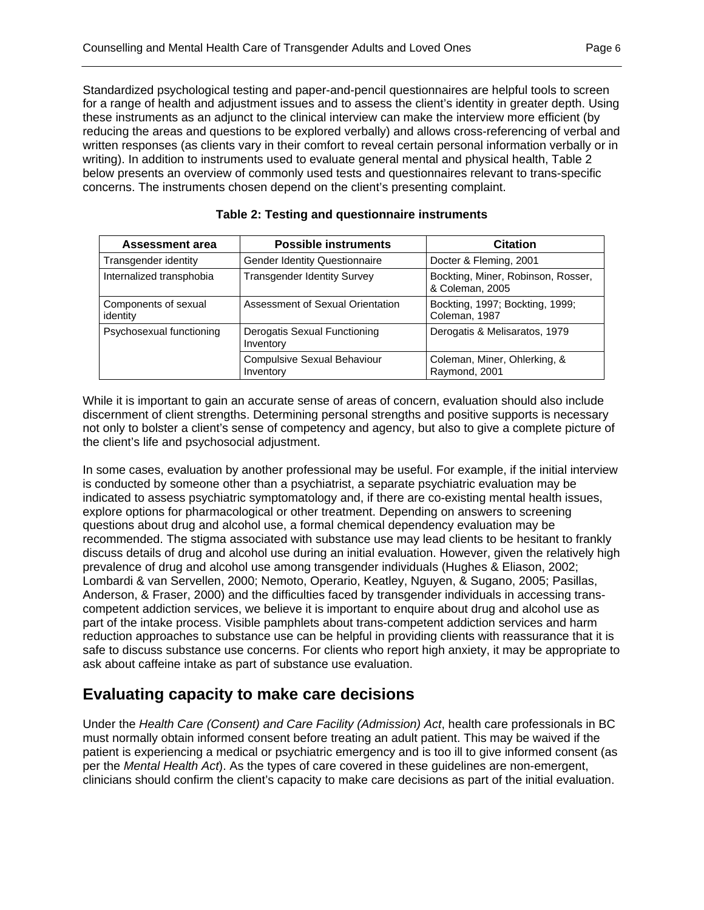Standardized psychological testing and paper-and-pencil questionnaires are helpful tools to screen for a range of health and adjustment issues and to assess the client's identity in greater depth. Using these instruments as an adjunct to the clinical interview can make the interview more efficient (by reducing the areas and questions to be explored verbally) and allows cross-referencing of verbal and written responses (as clients vary in their comfort to reveal certain personal information verbally or in writing). In addition to instruments used to evaluate general mental and physical health, Table 2 below presents an overview of commonly used tests and questionnaires relevant to trans-specific concerns. The instruments chosen depend on the client's presenting complaint.

**Table 2: Testing and questionnaire instruments**

| Assessment area | Possible instruments | Citation |
|---|---|---|
| Transgender identity | Gender Identity Questionnaire | Docter & Fleming, 2001 |
| Internalized transphobia | Transgender Identity Survey | Bockting, Miner, Robinson, Rosser, & Coleman, 2005 |
| Components of sexual identity | Assessment of Sexual Orientation | Bockting, 1997; Bockting, 1999; Coleman, 1987 |
| Psychosexual functioning | Derogatis Sexual Functioning Inventory | Derogatis & Melisaratos, 1979 |
| | Compulsive Sexual Behaviour Inventory | Coleman, Miner, Ohlerking, & Raymond, 2001 |

While it is important to gain an accurate sense of areas of concern, evaluation should also include discernment of client strengths. Determining personal strengths and positive supports is necessary not only to bolster a client's sense of competency and agency, but also to give a complete picture of the client's life and psychosocial adjustment.

In some cases, evaluation by another professional may be useful. For example, if the initial interview is conducted by someone other than a psychiatrist, a separate psychiatric evaluation may be indicated to assess psychiatric symptomatology and, if there are co-existing mental health issues, explore options for pharmacological or other treatment. Depending on answers to screening questions about drug and alcohol use, a formal chemical dependency evaluation may be recommended. The stigma associated with substance use may lead clients to be hesitant to frankly discuss details of drug and alcohol use during an initial evaluation. However, given the relatively high prevalence of drug and alcohol use among transgender individuals (Hughes & Eliason, 2002; Lombardi & van Servellen, 2000; Nemoto, Operario, Keatley, Nguyen, & Sugano, 2005; Pasillas, Anderson, & Fraser, 2000) and the difficulties faced by transgender individuals in accessing trans-competent addiction services, we believe it is important to enquire about drug and alcohol use as part of the intake process. Visible pamphlets about trans-competent addiction services and harm reduction approaches to substance use can be helpful in providing clients with reassurance that it is safe to discuss substance use concerns. For clients who report high anxiety, it may be appropriate to ask about caffeine intake as part of substance use evaluation.

## Evaluating capacity to make care decisions

Under the *Health Care (Consent) and Care Facility (Admission) Act*, health care professionals in BC must normally obtain informed consent before treating an adult patient. This may be waived if the patient is experiencing a medical or psychiatric emergency and is too ill to give informed consent (as per the *Mental Health Act*). As the types of care covered in these guidelines are non-emergent, clinicians should confirm the client's capacity to make care decisions as part of the initial evaluation.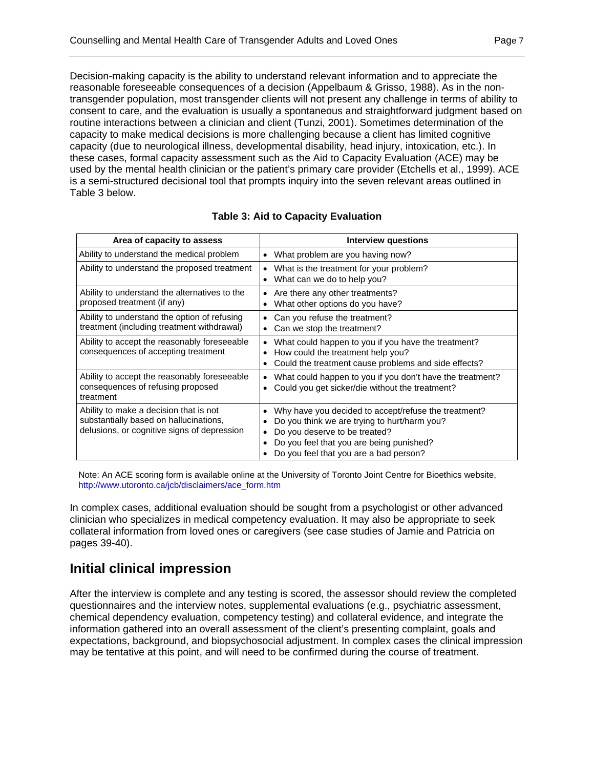Decision-making capacity is the ability to understand relevant information and to appreciate the reasonable foreseeable consequences of a decision (Appelbaum & Grisso, 1988). As in the non-transgender population, most transgender clients will not present any challenge in terms of ability to consent to care, and the evaluation is usually a spontaneous and straightforward judgment based on routine interactions between a clinician and client (Tunzi, 2001). Sometimes determination of the capacity to make medical decisions is more challenging because a client has limited cognitive capacity (due to neurological illness, developmental disability, head injury, intoxication, etc.). In these cases, formal capacity assessment such as the Aid to Capacity Evaluation (ACE) may be used by the mental health clinician or the patient's primary care provider (Etchells et al., 1999). ACE is a semi-structured decisional tool that prompts inquiry into the seven relevant areas outlined in Table 3 below.

**Table 3: Aid to Capacity Evaluation**

| Area of capacity to assess | Interview questions |
|---|---|
| Ability to understand the medical problem | • What problem are you having now? |
| Ability to understand the proposed treatment | • What is the treatment for your problem?<br>• What can we do to help you? |
| Ability to understand the alternatives to the proposed treatment (if any) | • Are there any other treatments?<br>• What other options do you have? |
| Ability to understand the option of refusing treatment (including treatment withdrawal) | • Can you refuse the treatment?<br>• Can we stop the treatment? |
| Ability to accept the reasonably foreseeable consequences of accepting treatment | • What could happen to you if you have the treatment?<br>• How could the treatment help you?<br>• Could the treatment cause problems and side effects? |
| Ability to accept the reasonably foreseeable consequences of refusing proposed treatment | • What could happen to you if you don't have the treatment?<br>• Could you get sicker/die without the treatment? |
| Ability to make a decision that is not substantially based on hallucinations, delusions, or cognitive signs of depression | • Why have you decided to accept/refuse the treatment?<br>• Do you think we are trying to hurt/harm you?<br>• Do you deserve to be treated?<br>• Do you feel that you are being punished?<br>• Do you feel that you are a bad person? |

Note: An ACE scoring form is available online at the University of Toronto Joint Centre for Bioethics website, http://www.utoronto.ca/jcb/disclaimers/ace_form.htm

In complex cases, additional evaluation should be sought from a psychologist or other advanced clinician who specializes in medical competency evaluation. It may also be appropriate to seek collateral information from loved ones or caregivers (see case studies of Jamie and Patricia on pages 39-40).

## Initial clinical impression

After the interview is complete and any testing is scored, the assessor should review the completed questionnaires and the interview notes, supplemental evaluations (e.g., psychiatric assessment, chemical dependency evaluation, competency testing) and collateral evidence, and integrate the information gathered into an overall assessment of the client's presenting complaint, goals and expectations, background, and biopsychosocial adjustment. In complex cases the clinical impression may be tentative at this point, and will need to be confirmed during the course of treatment.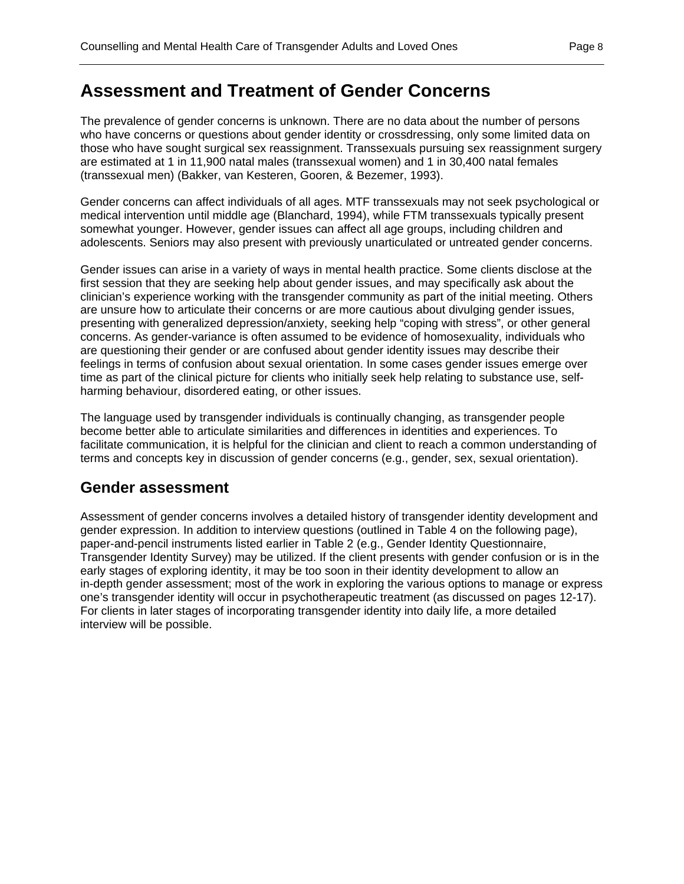# Assessment and Treatment of Gender Concerns

The prevalence of gender concerns is unknown. There are no data about the number of persons who have concerns or questions about gender identity or crossdressing, only some limited data on those who have sought surgical sex reassignment. Transsexuals pursuing sex reassignment surgery are estimated at 1 in 11,900 natal males (transsexual women) and 1 in 30,400 natal females (transsexual men) (Bakker, van Kesteren, Gooren, & Bezemer, 1993).

Gender concerns can affect individuals of all ages. MTF transsexuals may not seek psychological or medical intervention until middle age (Blanchard, 1994), while FTM transsexuals typically present somewhat younger. However, gender issues can affect all age groups, including children and adolescents. Seniors may also present with previously unarticulated or untreated gender concerns.

Gender issues can arise in a variety of ways in mental health practice. Some clients disclose at the first session that they are seeking help about gender issues, and may specifically ask about the clinician's experience working with the transgender community as part of the initial meeting. Others are unsure how to articulate their concerns or are more cautious about divulging gender issues, presenting with generalized depression/anxiety, seeking help "coping with stress", or other general concerns. As gender-variance is often assumed to be evidence of homosexuality, individuals who are questioning their gender or are confused about gender identity issues may describe their feelings in terms of confusion about sexual orientation. In some cases gender issues emerge over time as part of the clinical picture for clients who initially seek help relating to substance use, self-harming behaviour, disordered eating, or other issues.

The language used by transgender individuals is continually changing, as transgender people become better able to articulate similarities and differences in identities and experiences. To facilitate communication, it is helpful for the clinician and client to reach a common understanding of terms and concepts key in discussion of gender concerns (e.g., gender, sex, sexual orientation).

## Gender assessment

Assessment of gender concerns involves a detailed history of transgender identity development and gender expression. In addition to interview questions (outlined in Table 4 on the following page), paper-and-pencil instruments listed earlier in Table 2 (e.g., Gender Identity Questionnaire, Transgender Identity Survey) may be utilized. If the client presents with gender confusion or is in the early stages of exploring identity, it may be too soon in their identity development to allow an in-depth gender assessment; most of the work in exploring the various options to manage or express one's transgender identity will occur in psychotherapeutic treatment (as discussed on pages 12-17). For clients in later stages of incorporating transgender identity into daily life, a more detailed interview will be possible.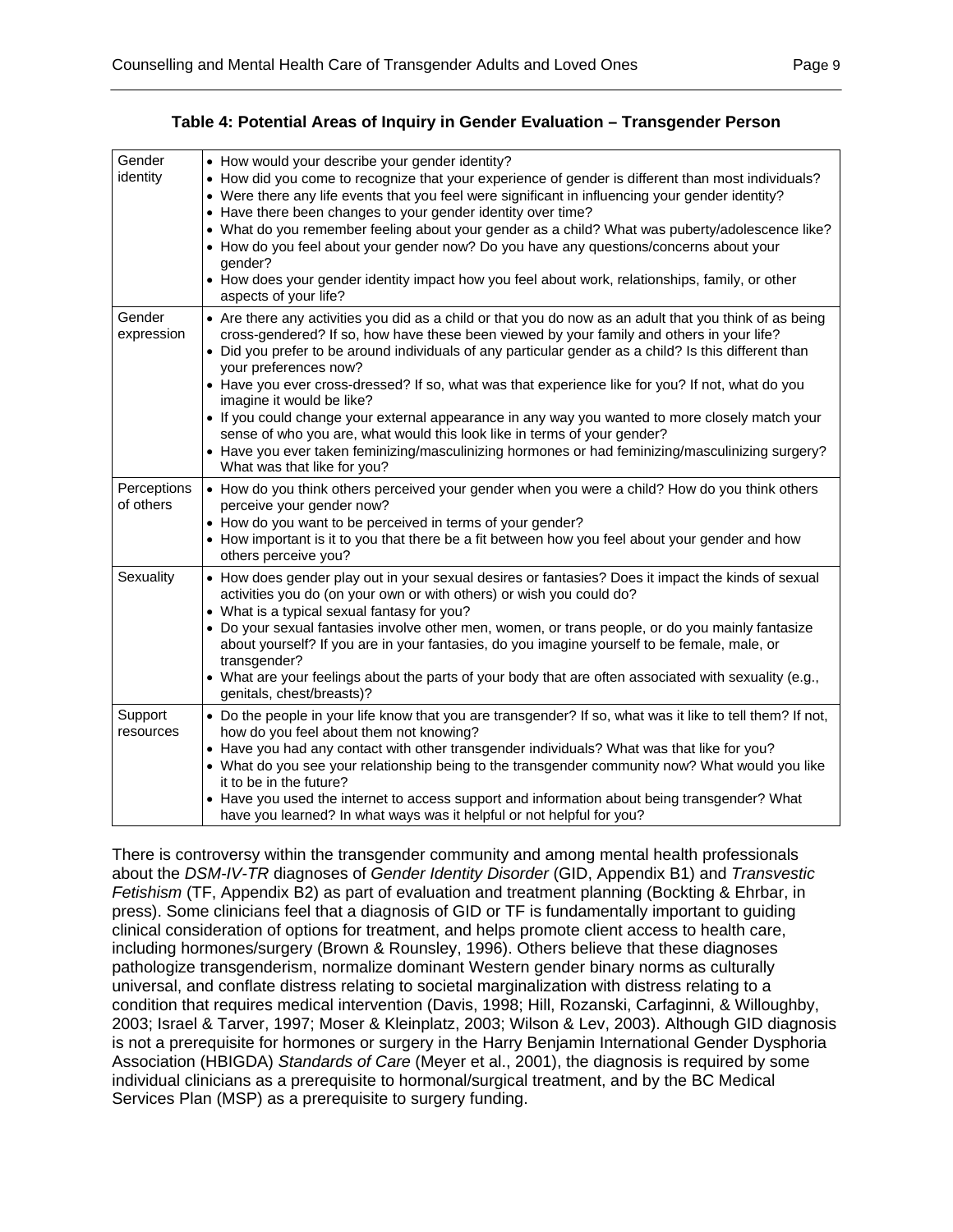**Table 4: Potential Areas of Inquiry in Gender Evaluation – Transgender Person**

| | |
|---|---|
| Gender identity | • How would your describe your gender identity?<br>• How did you come to recognize that your experience of gender is different than most individuals?<br>• Were there any life events that you feel were significant in influencing your gender identity?<br>• Have there been changes to your gender identity over time?<br>• What do you remember feeling about your gender as a child? What was puberty/adolescence like?<br>• How do you feel about your gender now? Do you have any questions/concerns about your gender?<br>• How does your gender identity impact how you feel about work, relationships, family, or other aspects of your life? |
| Gender expression | • Are there any activities you did as a child or that you do now as an adult that you think of as being cross-gendered? If so, how have these been viewed by your family and others in your life?<br>• Did you prefer to be around individuals of any particular gender as a child? Is this different than your preferences now?<br>• Have you ever cross-dressed? If so, what was that experience like for you? If not, what do you imagine it would be like?<br>• If you could change your external appearance in any way you wanted to more closely match your sense of who you are, what would this look like in terms of your gender?<br>• Have you ever taken feminizing/masculinizing hormones or had feminizing/masculinizing surgery? What was that like for you? |
| Perceptions of others | • How do you think others perceived your gender when you were a child? How do you think others perceive your gender now?<br>• How do you want to be perceived in terms of your gender?<br>• How important is it to you that there be a fit between how you feel about your gender and how others perceive you? |
| Sexuality | • How does gender play out in your sexual desires or fantasies? Does it impact the kinds of sexual activities you do (on your own or with others) or wish you could do?<br>• What is a typical sexual fantasy for you?<br>• Do your sexual fantasies involve other men, women, or trans people, or do you mainly fantasize about yourself? If you are in your fantasies, do you imagine yourself to be female, male, or transgender?<br>• What are your feelings about the parts of your body that are often associated with sexuality (e.g., genitals, chest/breasts)? |
| Support resources | • Do the people in your life know that you are transgender? If so, what was it like to tell them? If not, how do you feel about them not knowing?<br>• Have you had any contact with other transgender individuals? What was that like for you?<br>• What do you see your relationship being to the transgender community now? What would you like it to be in the future?<br>• Have you used the internet to access support and information about being transgender? What have you learned? In what ways was it helpful or not helpful for you? |

There is controversy within the transgender community and among mental health professionals about the *DSM-IV-TR* diagnoses of *Gender Identity Disorder* (GID, Appendix B1) and *Transvestic Fetishism* (TF, Appendix B2) as part of evaluation and treatment planning (Bockting & Ehrbar, in press). Some clinicians feel that a diagnosis of GID or TF is fundamentally important to guiding clinical consideration of options for treatment, and helps promote client access to health care, including hormones/surgery (Brown & Rounsley, 1996). Others believe that these diagnoses pathologize transgenderism, normalize dominant Western gender binary norms as culturally universal, and conflate distress relating to societal marginalization with distress relating to a condition that requires medical intervention (Davis, 1998; Hill, Rozanski, Carfaginni, & Willoughby, 2003; Israel & Tarver, 1997; Moser & Kleinplatz, 2003; Wilson & Lev, 2003). Although GID diagnosis is not a prerequisite for hormones or surgery in the Harry Benjamin International Gender Dysphoria Association (HBIGDA) *Standards of Care* (Meyer et al., 2001), the diagnosis is required by some individual clinicians as a prerequisite to hormonal/surgical treatment, and by the BC Medical Services Plan (MSP) as a prerequisite to surgery funding.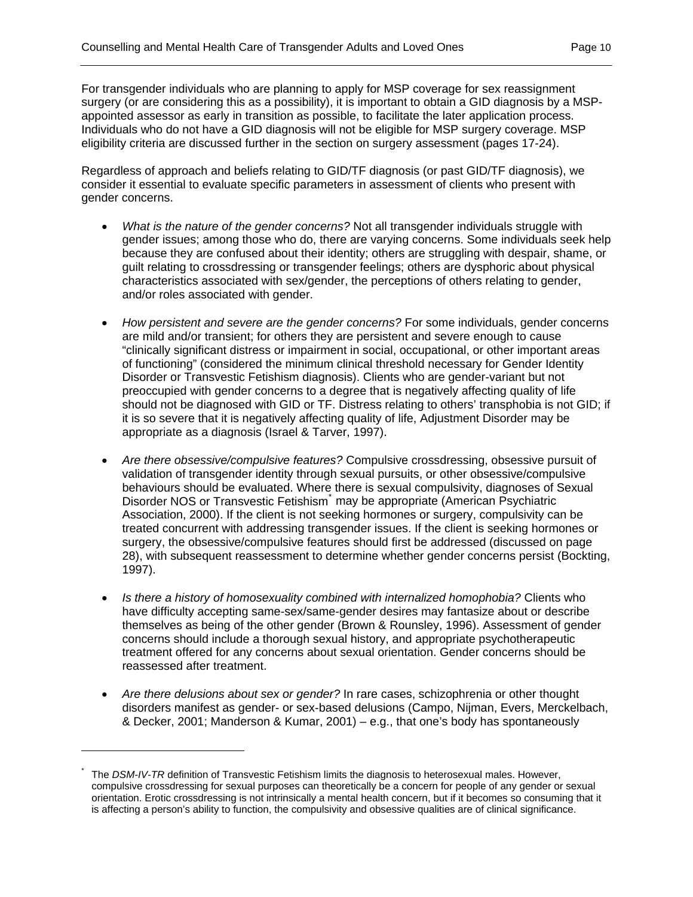For transgender individuals who are planning to apply for MSP coverage for sex reassignment surgery (or are considering this as a possibility), it is important to obtain a GID diagnosis by a MSP-appointed assessor as early in transition as possible, to facilitate the later application process. Individuals who do not have a GID diagnosis will not be eligible for MSP surgery coverage. MSP eligibility criteria are discussed further in the section on surgery assessment (pages 17-24).

Regardless of approach and beliefs relating to GID/TF diagnosis (or past GID/TF diagnosis), we consider it essential to evaluate specific parameters in assessment of clients who present with gender concerns.

- *What is the nature of the gender concerns?* Not all transgender individuals struggle with gender issues; among those who do, there are varying concerns. Some individuals seek help because they are confused about their identity; others are struggling with despair, shame, or guilt relating to crossdressing or transgender feelings; others are dysphoric about physical characteristics associated with sex/gender, the perceptions of others relating to gender, and/or roles associated with gender.

- *How persistent and severe are the gender concerns?* For some individuals, gender concerns are mild and/or transient; for others they are persistent and severe enough to cause "clinically significant distress or impairment in social, occupational, or other important areas of functioning" (considered the minimum clinical threshold necessary for Gender Identity Disorder or Transvestic Fetishism diagnosis). Clients who are gender-variant but not preoccupied with gender concerns to a degree that is negatively affecting quality of life should not be diagnosed with GID or TF. Distress relating to others' transphobia is not GID; if it is so severe that it is negatively affecting quality of life, Adjustment Disorder may be appropriate as a diagnosis (Israel & Tarver, 1997).

- *Are there obsessive/compulsive features?* Compulsive crossdressing, obsessive pursuit of validation of transgender identity through sexual pursuits, or other obsessive/compulsive behaviours should be evaluated. Where there is sexual compulsivity, diagnoses of Sexual Disorder NOS or Transvestic Fetishism[*] may be appropriate (American Psychiatric Association, 2000). If the client is not seeking hormones or surgery, compulsivity can be treated concurrent with addressing transgender issues. If the client is seeking hormones or surgery, the obsessive/compulsive features should first be addressed (discussed on page 28), with subsequent reassessment to determine whether gender concerns persist (Bockting, 1997).

- *Is there a history of homosexuality combined with internalized homophobia?* Clients who have difficulty accepting same-sex/same-gender desires may fantasize about or describe themselves as being of the other gender (Brown & Rounsley, 1996). Assessment of gender concerns should include a thorough sexual history, and appropriate psychotherapeutic treatment offered for any concerns about sexual orientation. Gender concerns should be reassessed after treatment.

- *Are there delusions about sex or gender?* In rare cases, schizophrenia or other thought disorders manifest as gender- or sex-based delusions (Campo, Nijman, Evers, Merckelbach, & Decker, 2001; Manderson & Kumar, 2001) – e.g., that one's body has spontaneously

[*] The *DSM-IV-TR* definition of Transvestic Fetishism limits the diagnosis to heterosexual males. However, compulsive crossdressing for sexual purposes can theoretically be a concern for people of any gender or sexual orientation. Erotic crossdressing is not intrinsically a mental health concern, but if it becomes so consuming that it is affecting a person's ability to function, the compulsivity and obsessive qualities are of clinical significance.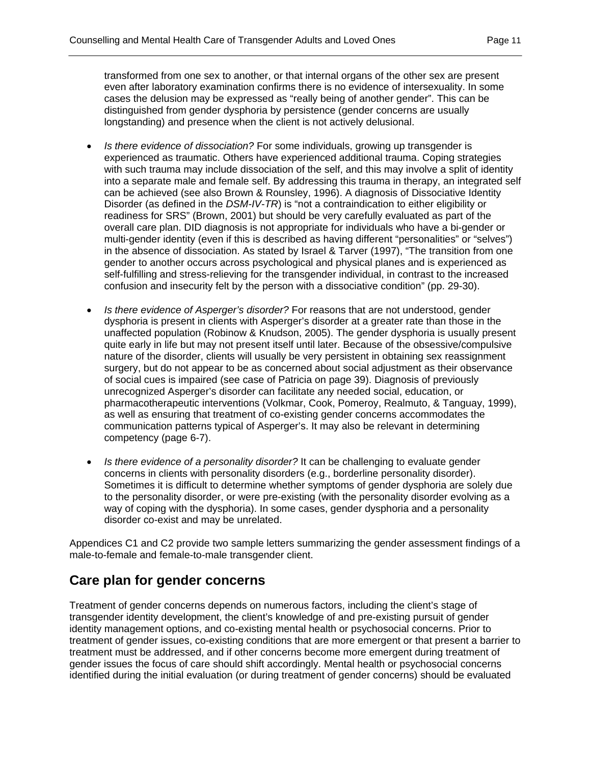transformed from one sex to another, or that internal organs of the other sex are present even after laboratory examination confirms there is no evidence of intersexuality. In some cases the delusion may be expressed as "really being of another gender". This can be distinguished from gender dysphoria by persistence (gender concerns are usually longstanding) and presence when the client is not actively delusional.

- *Is there evidence of dissociation?* For some individuals, growing up transgender is experienced as traumatic. Others have experienced additional trauma. Coping strategies with such trauma may include dissociation of the self, and this may involve a split of identity into a separate male and female self. By addressing this trauma in therapy, an integrated self can be achieved (see also Brown & Rounsley, 1996). A diagnosis of Dissociative Identity Disorder (as defined in the *DSM-IV-TR*) is "not a contraindication to either eligibility or readiness for SRS" (Brown, 2001) but should be very carefully evaluated as part of the overall care plan. DID diagnosis is not appropriate for individuals who have a bi-gender or multi-gender identity (even if this is described as having different "personalities" or "selves") in the absence of dissociation. As stated by Israel & Tarver (1997), "The transition from one gender to another occurs across psychological and physical planes and is experienced as self-fulfilling and stress-relieving for the transgender individual, in contrast to the increased confusion and insecurity felt by the person with a dissociative condition" (pp. 29-30).

- *Is there evidence of Asperger's disorder?* For reasons that are not understood, gender dysphoria is present in clients with Asperger's disorder at a greater rate than those in the unaffected population (Robinow & Knudson, 2005). The gender dysphoria is usually present quite early in life but may not present itself until later. Because of the obsessive/compulsive nature of the disorder, clients will usually be very persistent in obtaining sex reassignment surgery, but do not appear to be as concerned about social adjustment as their observance of social cues is impaired (see case of Patricia on page 39). Diagnosis of previously unrecognized Asperger's disorder can facilitate any needed social, education, or pharmacotherapeutic interventions (Volkmar, Cook, Pomeroy, Realmuto, & Tanguay, 1999), as well as ensuring that treatment of co-existing gender concerns accommodates the communication patterns typical of Asperger's. It may also be relevant in determining competency (page 6-7).

- *Is there evidence of a personality disorder?* It can be challenging to evaluate gender concerns in clients with personality disorders (e.g., borderline personality disorder). Sometimes it is difficult to determine whether symptoms of gender dysphoria are solely due to the personality disorder, or were pre-existing (with the personality disorder evolving as a way of coping with the dysphoria). In some cases, gender dysphoria and a personality disorder co-exist and may be unrelated.

Appendices C1 and C2 provide two sample letters summarizing the gender assessment findings of a male-to-female and female-to-male transgender client.

## Care plan for gender concerns

Treatment of gender concerns depends on numerous factors, including the client's stage of transgender identity development, the client's knowledge of and pre-existing pursuit of gender identity management options, and co-existing mental health or psychosocial concerns. Prior to treatment of gender issues, co-existing conditions that are more emergent or that present a barrier to treatment must be addressed, and if other concerns become more emergent during treatment of gender issues the focus of care should shift accordingly. Mental health or psychosocial concerns identified during the initial evaluation (or during treatment of gender concerns) should be evaluated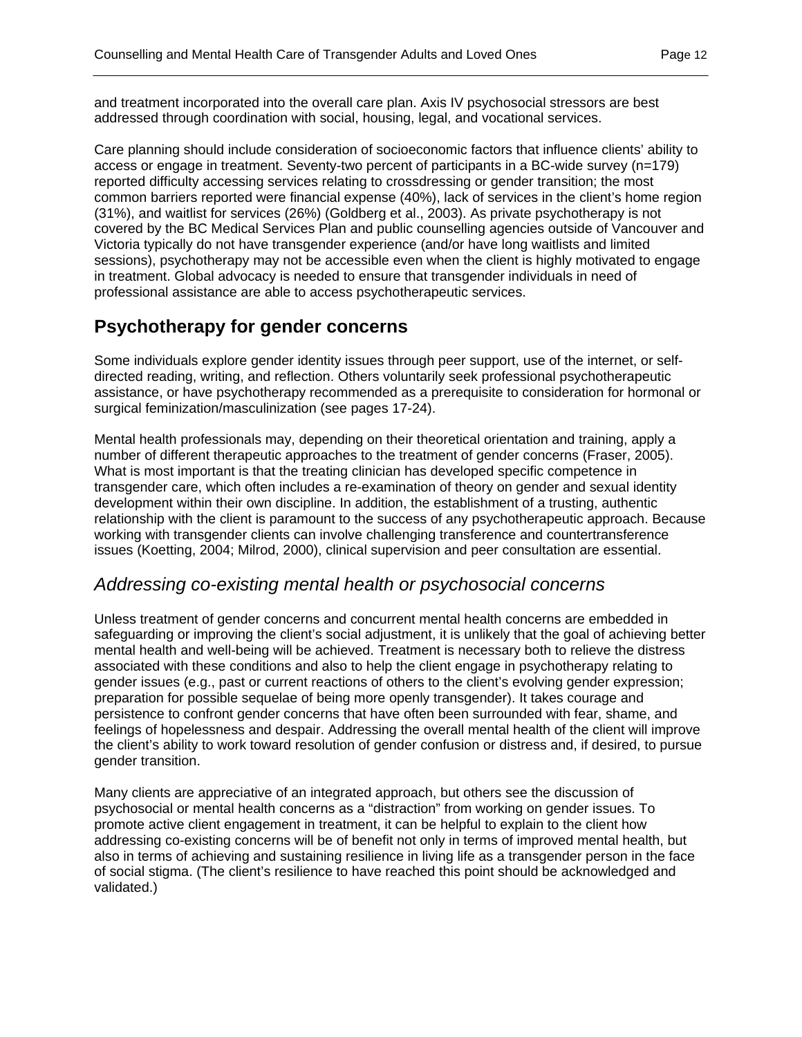and treatment incorporated into the overall care plan. Axis IV psychosocial stressors are best addressed through coordination with social, housing, legal, and vocational services.

Care planning should include consideration of socioeconomic factors that influence clients' ability to access or engage in treatment. Seventy-two percent of participants in a BC-wide survey (n=179) reported difficulty accessing services relating to crossdressing or gender transition; the most common barriers reported were financial expense (40%), lack of services in the client's home region (31%), and waitlist for services (26%) (Goldberg et al., 2003). As private psychotherapy is not covered by the BC Medical Services Plan and public counselling agencies outside of Vancouver and Victoria typically do not have transgender experience (and/or have long waitlists and limited sessions), psychotherapy may not be accessible even when the client is highly motivated to engage in treatment. Global advocacy is needed to ensure that transgender individuals in need of professional assistance are able to access psychotherapeutic services.

## Psychotherapy for gender concerns

Some individuals explore gender identity issues through peer support, use of the internet, or self-directed reading, writing, and reflection. Others voluntarily seek professional psychotherapeutic assistance, or have psychotherapy recommended as a prerequisite to consideration for hormonal or surgical feminization/masculinization (see pages 17-24).

Mental health professionals may, depending on their theoretical orientation and training, apply a number of different therapeutic approaches to the treatment of gender concerns (Fraser, 2005). What is most important is that the treating clinician has developed specific competence in transgender care, which often includes a re-examination of theory on gender and sexual identity development within their own discipline. In addition, the establishment of a trusting, authentic relationship with the client is paramount to the success of any psychotherapeutic approach. Because working with transgender clients can involve challenging transference and countertransference issues (Koetting, 2004; Milrod, 2000), clinical supervision and peer consultation are essential.

### *Addressing co-existing mental health or psychosocial concerns*

Unless treatment of gender concerns and concurrent mental health concerns are embedded in safeguarding or improving the client's social adjustment, it is unlikely that the goal of achieving better mental health and well-being will be achieved. Treatment is necessary both to relieve the distress associated with these conditions and also to help the client engage in psychotherapy relating to gender issues (e.g., past or current reactions of others to the client's evolving gender expression; preparation for possible sequelae of being more openly transgender). It takes courage and persistence to confront gender concerns that have often been surrounded with fear, shame, and feelings of hopelessness and despair. Addressing the overall mental health of the client will improve the client's ability to work toward resolution of gender confusion or distress and, if desired, to pursue gender transition.

Many clients are appreciative of an integrated approach, but others see the discussion of psychosocial or mental health concerns as a "distraction" from working on gender issues. To promote active client engagement in treatment, it can be helpful to explain to the client how addressing co-existing concerns will be of benefit not only in terms of improved mental health, but also in terms of achieving and sustaining resilience in living life as a transgender person in the face of social stigma. (The client's resilience to have reached this point should be acknowledged and validated.)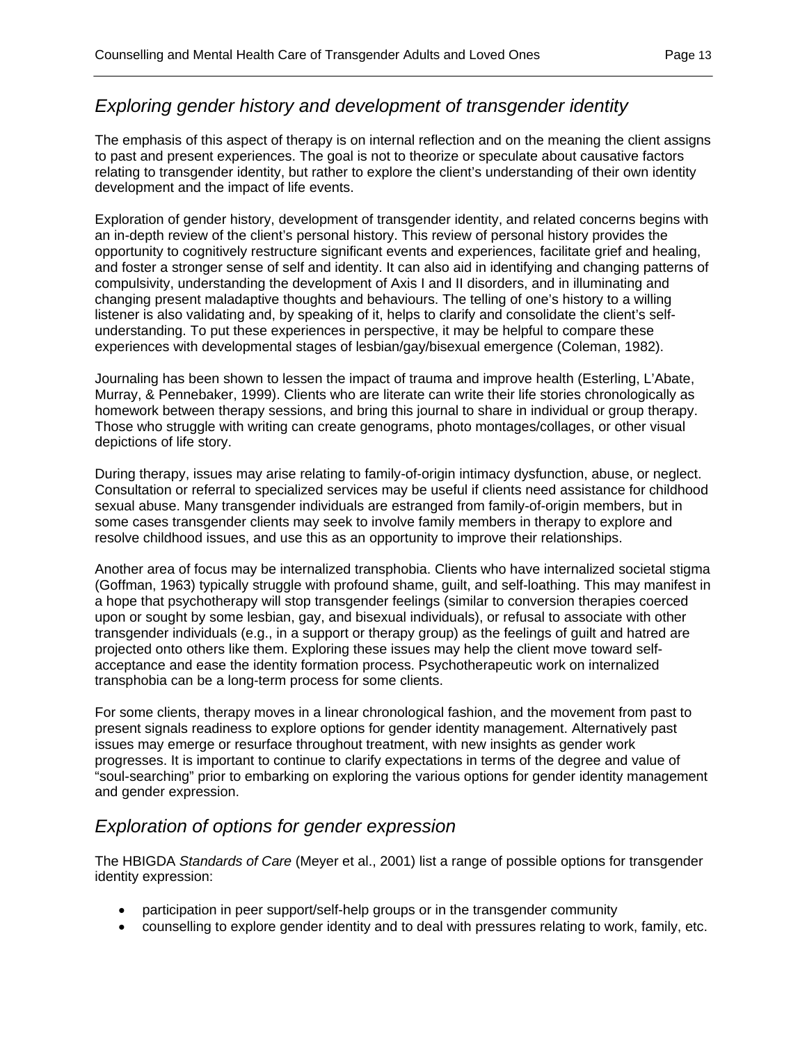## *Exploring gender history and development of transgender identity*

The emphasis of this aspect of therapy is on internal reflection and on the meaning the client assigns to past and present experiences. The goal is not to theorize or speculate about causative factors relating to transgender identity, but rather to explore the client's understanding of their own identity development and the impact of life events.

Exploration of gender history, development of transgender identity, and related concerns begins with an in-depth review of the client's personal history. This review of personal history provides the opportunity to cognitively restructure significant events and experiences, facilitate grief and healing, and foster a stronger sense of self and identity. It can also aid in identifying and changing patterns of compulsivity, understanding the development of Axis I and II disorders, and in illuminating and changing present maladaptive thoughts and behaviours. The telling of one's history to a willing listener is also validating and, by speaking of it, helps to clarify and consolidate the client's self-understanding. To put these experiences in perspective, it may be helpful to compare these experiences with developmental stages of lesbian/gay/bisexual emergence (Coleman, 1982).

Journaling has been shown to lessen the impact of trauma and improve health (Esterling, L'Abate, Murray, & Pennebaker, 1999). Clients who are literate can write their life stories chronologically as homework between therapy sessions, and bring this journal to share in individual or group therapy. Those who struggle with writing can create genograms, photo montages/collages, or other visual depictions of life story.

During therapy, issues may arise relating to family-of-origin intimacy dysfunction, abuse, or neglect. Consultation or referral to specialized services may be useful if clients need assistance for childhood sexual abuse. Many transgender individuals are estranged from family-of-origin members, but in some cases transgender clients may seek to involve family members in therapy to explore and resolve childhood issues, and use this as an opportunity to improve their relationships.

Another area of focus may be internalized transphobia. Clients who have internalized societal stigma (Goffman, 1963) typically struggle with profound shame, guilt, and self-loathing. This may manifest in a hope that psychotherapy will stop transgender feelings (similar to conversion therapies coerced upon or sought by some lesbian, gay, and bisexual individuals), or refusal to associate with other transgender individuals (e.g., in a support or therapy group) as the feelings of guilt and hatred are projected onto others like them. Exploring these issues may help the client move toward self-acceptance and ease the identity formation process. Psychotherapeutic work on internalized transphobia can be a long-term process for some clients.

For some clients, therapy moves in a linear chronological fashion, and the movement from past to present signals readiness to explore options for gender identity management. Alternatively past issues may emerge or resurface throughout treatment, with new insights as gender work progresses. It is important to continue to clarify expectations in terms of the degree and value of "soul-searching" prior to embarking on exploring the various options for gender identity management and gender expression.

## *Exploration of options for gender expression*

The HBIGDA *Standards of Care* (Meyer et al., 2001) list a range of possible options for transgender identity expression:

- participation in peer support/self-help groups or in the transgender community
- counselling to explore gender identity and to deal with pressures relating to work, family, etc.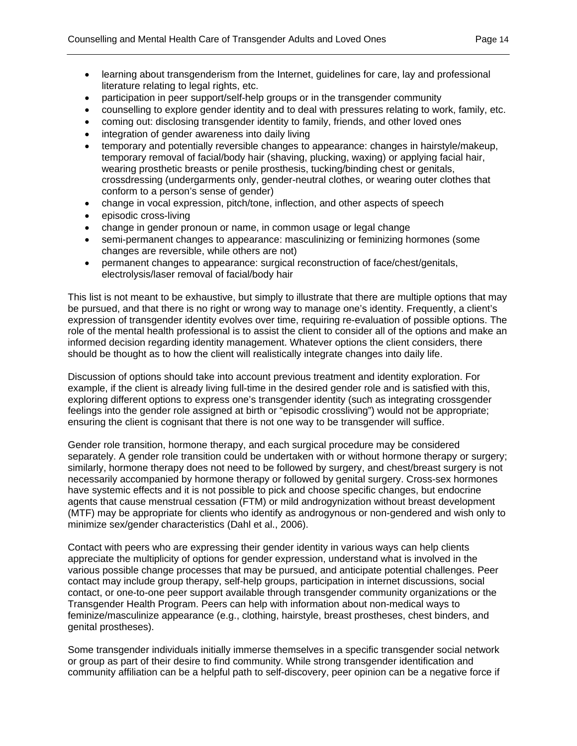- learning about transgenderism from the Internet, guidelines for care, lay and professional literature relating to legal rights, etc.
- participation in peer support/self-help groups or in the transgender community
- counselling to explore gender identity and to deal with pressures relating to work, family, etc.
- coming out: disclosing transgender identity to family, friends, and other loved ones
- integration of gender awareness into daily living
- temporary and potentially reversible changes to appearance: changes in hairstyle/makeup, temporary removal of facial/body hair (shaving, plucking, waxing) or applying facial hair, wearing prosthetic breasts or penile prosthesis, tucking/binding chest or genitals, crossdressing (undergarments only, gender-neutral clothes, or wearing outer clothes that conform to a person's sense of gender)
- change in vocal expression, pitch/tone, inflection, and other aspects of speech
- episodic cross-living
- change in gender pronoun or name, in common usage or legal change
- semi-permanent changes to appearance: masculinizing or feminizing hormones (some changes are reversible, while others are not)
- permanent changes to appearance: surgical reconstruction of face/chest/genitals, electrolysis/laser removal of facial/body hair

This list is not meant to be exhaustive, but simply to illustrate that there are multiple options that may be pursued, and that there is no right or wrong way to manage one's identity. Frequently, a client's expression of transgender identity evolves over time, requiring re-evaluation of possible options. The role of the mental health professional is to assist the client to consider all of the options and make an informed decision regarding identity management. Whatever options the client considers, there should be thought as to how the client will realistically integrate changes into daily life.

Discussion of options should take into account previous treatment and identity exploration. For example, if the client is already living full-time in the desired gender role and is satisfied with this, exploring different options to express one's transgender identity (such as integrating crossgender feelings into the gender role assigned at birth or "episodic crossliving") would not be appropriate; ensuring the client is cognisant that there is not one way to be transgender will suffice.

Gender role transition, hormone therapy, and each surgical procedure may be considered separately. A gender role transition could be undertaken with or without hormone therapy or surgery; similarly, hormone therapy does not need to be followed by surgery, and chest/breast surgery is not necessarily accompanied by hormone therapy or followed by genital surgery. Cross-sex hormones have systemic effects and it is not possible to pick and choose specific changes, but endocrine agents that cause menstrual cessation (FTM) or mild androgynization without breast development (MTF) may be appropriate for clients who identify as androgynous or non-gendered and wish only to minimize sex/gender characteristics (Dahl et al., 2006).

Contact with peers who are expressing their gender identity in various ways can help clients appreciate the multiplicity of options for gender expression, understand what is involved in the various possible change processes that may be pursued, and anticipate potential challenges. Peer contact may include group therapy, self-help groups, participation in internet discussions, social contact, or one-to-one peer support available through transgender community organizations or the Transgender Health Program. Peers can help with information about non-medical ways to feminize/masculinize appearance (e.g., clothing, hairstyle, breast prostheses, chest binders, and genital prostheses).

Some transgender individuals initially immerse themselves in a specific transgender social network or group as part of their desire to find community. While strong transgender identification and community affiliation can be a helpful path to self-discovery, peer opinion can be a negative force if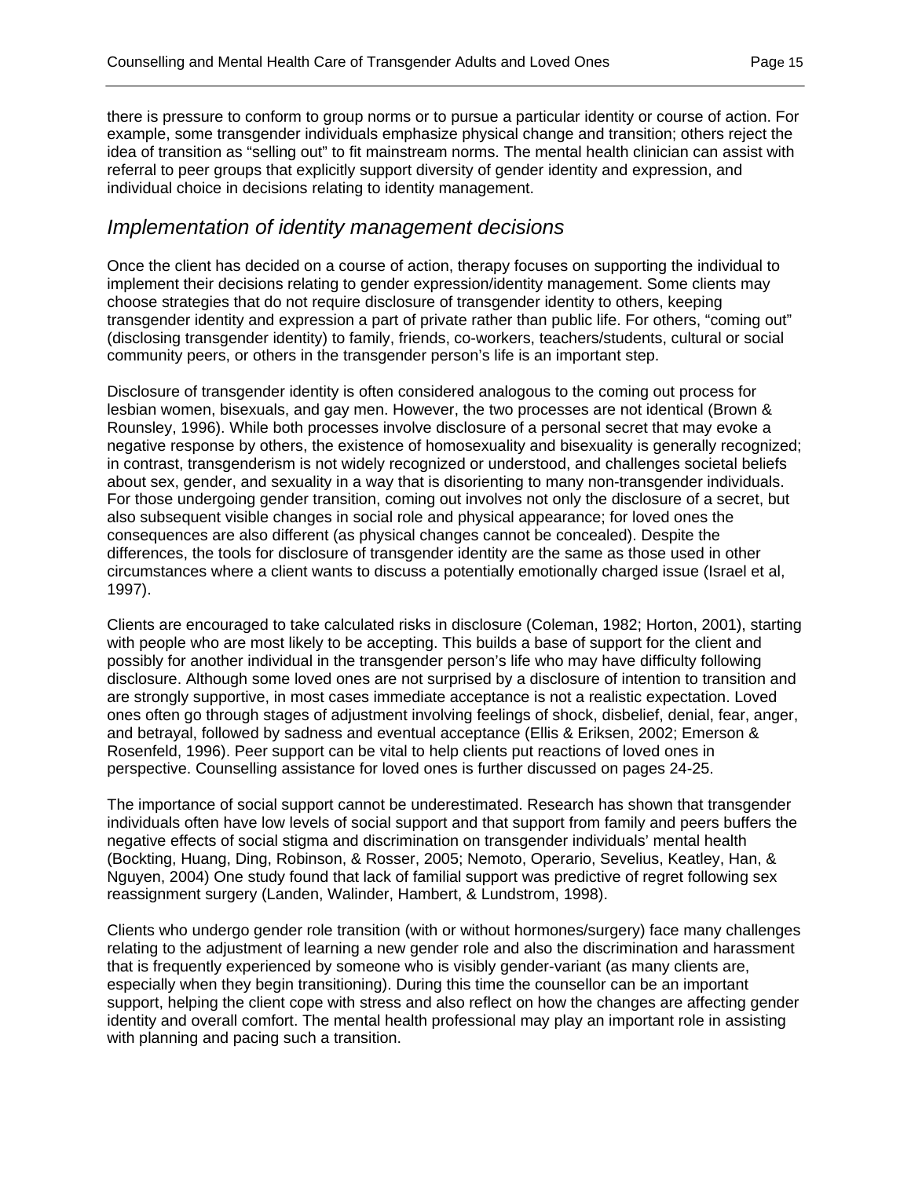there is pressure to conform to group norms or to pursue a particular identity or course of action. For example, some transgender individuals emphasize physical change and transition; others reject the idea of transition as "selling out" to fit mainstream norms. The mental health clinician can assist with referral to peer groups that explicitly support diversity of gender identity and expression, and individual choice in decisions relating to identity management.

## *Implementation of identity management decisions*

Once the client has decided on a course of action, therapy focuses on supporting the individual to implement their decisions relating to gender expression/identity management. Some clients may choose strategies that do not require disclosure of transgender identity to others, keeping transgender identity and expression a part of private rather than public life. For others, "coming out" (disclosing transgender identity) to family, friends, co-workers, teachers/students, cultural or social community peers, or others in the transgender person's life is an important step.

Disclosure of transgender identity is often considered analogous to the coming out process for lesbian women, bisexuals, and gay men. However, the two processes are not identical (Brown & Rounsley, 1996). While both processes involve disclosure of a personal secret that may evoke a negative response by others, the existence of homosexuality and bisexuality is generally recognized; in contrast, transgenderism is not widely recognized or understood, and challenges societal beliefs about sex, gender, and sexuality in a way that is disorienting to many non-transgender individuals. For those undergoing gender transition, coming out involves not only the disclosure of a secret, but also subsequent visible changes in social role and physical appearance; for loved ones the consequences are also different (as physical changes cannot be concealed). Despite the differences, the tools for disclosure of transgender identity are the same as those used in other circumstances where a client wants to discuss a potentially emotionally charged issue (Israel et al, 1997).

Clients are encouraged to take calculated risks in disclosure (Coleman, 1982; Horton, 2001), starting with people who are most likely to be accepting. This builds a base of support for the client and possibly for another individual in the transgender person's life who may have difficulty following disclosure. Although some loved ones are not surprised by a disclosure of intention to transition and are strongly supportive, in most cases immediate acceptance is not a realistic expectation. Loved ones often go through stages of adjustment involving feelings of shock, disbelief, denial, fear, anger, and betrayal, followed by sadness and eventual acceptance (Ellis & Eriksen, 2002; Emerson & Rosenfeld, 1996). Peer support can be vital to help clients put reactions of loved ones in perspective. Counselling assistance for loved ones is further discussed on pages 24-25.

The importance of social support cannot be underestimated. Research has shown that transgender individuals often have low levels of social support and that support from family and peers buffers the negative effects of social stigma and discrimination on transgender individuals' mental health (Bockting, Huang, Ding, Robinson, & Rosser, 2005; Nemoto, Operario, Sevelius, Keatley, Han, & Nguyen, 2004) One study found that lack of familial support was predictive of regret following sex reassignment surgery (Landen, Walinder, Hambert, & Lundstrom, 1998).

Clients who undergo gender role transition (with or without hormones/surgery) face many challenges relating to the adjustment of learning a new gender role and also the discrimination and harassment that is frequently experienced by someone who is visibly gender-variant (as many clients are, especially when they begin transitioning). During this time the counsellor can be an important support, helping the client cope with stress and also reflect on how the changes are affecting gender identity and overall comfort. The mental health professional may play an important role in assisting with planning and pacing such a transition.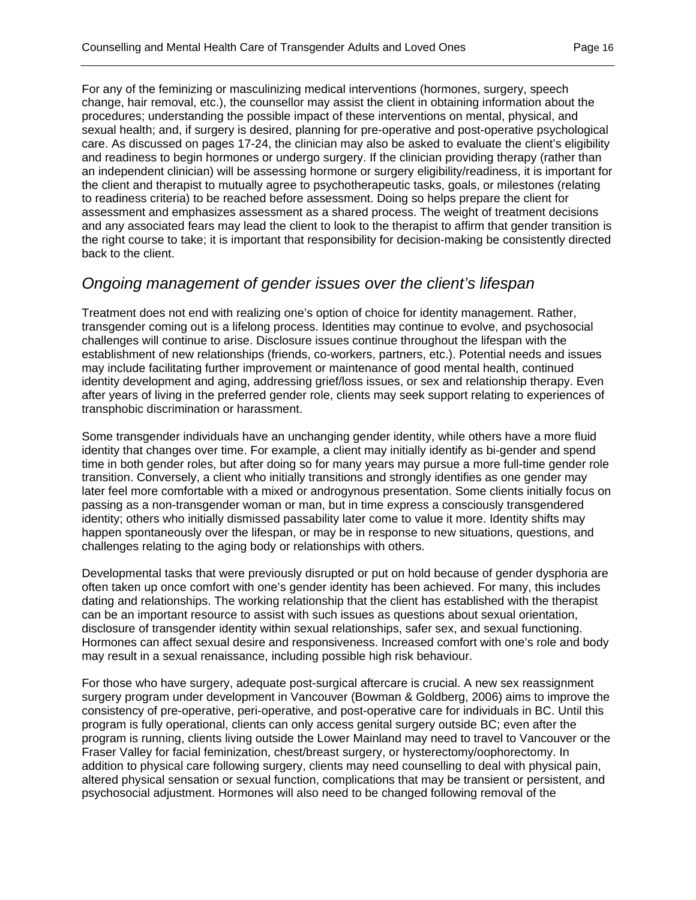For any of the feminizing or masculinizing medical interventions (hormones, surgery, speech change, hair removal, etc.), the counsellor may assist the client in obtaining information about the procedures; understanding the possible impact of these interventions on mental, physical, and sexual health; and, if surgery is desired, planning for pre-operative and post-operative psychological care. As discussed on pages 17-24, the clinician may also be asked to evaluate the client's eligibility and readiness to begin hormones or undergo surgery. If the clinician providing therapy (rather than an independent clinician) will be assessing hormone or surgery eligibility/readiness, it is important for the client and therapist to mutually agree to psychotherapeutic tasks, goals, or milestones (relating to readiness criteria) to be reached before assessment. Doing so helps prepare the client for assessment and emphasizes assessment as a shared process. The weight of treatment decisions and any associated fears may lead the client to look to the therapist to affirm that gender transition is the right course to take; it is important that responsibility for decision-making be consistently directed back to the client.

## *Ongoing management of gender issues over the client's lifespan*

Treatment does not end with realizing one's option of choice for identity management. Rather, transgender coming out is a lifelong process. Identities may continue to evolve, and psychosocial challenges will continue to arise. Disclosure issues continue throughout the lifespan with the establishment of new relationships (friends, co-workers, partners, etc.). Potential needs and issues may include facilitating further improvement or maintenance of good mental health, continued identity development and aging, addressing grief/loss issues, or sex and relationship therapy. Even after years of living in the preferred gender role, clients may seek support relating to experiences of transphobic discrimination or harassment.

Some transgender individuals have an unchanging gender identity, while others have a more fluid identity that changes over time. For example, a client may initially identify as bi-gender and spend time in both gender roles, but after doing so for many years may pursue a more full-time gender role transition. Conversely, a client who initially transitions and strongly identifies as one gender may later feel more comfortable with a mixed or androgynous presentation. Some clients initially focus on passing as a non-transgender woman or man, but in time express a consciously transgendered identity; others who initially dismissed passability later come to value it more. Identity shifts may happen spontaneously over the lifespan, or may be in response to new situations, questions, and challenges relating to the aging body or relationships with others.

Developmental tasks that were previously disrupted or put on hold because of gender dysphoria are often taken up once comfort with one's gender identity has been achieved. For many, this includes dating and relationships. The working relationship that the client has established with the therapist can be an important resource to assist with such issues as questions about sexual orientation, disclosure of transgender identity within sexual relationships, safer sex, and sexual functioning. Hormones can affect sexual desire and responsiveness. Increased comfort with one's role and body may result in a sexual renaissance, including possible high risk behaviour.

For those who have surgery, adequate post-surgical aftercare is crucial. A new sex reassignment surgery program under development in Vancouver (Bowman & Goldberg, 2006) aims to improve the consistency of pre-operative, peri-operative, and post-operative care for individuals in BC. Until this program is fully operational, clients can only access genital surgery outside BC; even after the program is running, clients living outside the Lower Mainland may need to travel to Vancouver or the Fraser Valley for facial feminization, chest/breast surgery, or hysterectomy/oophorectomy. In addition to physical care following surgery, clients may need counselling to deal with physical pain, altered physical sensation or sexual function, complications that may be transient or persistent, and psychosocial adjustment. Hormones will also need to be changed following removal of the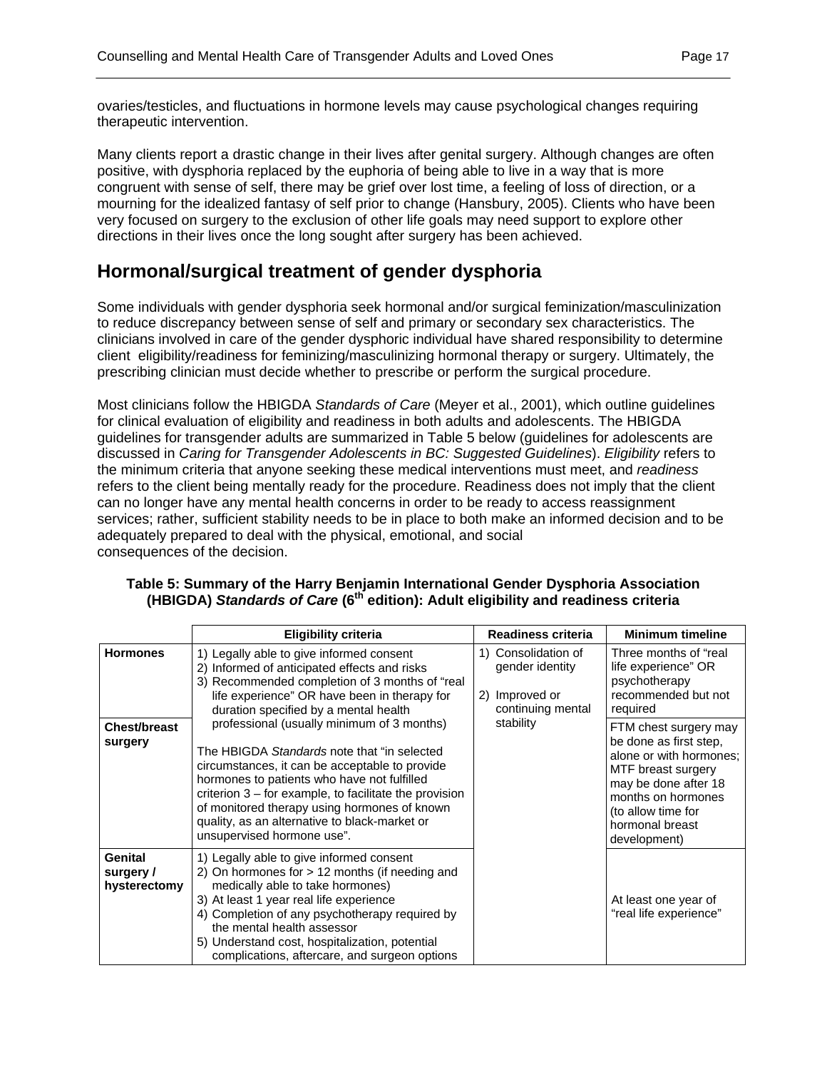ovaries/testicles, and fluctuations in hormone levels may cause psychological changes requiring therapeutic intervention.

Many clients report a drastic change in their lives after genital surgery. Although changes are often positive, with dysphoria replaced by the euphoria of being able to live in a way that is more congruent with sense of self, there may be grief over lost time, a feeling of loss of direction, or a mourning for the idealized fantasy of self prior to change (Hansbury, 2005). Clients who have been very focused on surgery to the exclusion of other life goals may need support to explore other directions in their lives once the long sought after surgery has been achieved.

## Hormonal/surgical treatment of gender dysphoria

Some individuals with gender dysphoria seek hormonal and/or surgical feminization/masculinization to reduce discrepancy between sense of self and primary or secondary sex characteristics. The clinicians involved in care of the gender dysphoric individual have shared responsibility to determine client eligibility/readiness for feminizing/masculinizing hormonal therapy or surgery. Ultimately, the prescribing clinician must decide whether to prescribe or perform the surgical procedure.

Most clinicians follow the HBIGDA *Standards of Care* (Meyer et al., 2001), which outline guidelines for clinical evaluation of eligibility and readiness in both adults and adolescents. The HBIGDA guidelines for transgender adults are summarized in Table 5 below (guidelines for adolescents are discussed in *Caring for Transgender Adolescents in BC: Suggested Guidelines*). *Eligibility* refers to the minimum criteria that anyone seeking these medical interventions must meet, and *readiness* refers to the client being mentally ready for the procedure. Readiness does not imply that the client can no longer have any mental health concerns in order to be ready to access reassignment services; rather, sufficient stability needs to be in place to both make an informed decision and to be adequately prepared to deal with the physical, emotional, and social consequences of the decision.

**Table 5: Summary of the Harry Benjamin International Gender Dysphoria Association (HBIGDA) *Standards of Care* (6th edition): Adult eligibility and readiness criteria**

| | Eligibility criteria | Readiness criteria | Minimum timeline |
|---|---|---|---|
| **Hormones** | 1) Legally able to give informed consent<br>2) Informed of anticipated effects and risks<br>3) Recommended completion of 3 months of "real life experience" OR have been in therapy for duration specified by a mental health professional (usually minimum of 3 months)<br><br>The HBIGDA *Standards* note that "in selected circumstances, it can be acceptable to provide hormones to patients who have not fulfilled criterion 3 – for example, to facilitate the provision of monitored therapy using hormones of known quality, as an alternative to black-market or unsupervised hormone use". | 1) Consolidation of gender identity<br><br>2) Improved or continuing mental stability | Three months of "real life experience" OR psychotherapy recommended but not required |
| **Chest/breast surgery** | | | FTM chest surgery may be done as first step, alone or with hormones; MTF breast surgery may be done after 18 months on hormones (to allow time for hormonal breast development) |
| **Genital surgery / hysterectomy** | 1) Legally able to give informed consent<br>2) On hormones for > 12 months (if needing and medically able to take hormones)<br>3) At least 1 year real life experience<br>4) Completion of any psychotherapy required by the mental health assessor<br>5) Understand cost, hospitalization, potential complications, aftercare, and surgeon options | | At least one year of "real life experience" |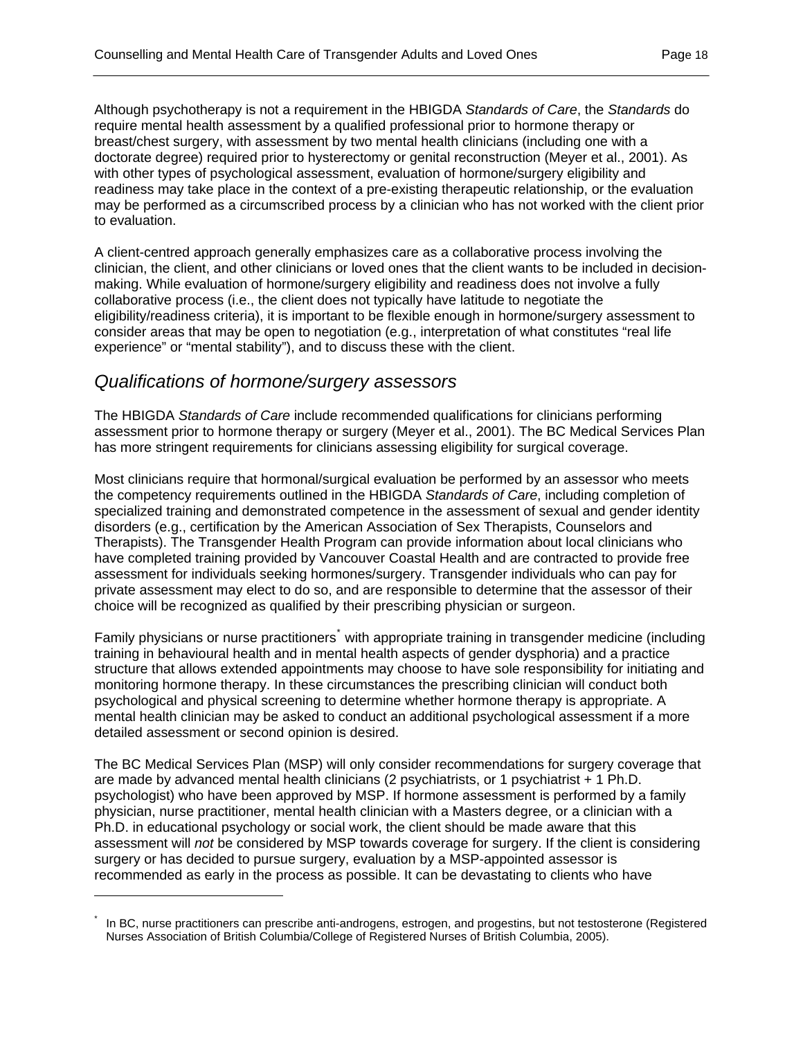Although psychotherapy is not a requirement in the HBIGDA *Standards of Care*, the *Standards* do require mental health assessment by a qualified professional prior to hormone therapy or breast/chest surgery, with assessment by two mental health clinicians (including one with a doctorate degree) required prior to hysterectomy or genital reconstruction (Meyer et al., 2001). As with other types of psychological assessment, evaluation of hormone/surgery eligibility and readiness may take place in the context of a pre-existing therapeutic relationship, or the evaluation may be performed as a circumscribed process by a clinician who has not worked with the client prior to evaluation.

A client-centred approach generally emphasizes care as a collaborative process involving the clinician, the client, and other clinicians or loved ones that the client wants to be included in decision-making. While evaluation of hormone/surgery eligibility and readiness does not involve a fully collaborative process (i.e., the client does not typically have latitude to negotiate the eligibility/readiness criteria), it is important to be flexible enough in hormone/surgery assessment to consider areas that may be open to negotiation (e.g., interpretation of what constitutes "real life experience" or "mental stability"), and to discuss these with the client.

## *Qualifications of hormone/surgery assessors*

The HBIGDA *Standards of Care* include recommended qualifications for clinicians performing assessment prior to hormone therapy or surgery (Meyer et al., 2001). The BC Medical Services Plan has more stringent requirements for clinicians assessing eligibility for surgical coverage.

Most clinicians require that hormonal/surgical evaluation be performed by an assessor who meets the competency requirements outlined in the HBIGDA *Standards of Care*, including completion of specialized training and demonstrated competence in the assessment of sexual and gender identity disorders (e.g., certification by the American Association of Sex Therapists, Counselors and Therapists). The Transgender Health Program can provide information about local clinicians who have completed training provided by Vancouver Coastal Health and are contracted to provide free assessment for individuals seeking hormones/surgery. Transgender individuals who can pay for private assessment may elect to do so, and are responsible to determine that the assessor of their choice will be recognized as qualified by their prescribing physician or surgeon.

Family physicians or nurse practitioners[*] with appropriate training in transgender medicine (including training in behavioural health and in mental health aspects of gender dysphoria) and a practice structure that allows extended appointments may choose to have sole responsibility for initiating and monitoring hormone therapy. In these circumstances the prescribing clinician will conduct both psychological and physical screening to determine whether hormone therapy is appropriate. A mental health clinician may be asked to conduct an additional psychological assessment if a more detailed assessment or second opinion is desired.

The BC Medical Services Plan (MSP) will only consider recommendations for surgery coverage that are made by advanced mental health clinicians (2 psychiatrists, or 1 psychiatrist + 1 Ph.D. psychologist) who have been approved by MSP. If hormone assessment is performed by a family physician, nurse practitioner, mental health clinician with a Masters degree, or a clinician with a Ph.D. in educational psychology or social work, the client should be made aware that this assessment will *not* be considered by MSP towards coverage for surgery. If the client is considering surgery or has decided to pursue surgery, evaluation by a MSP-appointed assessor is recommended as early in the process as possible. It can be devastating to clients who have

[*] In BC, nurse practitioners can prescribe anti-androgens, estrogen, and progestins, but not testosterone (Registered Nurses Association of British Columbia/College of Registered Nurses of British Columbia, 2005).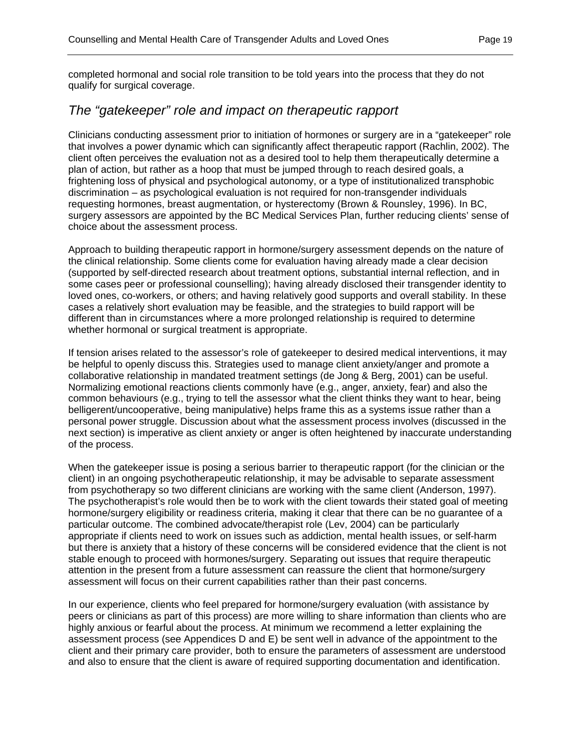completed hormonal and social role transition to be told years into the process that they do not qualify for surgical coverage.

## *The "gatekeeper" role and impact on therapeutic rapport*

Clinicians conducting assessment prior to initiation of hormones or surgery are in a "gatekeeper" role that involves a power dynamic which can significantly affect therapeutic rapport (Rachlin, 2002). The client often perceives the evaluation not as a desired tool to help them therapeutically determine a plan of action, but rather as a hoop that must be jumped through to reach desired goals, a frightening loss of physical and psychological autonomy, or a type of institutionalized transphobic discrimination – as psychological evaluation is not required for non-transgender individuals requesting hormones, breast augmentation, or hysterectomy (Brown & Rounsley, 1996). In BC, surgery assessors are appointed by the BC Medical Services Plan, further reducing clients' sense of choice about the assessment process.

Approach to building therapeutic rapport in hormone/surgery assessment depends on the nature of the clinical relationship. Some clients come for evaluation having already made a clear decision (supported by self-directed research about treatment options, substantial internal reflection, and in some cases peer or professional counselling); having already disclosed their transgender identity to loved ones, co-workers, or others; and having relatively good supports and overall stability. In these cases a relatively short evaluation may be feasible, and the strategies to build rapport will be different than in circumstances where a more prolonged relationship is required to determine whether hormonal or surgical treatment is appropriate.

If tension arises related to the assessor's role of gatekeeper to desired medical interventions, it may be helpful to openly discuss this. Strategies used to manage client anxiety/anger and promote a collaborative relationship in mandated treatment settings (de Jong & Berg, 2001) can be useful. Normalizing emotional reactions clients commonly have (e.g., anger, anxiety, fear) and also the common behaviours (e.g., trying to tell the assessor what the client thinks they want to hear, being belligerent/uncooperative, being manipulative) helps frame this as a systems issue rather than a personal power struggle. Discussion about what the assessment process involves (discussed in the next section) is imperative as client anxiety or anger is often heightened by inaccurate understanding of the process.

When the gatekeeper issue is posing a serious barrier to therapeutic rapport (for the clinician or the client) in an ongoing psychotherapeutic relationship, it may be advisable to separate assessment from psychotherapy so two different clinicians are working with the same client (Anderson, 1997). The psychotherapist's role would then be to work with the client towards their stated goal of meeting hormone/surgery eligibility or readiness criteria, making it clear that there can be no guarantee of a particular outcome. The combined advocate/therapist role (Lev, 2004) can be particularly appropriate if clients need to work on issues such as addiction, mental health issues, or self-harm but there is anxiety that a history of these concerns will be considered evidence that the client is not stable enough to proceed with hormones/surgery. Separating out issues that require therapeutic attention in the present from a future assessment can reassure the client that hormone/surgery assessment will focus on their current capabilities rather than their past concerns.

In our experience, clients who feel prepared for hormone/surgery evaluation (with assistance by peers or clinicians as part of this process) are more willing to share information than clients who are highly anxious or fearful about the process. At minimum we recommend a letter explaining the assessment process (see Appendices D and E) be sent well in advance of the appointment to the client and their primary care provider, both to ensure the parameters of assessment are understood and also to ensure that the client is aware of required supporting documentation and identification.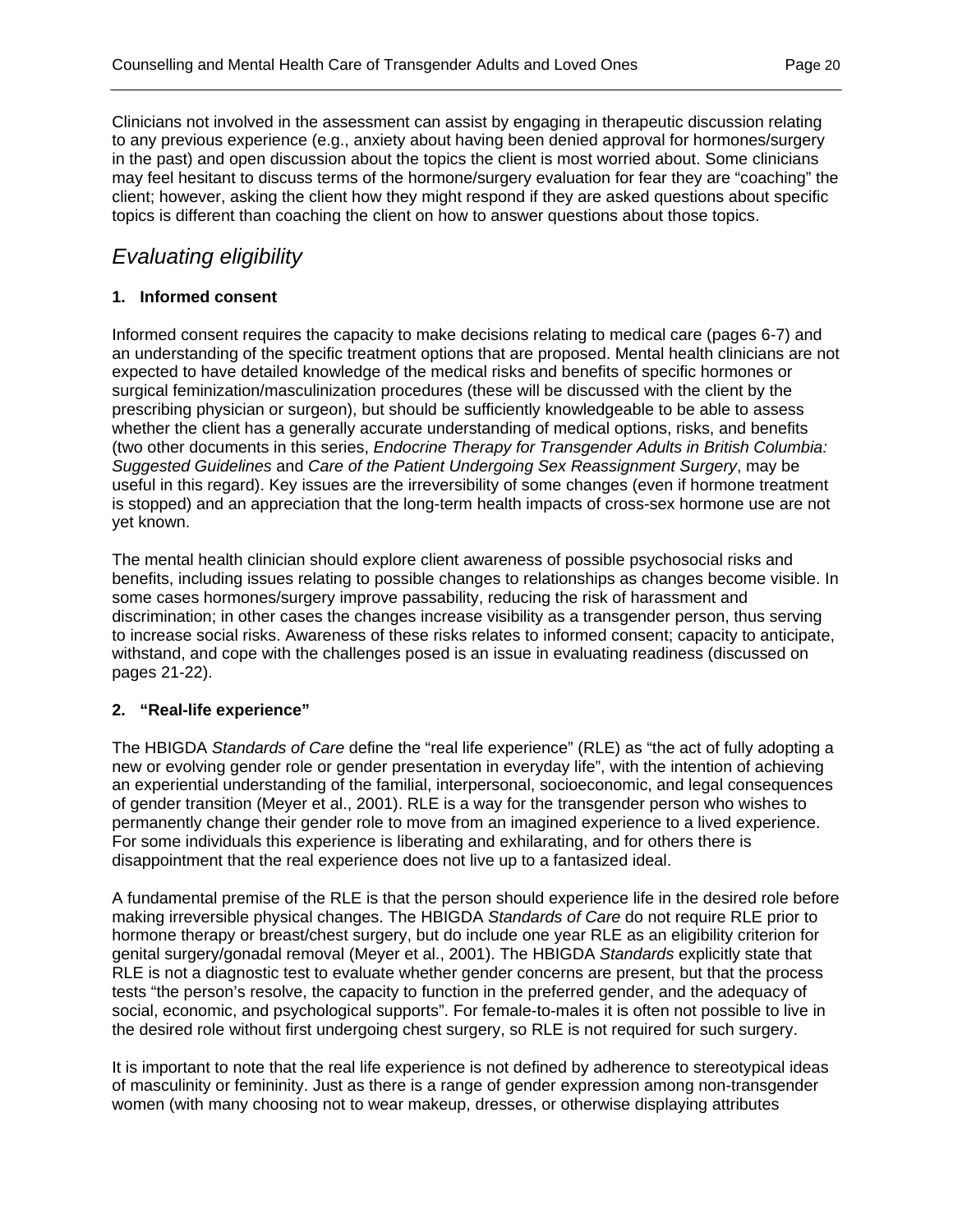Clinicians not involved in the assessment can assist by engaging in therapeutic discussion relating to any previous experience (e.g., anxiety about having been denied approval for hormones/surgery in the past) and open discussion about the topics the client is most worried about. Some clinicians may feel hesitant to discuss terms of the hormone/surgery evaluation for fear they are "coaching" the client; however, asking the client how they might respond if they are asked questions about specific topics is different than coaching the client on how to answer questions about those topics.

## *Evaluating eligibility*

**1. Informed consent**

Informed consent requires the capacity to make decisions relating to medical care (pages 6-7) and an understanding of the specific treatment options that are proposed. Mental health clinicians are not expected to have detailed knowledge of the medical risks and benefits of specific hormones or surgical feminization/masculinization procedures (these will be discussed with the client by the prescribing physician or surgeon), but should be sufficiently knowledgeable to be able to assess whether the client has a generally accurate understanding of medical options, risks, and benefits (two other documents in this series, *Endocrine Therapy for Transgender Adults in British Columbia: Suggested Guidelines* and *Care of the Patient Undergoing Sex Reassignment Surgery*, may be useful in this regard). Key issues are the irreversibility of some changes (even if hormone treatment is stopped) and an appreciation that the long-term health impacts of cross-sex hormone use are not yet known.

The mental health clinician should explore client awareness of possible psychosocial risks and benefits, including issues relating to possible changes to relationships as changes become visible. In some cases hormones/surgery improve passability, reducing the risk of harassment and discrimination; in other cases the changes increase visibility as a transgender person, thus serving to increase social risks. Awareness of these risks relates to informed consent; capacity to anticipate, withstand, and cope with the challenges posed is an issue in evaluating readiness (discussed on pages 21-22).

**2. "Real-life experience"**

The HBIGDA *Standards of Care* define the "real life experience" (RLE) as "the act of fully adopting a new or evolving gender role or gender presentation in everyday life", with the intention of achieving an experiential understanding of the familial, interpersonal, socioeconomic, and legal consequences of gender transition (Meyer et al., 2001). RLE is a way for the transgender person who wishes to permanently change their gender role to move from an imagined experience to a lived experience. For some individuals this experience is liberating and exhilarating, and for others there is disappointment that the real experience does not live up to a fantasized ideal.

A fundamental premise of the RLE is that the person should experience life in the desired role before making irreversible physical changes. The HBIGDA *Standards of Care* do not require RLE prior to hormone therapy or breast/chest surgery, but do include one year RLE as an eligibility criterion for genital surgery/gonadal removal (Meyer et al., 2001). The HBIGDA *Standards* explicitly state that RLE is not a diagnostic test to evaluate whether gender concerns are present, but that the process tests "the person's resolve, the capacity to function in the preferred gender, and the adequacy of social, economic, and psychological supports". For female-to-males it is often not possible to live in the desired role without first undergoing chest surgery, so RLE is not required for such surgery.

It is important to note that the real life experience is not defined by adherence to stereotypical ideas of masculinity or femininity. Just as there is a range of gender expression among non-transgender women (with many choosing not to wear makeup, dresses, or otherwise displaying attributes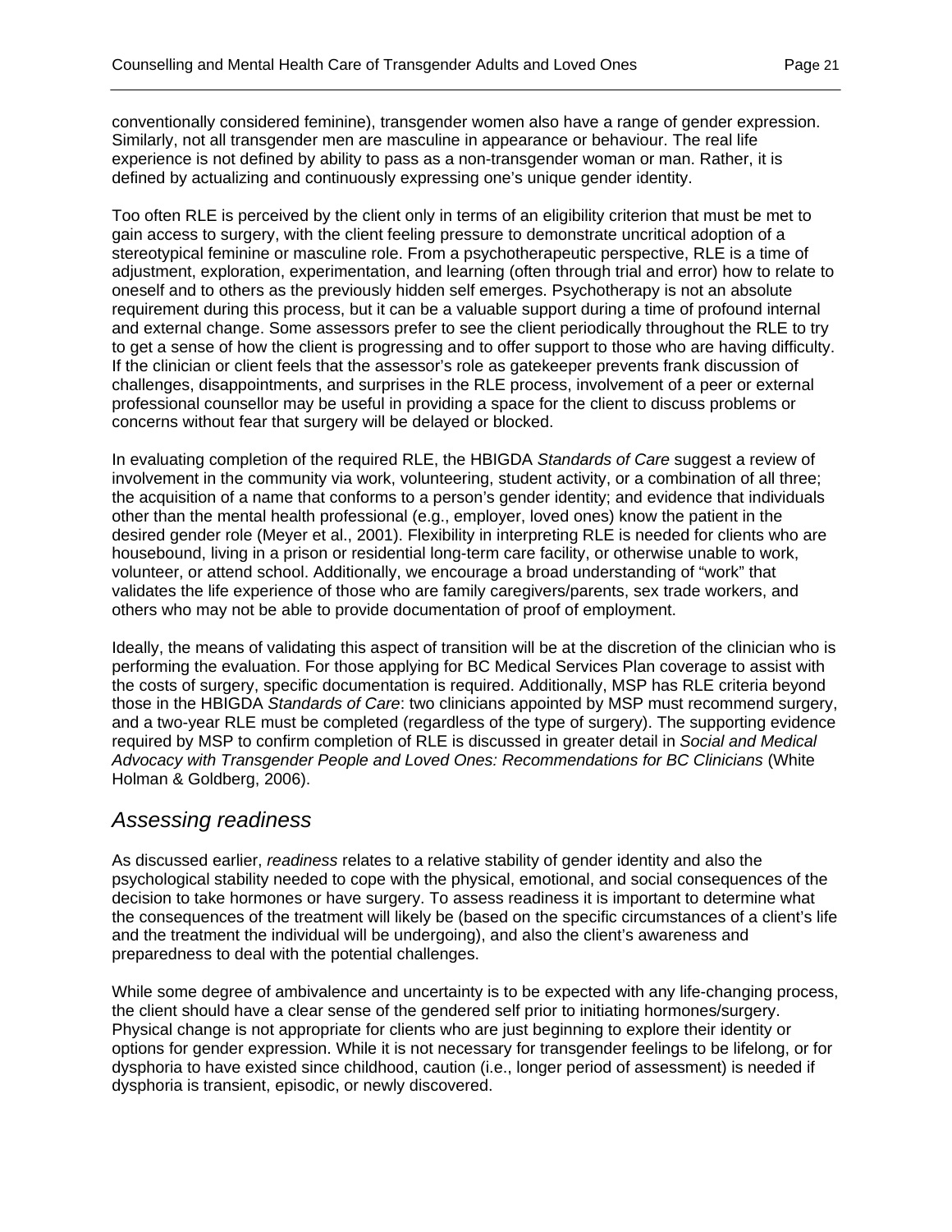conventionally considered feminine), transgender women also have a range of gender expression. Similarly, not all transgender men are masculine in appearance or behaviour. The real life experience is not defined by ability to pass as a non-transgender woman or man. Rather, it is defined by actualizing and continuously expressing one's unique gender identity.

Too often RLE is perceived by the client only in terms of an eligibility criterion that must be met to gain access to surgery, with the client feeling pressure to demonstrate uncritical adoption of a stereotypical feminine or masculine role. From a psychotherapeutic perspective, RLE is a time of adjustment, exploration, experimentation, and learning (often through trial and error) how to relate to oneself and to others as the previously hidden self emerges. Psychotherapy is not an absolute requirement during this process, but it can be a valuable support during a time of profound internal and external change. Some assessors prefer to see the client periodically throughout the RLE to try to get a sense of how the client is progressing and to offer support to those who are having difficulty. If the clinician or client feels that the assessor's role as gatekeeper prevents frank discussion of challenges, disappointments, and surprises in the RLE process, involvement of a peer or external professional counsellor may be useful in providing a space for the client to discuss problems or concerns without fear that surgery will be delayed or blocked.

In evaluating completion of the required RLE, the HBIGDA *Standards of Care* suggest a review of involvement in the community via work, volunteering, student activity, or a combination of all three; the acquisition of a name that conforms to a person's gender identity; and evidence that individuals other than the mental health professional (e.g., employer, loved ones) know the patient in the desired gender role (Meyer et al., 2001). Flexibility in interpreting RLE is needed for clients who are housebound, living in a prison or residential long-term care facility, or otherwise unable to work, volunteer, or attend school. Additionally, we encourage a broad understanding of "work" that validates the life experience of those who are family caregivers/parents, sex trade workers, and others who may not be able to provide documentation of proof of employment.

Ideally, the means of validating this aspect of transition will be at the discretion of the clinician who is performing the evaluation. For those applying for BC Medical Services Plan coverage to assist with the costs of surgery, specific documentation is required. Additionally, MSP has RLE criteria beyond those in the HBIGDA *Standards of Care*: two clinicians appointed by MSP must recommend surgery, and a two-year RLE must be completed (regardless of the type of surgery). The supporting evidence required by MSP to confirm completion of RLE is discussed in greater detail in *Social and Medical Advocacy with Transgender People and Loved Ones: Recommendations for BC Clinicians* (White Holman & Goldberg, 2006).

## *Assessing readiness*

As discussed earlier, *readiness* relates to a relative stability of gender identity and also the psychological stability needed to cope with the physical, emotional, and social consequences of the decision to take hormones or have surgery. To assess readiness it is important to determine what the consequences of the treatment will likely be (based on the specific circumstances of a client's life and the treatment the individual will be undergoing), and also the client's awareness and preparedness to deal with the potential challenges.

While some degree of ambivalence and uncertainty is to be expected with any life-changing process, the client should have a clear sense of the gendered self prior to initiating hormones/surgery. Physical change is not appropriate for clients who are just beginning to explore their identity or options for gender expression. While it is not necessary for transgender feelings to be lifelong, or for dysphoria to have existed since childhood, caution (i.e., longer period of assessment) is needed if dysphoria is transient, episodic, or newly discovered.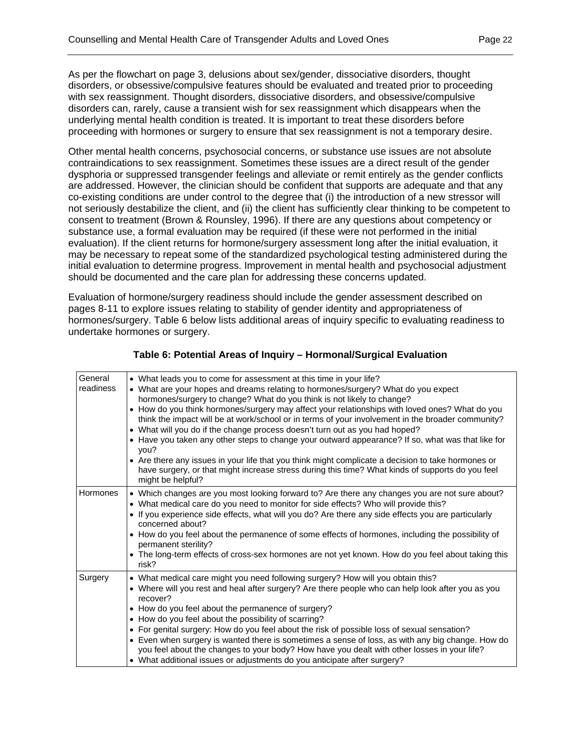As per the flowchart on page 3, delusions about sex/gender, dissociative disorders, thought disorders, or obsessive/compulsive features should be evaluated and treated prior to proceeding with sex reassignment. Thought disorders, dissociative disorders, and obsessive/compulsive disorders can, rarely, cause a transient wish for sex reassignment which disappears when the underlying mental health condition is treated. It is important to treat these disorders before proceeding with hormones or surgery to ensure that sex reassignment is not a temporary desire.

Other mental health concerns, psychosocial concerns, or substance use issues are not absolute contraindications to sex reassignment. Sometimes these issues are a direct result of the gender dysphoria or suppressed transgender feelings and alleviate or remit entirely as the gender conflicts are addressed. However, the clinician should be confident that supports are adequate and that any co-existing conditions are under control to the degree that (i) the introduction of a new stressor will not seriously destabilize the client, and (ii) the client has sufficiently clear thinking to be competent to consent to treatment (Brown & Rounsley, 1996). If there are any questions about competency or substance use, a formal evaluation may be required (if these were not performed in the initial evaluation). If the client returns for hormone/surgery assessment long after the initial evaluation, it may be necessary to repeat some of the standardized psychological testing administered during the initial evaluation to determine progress. Improvement in mental health and psychosocial adjustment should be documented and the care plan for addressing these concerns updated.

Evaluation of hormone/surgery readiness should include the gender assessment described on pages 8-11 to explore issues relating to stability of gender identity and appropriateness of hormones/surgery. Table 6 below lists additional areas of inquiry specific to evaluating readiness to undertake hormones or surgery.

**Table 6: Potential Areas of Inquiry – Hormonal/Surgical Evaluation**

| | |
|---|---|
| General readiness | • What leads you to come for assessment at this time in your life?<br>• What are your hopes and dreams relating to hormones/surgery? What do you expect hormones/surgery to change? What do you think is not likely to change?<br>• How do you think hormones/surgery may affect your relationships with loved ones? What do you think the impact will be at work/school or in terms of your involvement in the broader community?<br>• What will you do if the change process doesn't turn out as you had hoped?<br>• Have you taken any other steps to change your outward appearance? If so, what was that like for you?<br>• Are there any issues in your life that you think might complicate a decision to take hormones or have surgery, or that might increase stress during this time? What kinds of supports do you feel might be helpful? |
| Hormones | • Which changes are you most looking forward to? Are there any changes you are not sure about?<br>• What medical care do you need to monitor for side effects? Who will provide this?<br>• If you experience side effects, what will you do? Are there any side effects you are particularly concerned about?<br>• How do you feel about the permanence of some effects of hormones, including the possibility of permanent sterility?<br>• The long-term effects of cross-sex hormones are not yet known. How do you feel about taking this risk? |
| Surgery | • What medical care might you need following surgery? How will you obtain this?<br>• Where will you rest and heal after surgery? Are there people who can help look after you as you recover?<br>• How do you feel about the permanence of surgery?<br>• How do you feel about the possibility of scarring?<br>• For genital surgery: How do you feel about the risk of possible loss of sexual sensation?<br>• Even when surgery is wanted there is sometimes a sense of loss, as with any big change. How do you feel about the changes to your body? How have you dealt with other losses in your life?<br>• What additional issues or adjustments do you anticipate after surgery? |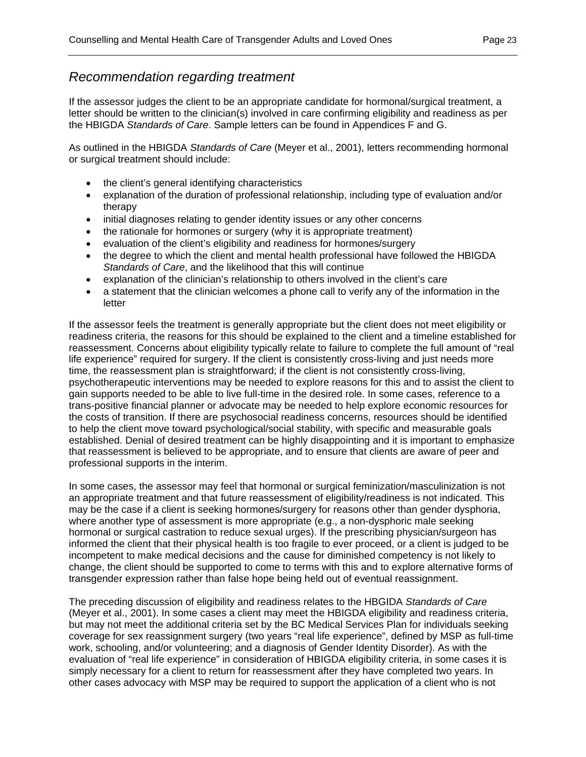## *Recommendation regarding treatment*

If the assessor judges the client to be an appropriate candidate for hormonal/surgical treatment, a letter should be written to the clinician(s) involved in care confirming eligibility and readiness as per the HBIGDA *Standards of Care*. Sample letters can be found in Appendices F and G.

As outlined in the HBIGDA *Standards of Care* (Meyer et al., 2001), letters recommending hormonal or surgical treatment should include:

- the client's general identifying characteristics
- explanation of the duration of professional relationship, including type of evaluation and/or therapy
- initial diagnoses relating to gender identity issues or any other concerns
- the rationale for hormones or surgery (why it is appropriate treatment)
- evaluation of the client's eligibility and readiness for hormones/surgery
- the degree to which the client and mental health professional have followed the HBIGDA *Standards of Care*, and the likelihood that this will continue
- explanation of the clinician's relationship to others involved in the client's care
- a statement that the clinician welcomes a phone call to verify any of the information in the letter

If the assessor feels the treatment is generally appropriate but the client does not meet eligibility or readiness criteria, the reasons for this should be explained to the client and a timeline established for reassessment. Concerns about eligibility typically relate to failure to complete the full amount of "real life experience" required for surgery. If the client is consistently cross-living and just needs more time, the reassessment plan is straightforward; if the client is not consistently cross-living, psychotherapeutic interventions may be needed to explore reasons for this and to assist the client to gain supports needed to be able to live full-time in the desired role. In some cases, reference to a trans-positive financial planner or advocate may be needed to help explore economic resources for the costs of transition. If there are psychosocial readiness concerns, resources should be identified to help the client move toward psychological/social stability, with specific and measurable goals established. Denial of desired treatment can be highly disappointing and it is important to emphasize that reassessment is believed to be appropriate, and to ensure that clients are aware of peer and professional supports in the interim.

In some cases, the assessor may feel that hormonal or surgical feminization/masculinization is not an appropriate treatment and that future reassessment of eligibility/readiness is not indicated. This may be the case if a client is seeking hormones/surgery for reasons other than gender dysphoria, where another type of assessment is more appropriate (e.g., a non-dysphoric male seeking hormonal or surgical castration to reduce sexual urges). If the prescribing physician/surgeon has informed the client that their physical health is too fragile to ever proceed, or a client is judged to be incompetent to make medical decisions and the cause for diminished competency is not likely to change, the client should be supported to come to terms with this and to explore alternative forms of transgender expression rather than false hope being held out of eventual reassignment.

The preceding discussion of eligibility and readiness relates to the HBGIDA *Standards of Care* (Meyer et al., 2001). In some cases a client may meet the HBIGDA eligibility and readiness criteria, but may not meet the additional criteria set by the BC Medical Services Plan for individuals seeking coverage for sex reassignment surgery (two years "real life experience", defined by MSP as full-time work, schooling, and/or volunteering; and a diagnosis of Gender Identity Disorder). As with the evaluation of "real life experience" in consideration of HBIGDA eligibility criteria, in some cases it is simply necessary for a client to return for reassessment after they have completed two years. In other cases advocacy with MSP may be required to support the application of a client who is not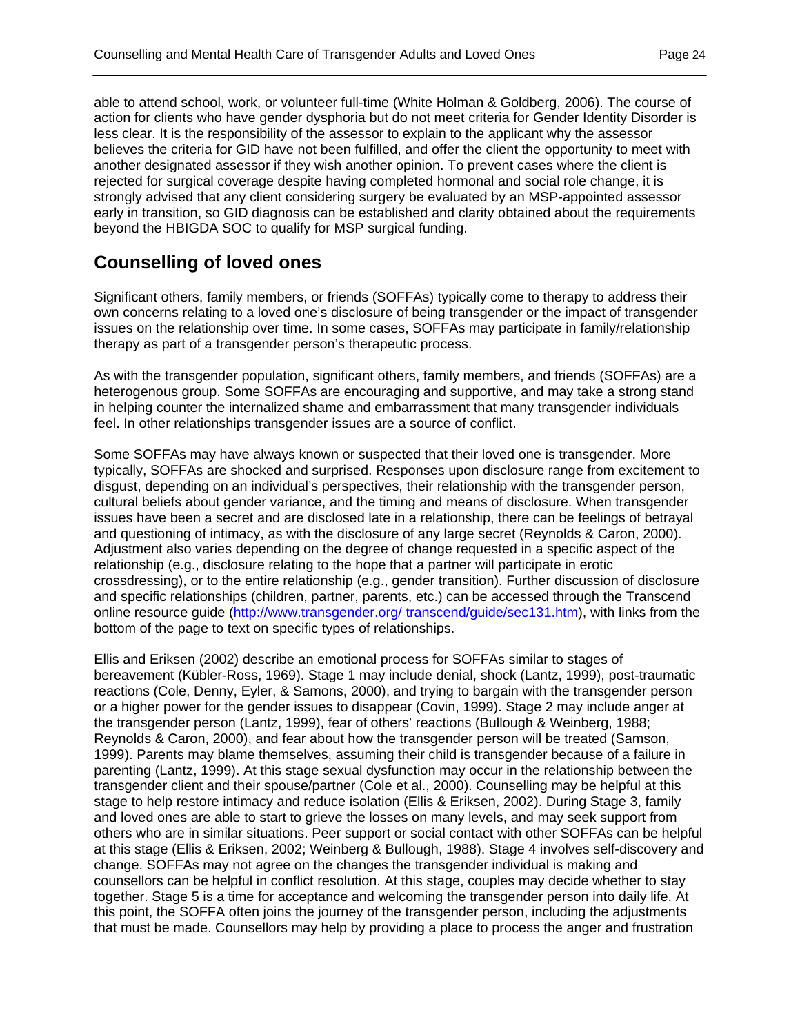able to attend school, work, or volunteer full-time (White Holman & Goldberg, 2006). The course of action for clients who have gender dysphoria but do not meet criteria for Gender Identity Disorder is less clear. It is the responsibility of the assessor to explain to the applicant why the assessor believes the criteria for GID have not been fulfilled, and offer the client the opportunity to meet with another designated assessor if they wish another opinion. To prevent cases where the client is rejected for surgical coverage despite having completed hormonal and social role change, it is strongly advised that any client considering surgery be evaluated by an MSP-appointed assessor early in transition, so GID diagnosis can be established and clarity obtained about the requirements beyond the HBIGDA SOC to qualify for MSP surgical funding.

## Counselling of loved ones

Significant others, family members, or friends (SOFFAs) typically come to therapy to address their own concerns relating to a loved one's disclosure of being transgender or the impact of transgender issues on the relationship over time. In some cases, SOFFAs may participate in family/relationship therapy as part of a transgender person's therapeutic process.

As with the transgender population, significant others, family members, and friends (SOFFAs) are a heterogenous group. Some SOFFAs are encouraging and supportive, and may take a strong stand in helping counter the internalized shame and embarrassment that many transgender individuals feel. In other relationships transgender issues are a source of conflict.

Some SOFFAs may have always known or suspected that their loved one is transgender. More typically, SOFFAs are shocked and surprised. Responses upon disclosure range from excitement to disgust, depending on an individual's perspectives, their relationship with the transgender person, cultural beliefs about gender variance, and the timing and means of disclosure. When transgender issues have been a secret and are disclosed late in a relationship, there can be feelings of betrayal and questioning of intimacy, as with the disclosure of any large secret (Reynolds & Caron, 2000). Adjustment also varies depending on the degree of change requested in a specific aspect of the relationship (e.g., disclosure relating to the hope that a partner will participate in erotic crossdressing), or to the entire relationship (e.g., gender transition). Further discussion of disclosure and specific relationships (children, partner, parents, etc.) can be accessed through the Transcend online resource guide (http://www.transgender.org/ transcend/guide/sec131.htm), with links from the bottom of the page to text on specific types of relationships.

Ellis and Eriksen (2002) describe an emotional process for SOFFAs similar to stages of bereavement (Kübler-Ross, 1969). Stage 1 may include denial, shock (Lantz, 1999), post-traumatic reactions (Cole, Denny, Eyler, & Samons, 2000), and trying to bargain with the transgender person or a higher power for the gender issues to disappear (Covin, 1999). Stage 2 may include anger at the transgender person (Lantz, 1999), fear of others' reactions (Bullough & Weinberg, 1988; Reynolds & Caron, 2000), and fear about how the transgender person will be treated (Samson, 1999). Parents may blame themselves, assuming their child is transgender because of a failure in parenting (Lantz, 1999). At this stage sexual dysfunction may occur in the relationship between the transgender client and their spouse/partner (Cole et al., 2000). Counselling may be helpful at this stage to help restore intimacy and reduce isolation (Ellis & Eriksen, 2002). During Stage 3, family and loved ones are able to start to grieve the losses on many levels, and may seek support from others who are in similar situations. Peer support or social contact with other SOFFAs can be helpful at this stage (Ellis & Eriksen, 2002; Weinberg & Bullough, 1988). Stage 4 involves self-discovery and change. SOFFAs may not agree on the changes the transgender individual is making and counsellors can be helpful in conflict resolution. At this stage, couples may decide whether to stay together. Stage 5 is a time for acceptance and welcoming the transgender person into daily life. At this point, the SOFFA often joins the journey of the transgender person, including the adjustments that must be made. Counsellors may help by providing a place to process the anger and frustration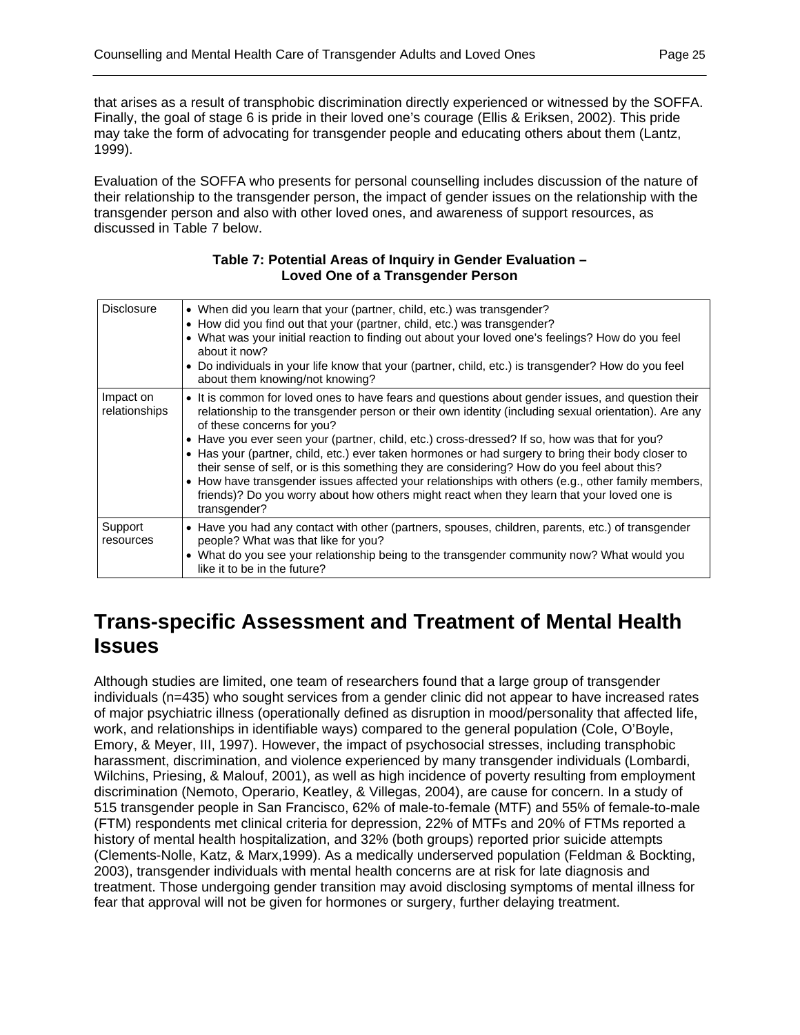that arises as a result of transphobic discrimination directly experienced or witnessed by the SOFFA. Finally, the goal of stage 6 is pride in their loved one's courage (Ellis & Eriksen, 2002). This pride may take the form of advocating for transgender people and educating others about them (Lantz, 1999).

Evaluation of the SOFFA who presents for personal counselling includes discussion of the nature of their relationship to the transgender person, the impact of gender issues on the relationship with the transgender person and also with other loved ones, and awareness of support resources, as discussed in Table 7 below.

**Table 7: Potential Areas of Inquiry in Gender Evaluation – Loved One of a Transgender Person**

| | |
|---|---|
| Disclosure | • When did you learn that your (partner, child, etc.) was transgender?<br>• How did you find out that your (partner, child, etc.) was transgender?<br>• What was your initial reaction to finding out about your loved one's feelings? How do you feel about it now?<br>• Do individuals in your life know that your (partner, child, etc.) is transgender? How do you feel about them knowing/not knowing? |
| Impact on relationships | • It is common for loved ones to have fears and questions about gender issues, and question their relationship to the transgender person or their own identity (including sexual orientation). Are any of these concerns for you?<br>• Have you ever seen your (partner, child, etc.) cross-dressed? If so, how was that for you?<br>• Has your (partner, child, etc.) ever taken hormones or had surgery to bring their body closer to their sense of self, or is this something they are considering? How do you feel about this?<br>• How have transgender issues affected your relationships with others (e.g., other family members, friends)? Do you worry about how others might react when they learn that your loved one is transgender? |
| Support resources | • Have you had any contact with other (partners, spouses, children, parents, etc.) of transgender people? What was that like for you?<br>• What do you see your relationship being to the transgender community now? What would you like it to be in the future? |

# Trans-specific Assessment and Treatment of Mental Health Issues

Although studies are limited, one team of researchers found that a large group of transgender individuals (n=435) who sought services from a gender clinic did not appear to have increased rates of major psychiatric illness (operationally defined as disruption in mood/personality that affected life, work, and relationships in identifiable ways) compared to the general population (Cole, O'Boyle, Emory, & Meyer, III, 1997). However, the impact of psychosocial stresses, including transphobic harassment, discrimination, and violence experienced by many transgender individuals (Lombardi, Wilchins, Priesing, & Malouf, 2001), as well as high incidence of poverty resulting from employment discrimination (Nemoto, Operario, Keatley, & Villegas, 2004), are cause for concern. In a study of 515 transgender people in San Francisco, 62% of male-to-female (MTF) and 55% of female-to-male (FTM) respondents met clinical criteria for depression, 22% of MTFs and 20% of FTMs reported a history of mental health hospitalization, and 32% (both groups) reported prior suicide attempts (Clements-Nolle, Katz, & Marx,1999). As a medically underserved population (Feldman & Bockting, 2003), transgender individuals with mental health concerns are at risk for late diagnosis and treatment. Those undergoing gender transition may avoid disclosing symptoms of mental illness for fear that approval will not be given for hormones or surgery, further delaying treatment.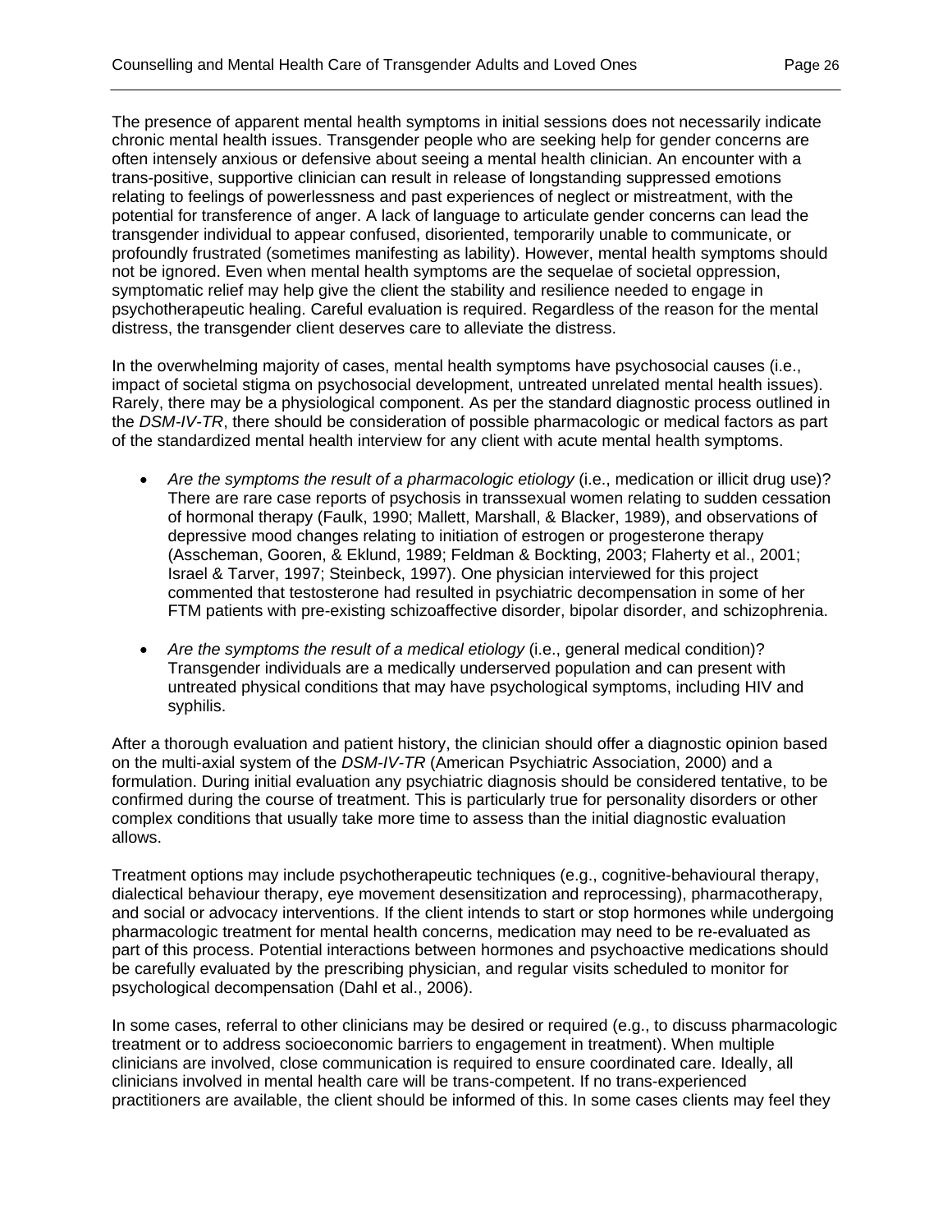The presence of apparent mental health symptoms in initial sessions does not necessarily indicate chronic mental health issues. Transgender people who are seeking help for gender concerns are often intensely anxious or defensive about seeing a mental health clinician. An encounter with a trans-positive, supportive clinician can result in release of longstanding suppressed emotions relating to feelings of powerlessness and past experiences of neglect or mistreatment, with the potential for transference of anger. A lack of language to articulate gender concerns can lead the transgender individual to appear confused, disoriented, temporarily unable to communicate, or profoundly frustrated (sometimes manifesting as lability). However, mental health symptoms should not be ignored. Even when mental health symptoms are the sequelae of societal oppression, symptomatic relief may help give the client the stability and resilience needed to engage in psychotherapeutic healing. Careful evaluation is required. Regardless of the reason for the mental distress, the transgender client deserves care to alleviate the distress.

In the overwhelming majority of cases, mental health symptoms have psychosocial causes (i.e., impact of societal stigma on psychosocial development, untreated unrelated mental health issues). Rarely, there may be a physiological component. As per the standard diagnostic process outlined in the *DSM-IV-TR*, there should be consideration of possible pharmacologic or medical factors as part of the standardized mental health interview for any client with acute mental health symptoms.

- *Are the symptoms the result of a pharmacologic etiology* (i.e., medication or illicit drug use)? There are rare case reports of psychosis in transsexual women relating to sudden cessation of hormonal therapy (Faulk, 1990; Mallett, Marshall, & Blacker, 1989), and observations of depressive mood changes relating to initiation of estrogen or progesterone therapy (Asscheman, Gooren, & Eklund, 1989; Feldman & Bockting, 2003; Flaherty et al., 2001; Israel & Tarver, 1997; Steinbeck, 1997). One physician interviewed for this project commented that testosterone had resulted in psychiatric decompensation in some of her FTM patients with pre-existing schizoaffective disorder, bipolar disorder, and schizophrenia.

- *Are the symptoms the result of a medical etiology* (i.e., general medical condition)? Transgender individuals are a medically underserved population and can present with untreated physical conditions that may have psychological symptoms, including HIV and syphilis.

After a thorough evaluation and patient history, the clinician should offer a diagnostic opinion based on the multi-axial system of the *DSM-IV-TR* (American Psychiatric Association, 2000) and a formulation. During initial evaluation any psychiatric diagnosis should be considered tentative, to be confirmed during the course of treatment. This is particularly true for personality disorders or other complex conditions that usually take more time to assess than the initial diagnostic evaluation allows.

Treatment options may include psychotherapeutic techniques (e.g., cognitive-behavioural therapy, dialectical behaviour therapy, eye movement desensitization and reprocessing), pharmacotherapy, and social or advocacy interventions. If the client intends to start or stop hormones while undergoing pharmacologic treatment for mental health concerns, medication may need to be re-evaluated as part of this process. Potential interactions between hormones and psychoactive medications should be carefully evaluated by the prescribing physician, and regular visits scheduled to monitor for psychological decompensation (Dahl et al., 2006).

In some cases, referral to other clinicians may be desired or required (e.g., to discuss pharmacologic treatment or to address socioeconomic barriers to engagement in treatment). When multiple clinicians are involved, close communication is required to ensure coordinated care. Ideally, all clinicians involved in mental health care will be trans-competent. If no trans-experienced practitioners are available, the client should be informed of this. In some cases clients may feel they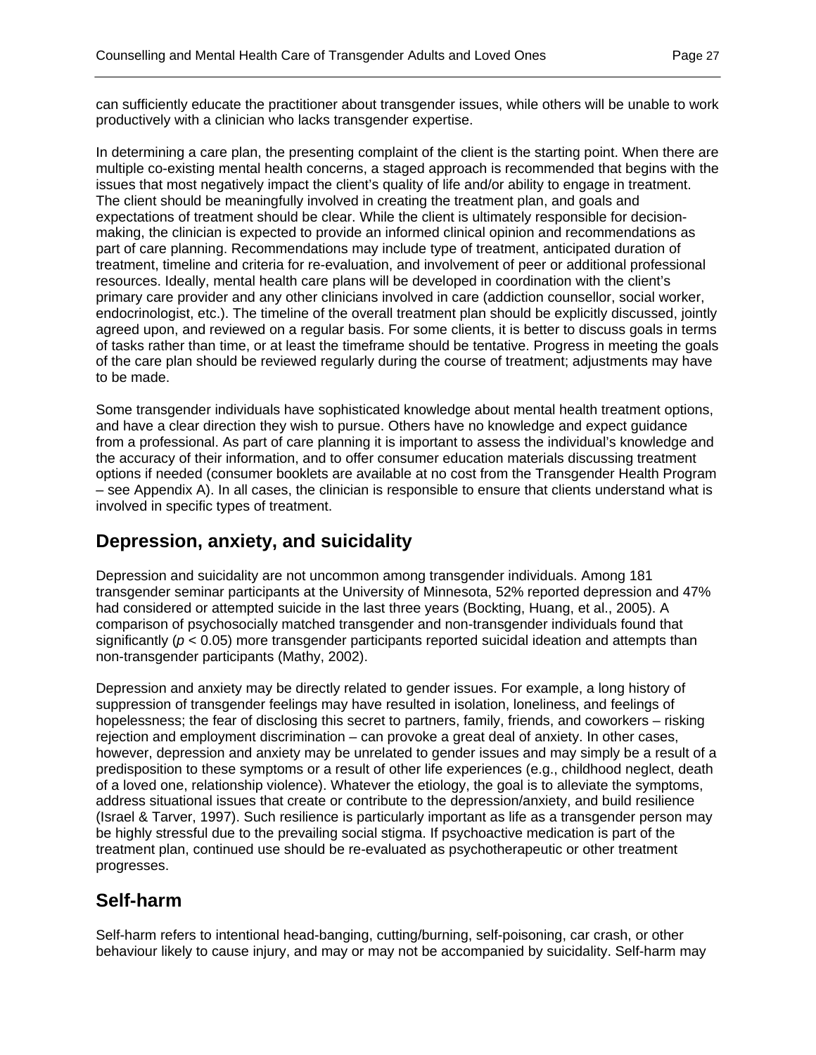can sufficiently educate the practitioner about transgender issues, while others will be unable to work productively with a clinician who lacks transgender expertise.

In determining a care plan, the presenting complaint of the client is the starting point. When there are multiple co-existing mental health concerns, a staged approach is recommended that begins with the issues that most negatively impact the client's quality of life and/or ability to engage in treatment. The client should be meaningfully involved in creating the treatment plan, and goals and expectations of treatment should be clear. While the client is ultimately responsible for decision-making, the clinician is expected to provide an informed clinical opinion and recommendations as part of care planning. Recommendations may include type of treatment, anticipated duration of treatment, timeline and criteria for re-evaluation, and involvement of peer or additional professional resources. Ideally, mental health care plans will be developed in coordination with the client's primary care provider and any other clinicians involved in care (addiction counsellor, social worker, endocrinologist, etc.). The timeline of the overall treatment plan should be explicitly discussed, jointly agreed upon, and reviewed on a regular basis. For some clients, it is better to discuss goals in terms of tasks rather than time, or at least the timeframe should be tentative. Progress in meeting the goals of the care plan should be reviewed regularly during the course of treatment; adjustments may have to be made.

Some transgender individuals have sophisticated knowledge about mental health treatment options, and have a clear direction they wish to pursue. Others have no knowledge and expect guidance from a professional. As part of care planning it is important to assess the individual's knowledge and the accuracy of their information, and to offer consumer education materials discussing treatment options if needed (consumer booklets are available at no cost from the Transgender Health Program – see Appendix A). In all cases, the clinician is responsible to ensure that clients understand what is involved in specific types of treatment.

## Depression, anxiety, and suicidality

Depression and suicidality are not uncommon among transgender individuals. Among 181 transgender seminar participants at the University of Minnesota, 52% reported depression and 47% had considered or attempted suicide in the last three years (Bockting, Huang, et al., 2005). A comparison of psychosocially matched transgender and non-transgender individuals found that significantly ($p < 0.05$) more transgender participants reported suicidal ideation and attempts than non-transgender participants (Mathy, 2002).

Depression and anxiety may be directly related to gender issues. For example, a long history of suppression of transgender feelings may have resulted in isolation, loneliness, and feelings of hopelessness; the fear of disclosing this secret to partners, family, friends, and coworkers – risking rejection and employment discrimination – can provoke a great deal of anxiety. In other cases, however, depression and anxiety may be unrelated to gender issues and may simply be a result of a predisposition to these symptoms or a result of other life experiences (e.g., childhood neglect, death of a loved one, relationship violence). Whatever the etiology, the goal is to alleviate the symptoms, address situational issues that create or contribute to the depression/anxiety, and build resilience (Israel & Tarver, 1997). Such resilience is particularly important as life as a transgender person may be highly stressful due to the prevailing social stigma. If psychoactive medication is part of the treatment plan, continued use should be re-evaluated as psychotherapeutic or other treatment progresses.

## Self-harm

Self-harm refers to intentional head-banging, cutting/burning, self-poisoning, car crash, or other behaviour likely to cause injury, and may or may not be accompanied by suicidality. Self-harm may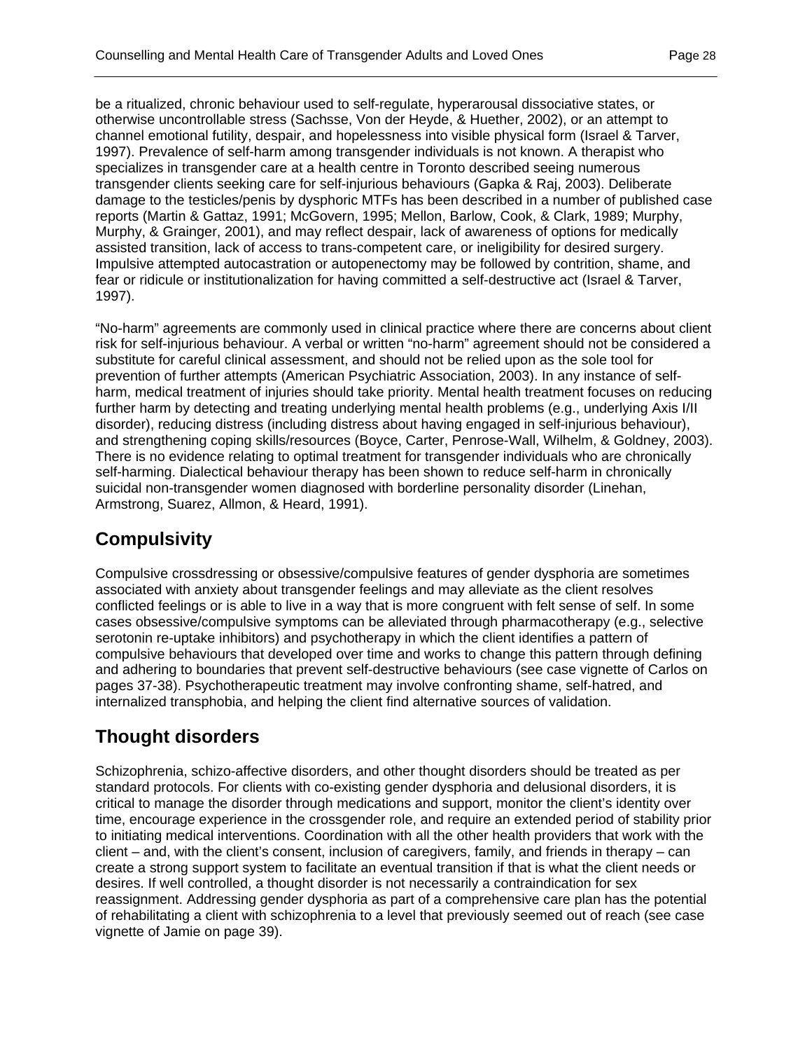be a ritualized, chronic behaviour used to self-regulate, hyperarousal dissociative states, or otherwise uncontrollable stress (Sachsse, Von der Heyde, & Huether, 2002), or an attempt to channel emotional futility, despair, and hopelessness into visible physical form (Israel & Tarver, 1997). Prevalence of self-harm among transgender individuals is not known. A therapist who specializes in transgender care at a health centre in Toronto described seeing numerous transgender clients seeking care for self-injurious behaviours (Gapka & Raj, 2003). Deliberate damage to the testicles/penis by dysphoric MTFs has been described in a number of published case reports (Martin & Gattaz, 1991; McGovern, 1995; Mellon, Barlow, Cook, & Clark, 1989; Murphy, Murphy, & Grainger, 2001), and may reflect despair, lack of awareness of options for medically assisted transition, lack of access to trans-competent care, or ineligibility for desired surgery. Impulsive attempted autocastration or autopenectomy may be followed by contrition, shame, and fear or ridicule or institutionalization for having committed a self-destructive act (Israel & Tarver, 1997).

"No-harm" agreements are commonly used in clinical practice where there are concerns about client risk for self-injurious behaviour. A verbal or written "no-harm" agreement should not be considered a substitute for careful clinical assessment, and should not be relied upon as the sole tool for prevention of further attempts (American Psychiatric Association, 2003). In any instance of self-harm, medical treatment of injuries should take priority. Mental health treatment focuses on reducing further harm by detecting and treating underlying mental health problems (e.g., underlying Axis I/II disorder), reducing distress (including distress about having engaged in self-injurious behaviour), and strengthening coping skills/resources (Boyce, Carter, Penrose-Wall, Wilhelm, & Goldney, 2003). There is no evidence relating to optimal treatment for transgender individuals who are chronically self-harming. Dialectical behaviour therapy has been shown to reduce self-harm in chronically suicidal non-transgender women diagnosed with borderline personality disorder (Linehan, Armstrong, Suarez, Allmon, & Heard, 1991).

## Compulsivity

Compulsive crossdressing or obsessive/compulsive features of gender dysphoria are sometimes associated with anxiety about transgender feelings and may alleviate as the client resolves conflicted feelings or is able to live in a way that is more congruent with felt sense of self. In some cases obsessive/compulsive symptoms can be alleviated through pharmacotherapy (e.g., selective serotonin re-uptake inhibitors) and psychotherapy in which the client identifies a pattern of compulsive behaviours that developed over time and works to change this pattern through defining and adhering to boundaries that prevent self-destructive behaviours (see case vignette of Carlos on pages 37-38). Psychotherapeutic treatment may involve confronting shame, self-hatred, and internalized transphobia, and helping the client find alternative sources of validation.

## Thought disorders

Schizophrenia, schizo-affective disorders, and other thought disorders should be treated as per standard protocols. For clients with co-existing gender dysphoria and delusional disorders, it is critical to manage the disorder through medications and support, monitor the client's identity over time, encourage experience in the crossgender role, and require an extended period of stability prior to initiating medical interventions. Coordination with all the other health providers that work with the client – and, with the client's consent, inclusion of caregivers, family, and friends in therapy – can create a strong support system to facilitate an eventual transition if that is what the client needs or desires. If well controlled, a thought disorder is not necessarily a contraindication for sex reassignment. Addressing gender dysphoria as part of a comprehensive care plan has the potential of rehabilitating a client with schizophrenia to a level that previously seemed out of reach (see case vignette of Jamie on page 39).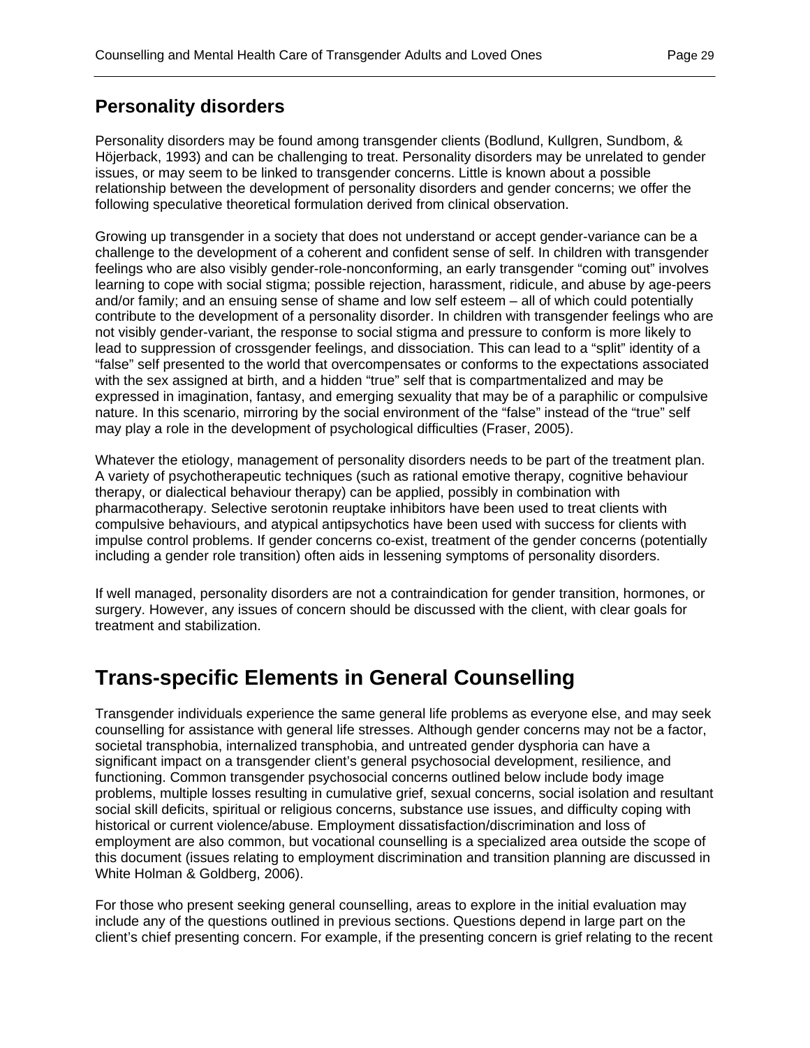## Personality disorders

Personality disorders may be found among transgender clients (Bodlund, Kullgren, Sundbom, & Höjerback, 1993) and can be challenging to treat. Personality disorders may be unrelated to gender issues, or may seem to be linked to transgender concerns. Little is known about a possible relationship between the development of personality disorders and gender concerns; we offer the following speculative theoretical formulation derived from clinical observation.

Growing up transgender in a society that does not understand or accept gender-variance can be a challenge to the development of a coherent and confident sense of self. In children with transgender feelings who are also visibly gender-role-nonconforming, an early transgender "coming out" involves learning to cope with social stigma; possible rejection, harassment, ridicule, and abuse by age-peers and/or family; and an ensuing sense of shame and low self esteem – all of which could potentially contribute to the development of a personality disorder. In children with transgender feelings who are not visibly gender-variant, the response to social stigma and pressure to conform is more likely to lead to suppression of crossgender feelings, and dissociation. This can lead to a "split" identity of a "false" self presented to the world that overcompensates or conforms to the expectations associated with the sex assigned at birth, and a hidden "true" self that is compartmentalized and may be expressed in imagination, fantasy, and emerging sexuality that may be of a paraphilic or compulsive nature. In this scenario, mirroring by the social environment of the "false" instead of the "true" self may play a role in the development of psychological difficulties (Fraser, 2005).

Whatever the etiology, management of personality disorders needs to be part of the treatment plan. A variety of psychotherapeutic techniques (such as rational emotive therapy, cognitive behaviour therapy, or dialectical behaviour therapy) can be applied, possibly in combination with pharmacotherapy. Selective serotonin reuptake inhibitors have been used to treat clients with compulsive behaviours, and atypical antipsychotics have been used with success for clients with impulse control problems. If gender concerns co-exist, treatment of the gender concerns (potentially including a gender role transition) often aids in lessening symptoms of personality disorders.

If well managed, personality disorders are not a contraindication for gender transition, hormones, or surgery. However, any issues of concern should be discussed with the client, with clear goals for treatment and stabilization.

# Trans-specific Elements in General Counselling

Transgender individuals experience the same general life problems as everyone else, and may seek counselling for assistance with general life stresses. Although gender concerns may not be a factor, societal transphobia, internalized transphobia, and untreated gender dysphoria can have a significant impact on a transgender client's general psychosocial development, resilience, and functioning. Common transgender psychosocial concerns outlined below include body image problems, multiple losses resulting in cumulative grief, sexual concerns, social isolation and resultant social skill deficits, spiritual or religious concerns, substance use issues, and difficulty coping with historical or current violence/abuse. Employment dissatisfaction/discrimination and loss of employment are also common, but vocational counselling is a specialized area outside the scope of this document (issues relating to employment discrimination and transition planning are discussed in White Holman & Goldberg, 2006).

For those who present seeking general counselling, areas to explore in the initial evaluation may include any of the questions outlined in previous sections. Questions depend in large part on the client's chief presenting concern. For example, if the presenting concern is grief relating to the recent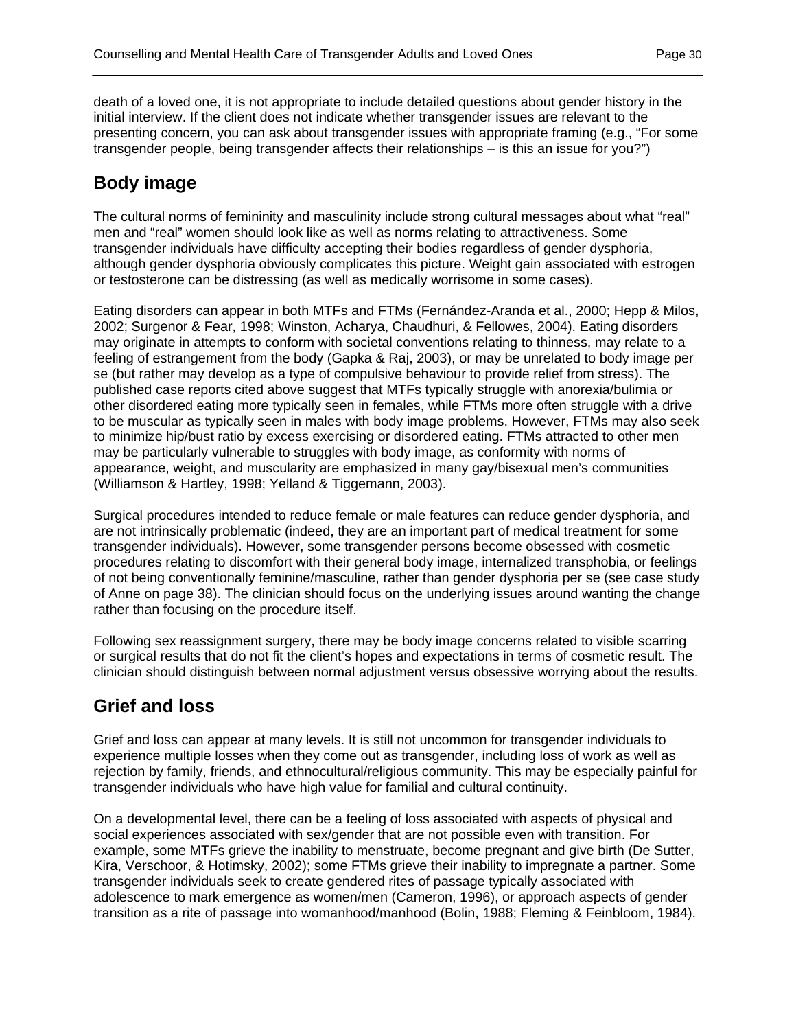death of a loved one, it is not appropriate to include detailed questions about gender history in the initial interview. If the client does not indicate whether transgender issues are relevant to the presenting concern, you can ask about transgender issues with appropriate framing (e.g., "For some transgender people, being transgender affects their relationships – is this an issue for you?")

## Body image

The cultural norms of femininity and masculinity include strong cultural messages about what "real" men and "real" women should look like as well as norms relating to attractiveness. Some transgender individuals have difficulty accepting their bodies regardless of gender dysphoria, although gender dysphoria obviously complicates this picture. Weight gain associated with estrogen or testosterone can be distressing (as well as medically worrisome in some cases).

Eating disorders can appear in both MTFs and FTMs (Fernández-Aranda et al., 2000; Hepp & Milos, 2002; Surgenor & Fear, 1998; Winston, Acharya, Chaudhuri, & Fellowes, 2004). Eating disorders may originate in attempts to conform with societal conventions relating to thinness, may relate to a feeling of estrangement from the body (Gapka & Raj, 2003), or may be unrelated to body image per se (but rather may develop as a type of compulsive behaviour to provide relief from stress). The published case reports cited above suggest that MTFs typically struggle with anorexia/bulimia or other disordered eating more typically seen in females, while FTMs more often struggle with a drive to be muscular as typically seen in males with body image problems. However, FTMs may also seek to minimize hip/bust ratio by excess exercising or disordered eating. FTMs attracted to other men may be particularly vulnerable to struggles with body image, as conformity with norms of appearance, weight, and muscularity are emphasized in many gay/bisexual men's communities (Williamson & Hartley, 1998; Yelland & Tiggemann, 2003).

Surgical procedures intended to reduce female or male features can reduce gender dysphoria, and are not intrinsically problematic (indeed, they are an important part of medical treatment for some transgender individuals). However, some transgender persons become obsessed with cosmetic procedures relating to discomfort with their general body image, internalized transphobia, or feelings of not being conventionally feminine/masculine, rather than gender dysphoria per se (see case study of Anne on page 38). The clinician should focus on the underlying issues around wanting the change rather than focusing on the procedure itself.

Following sex reassignment surgery, there may be body image concerns related to visible scarring or surgical results that do not fit the client's hopes and expectations in terms of cosmetic result. The clinician should distinguish between normal adjustment versus obsessive worrying about the results.

## Grief and loss

Grief and loss can appear at many levels. It is still not uncommon for transgender individuals to experience multiple losses when they come out as transgender, including loss of work as well as rejection by family, friends, and ethnocultural/religious community. This may be especially painful for transgender individuals who have high value for familial and cultural continuity.

On a developmental level, there can be a feeling of loss associated with aspects of physical and social experiences associated with sex/gender that are not possible even with transition. For example, some MTFs grieve the inability to menstruate, become pregnant and give birth (De Sutter, Kira, Verschoor, & Hotimsky, 2002); some FTMs grieve their inability to impregnate a partner. Some transgender individuals seek to create gendered rites of passage typically associated with adolescence to mark emergence as women/men (Cameron, 1996), or approach aspects of gender transition as a rite of passage into womanhood/manhood (Bolin, 1988; Fleming & Feinbloom, 1984).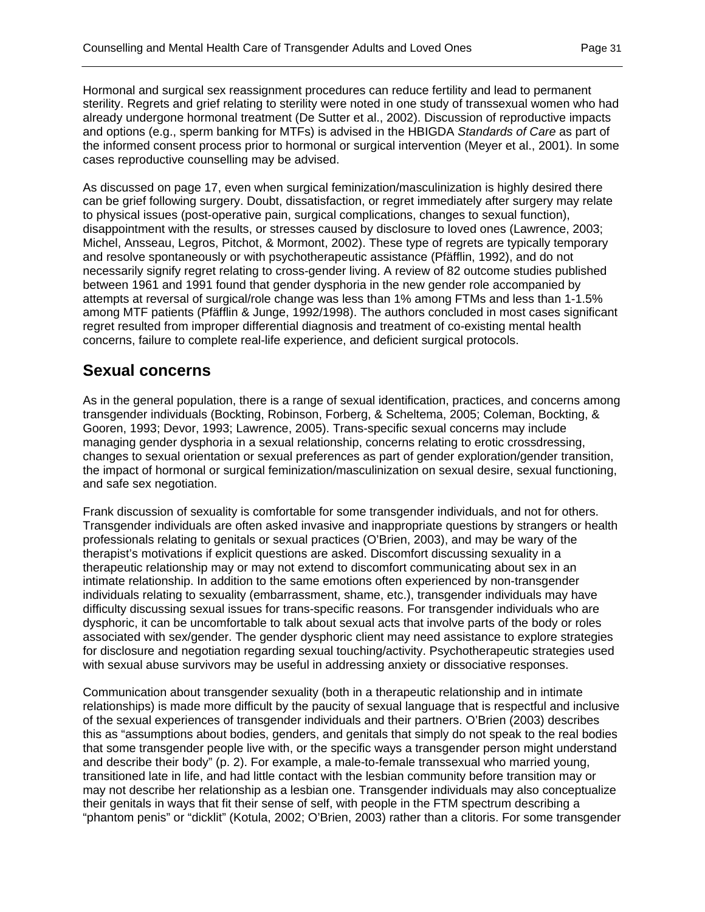Hormonal and surgical sex reassignment procedures can reduce fertility and lead to permanent sterility. Regrets and grief relating to sterility were noted in one study of transsexual women who had already undergone hormonal treatment (De Sutter et al., 2002). Discussion of reproductive impacts and options (e.g., sperm banking for MTFs) is advised in the HBIGDA *Standards of Care* as part of the informed consent process prior to hormonal or surgical intervention (Meyer et al., 2001). In some cases reproductive counselling may be advised.

As discussed on page 17, even when surgical feminization/masculinization is highly desired there can be grief following surgery. Doubt, dissatisfaction, or regret immediately after surgery may relate to physical issues (post-operative pain, surgical complications, changes to sexual function), disappointment with the results, or stresses caused by disclosure to loved ones (Lawrence, 2003; Michel, Ansseau, Legros, Pitchot, & Mormont, 2002). These type of regrets are typically temporary and resolve spontaneously or with psychotherapeutic assistance (Pfäfflin, 1992), and do not necessarily signify regret relating to cross-gender living. A review of 82 outcome studies published between 1961 and 1991 found that gender dysphoria in the new gender role accompanied by attempts at reversal of surgical/role change was less than 1% among FTMs and less than 1-1.5% among MTF patients (Pfäfflin & Junge, 1992/1998). The authors concluded in most cases significant regret resulted from improper differential diagnosis and treatment of co-existing mental health concerns, failure to complete real-life experience, and deficient surgical protocols.

## Sexual concerns

As in the general population, there is a range of sexual identification, practices, and concerns among transgender individuals (Bockting, Robinson, Forberg, & Scheltema, 2005; Coleman, Bockting, & Gooren, 1993; Devor, 1993; Lawrence, 2005). Trans-specific sexual concerns may include managing gender dysphoria in a sexual relationship, concerns relating to erotic crossdressing, changes to sexual orientation or sexual preferences as part of gender exploration/gender transition, the impact of hormonal or surgical feminization/masculinization on sexual desire, sexual functioning, and safe sex negotiation.

Frank discussion of sexuality is comfortable for some transgender individuals, and not for others. Transgender individuals are often asked invasive and inappropriate questions by strangers or health professionals relating to genitals or sexual practices (O'Brien, 2003), and may be wary of the therapist's motivations if explicit questions are asked. Discomfort discussing sexuality in a therapeutic relationship may or may not extend to discomfort communicating about sex in an intimate relationship. In addition to the same emotions often experienced by non-transgender individuals relating to sexuality (embarrassment, shame, etc.), transgender individuals may have difficulty discussing sexual issues for trans-specific reasons. For transgender individuals who are dysphoric, it can be uncomfortable to talk about sexual acts that involve parts of the body or roles associated with sex/gender. The gender dysphoric client may need assistance to explore strategies for disclosure and negotiation regarding sexual touching/activity. Psychotherapeutic strategies used with sexual abuse survivors may be useful in addressing anxiety or dissociative responses.

Communication about transgender sexuality (both in a therapeutic relationship and in intimate relationships) is made more difficult by the paucity of sexual language that is respectful and inclusive of the sexual experiences of transgender individuals and their partners. O'Brien (2003) describes this as "assumptions about bodies, genders, and genitals that simply do not speak to the real bodies that some transgender people live with, or the specific ways a transgender person might understand and describe their body" (p. 2). For example, a male-to-female transsexual who married young, transitioned late in life, and had little contact with the lesbian community before transition may or may not describe her relationship as a lesbian one. Transgender individuals may also conceptualize their genitals in ways that fit their sense of self, with people in the FTM spectrum describing a "phantom penis" or "dicklit" (Kotula, 2002; O'Brien, 2003) rather than a clitoris. For some transgender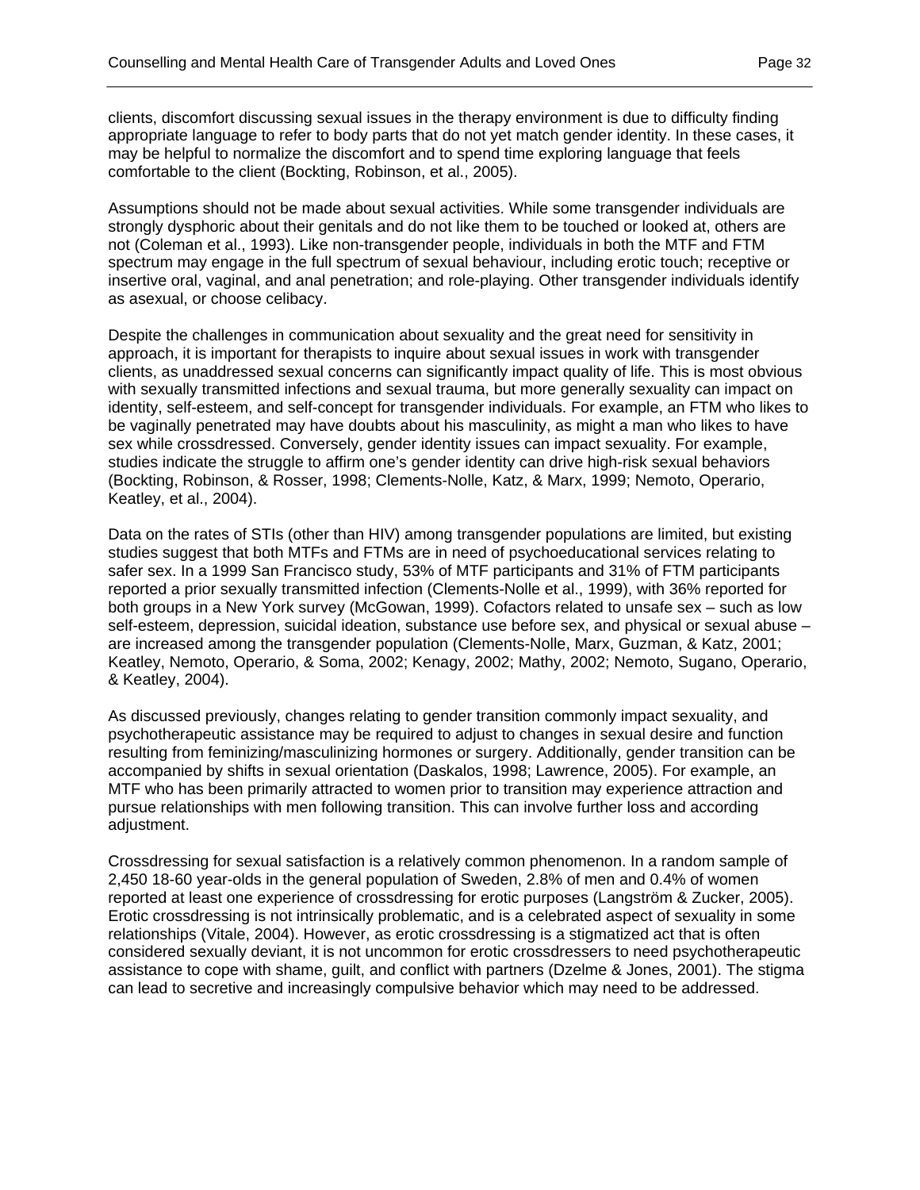clients, discomfort discussing sexual issues in the therapy environment is due to difficulty finding appropriate language to refer to body parts that do not yet match gender identity. In these cases, it may be helpful to normalize the discomfort and to spend time exploring language that feels comfortable to the client (Bockting, Robinson, et al., 2005).

Assumptions should not be made about sexual activities. While some transgender individuals are strongly dysphoric about their genitals and do not like them to be touched or looked at, others are not (Coleman et al., 1993). Like non-transgender people, individuals in both the MTF and FTM spectrum may engage in the full spectrum of sexual behaviour, including erotic touch; receptive or insertive oral, vaginal, and anal penetration; and role-playing. Other transgender individuals identify as asexual, or choose celibacy.

Despite the challenges in communication about sexuality and the great need for sensitivity in approach, it is important for therapists to inquire about sexual issues in work with transgender clients, as unaddressed sexual concerns can significantly impact quality of life. This is most obvious with sexually transmitted infections and sexual trauma, but more generally sexuality can impact on identity, self-esteem, and self-concept for transgender individuals. For example, an FTM who likes to be vaginally penetrated may have doubts about his masculinity, as might a man who likes to have sex while crossdressed. Conversely, gender identity issues can impact sexuality. For example, studies indicate the struggle to affirm one's gender identity can drive high-risk sexual behaviors (Bockting, Robinson, & Rosser, 1998; Clements-Nolle, Katz, & Marx, 1999; Nemoto, Operario, Keatley, et al., 2004).

Data on the rates of STIs (other than HIV) among transgender populations are limited, but existing studies suggest that both MTFs and FTMs are in need of psychoeducational services relating to safer sex. In a 1999 San Francisco study, 53% of MTF participants and 31% of FTM participants reported a prior sexually transmitted infection (Clements-Nolle et al., 1999), with 36% reported for both groups in a New York survey (McGowan, 1999). Cofactors related to unsafe sex – such as low self-esteem, depression, suicidal ideation, substance use before sex, and physical or sexual abuse – are increased among the transgender population (Clements-Nolle, Marx, Guzman, & Katz, 2001; Keatley, Nemoto, Operario, & Soma, 2002; Kenagy, 2002; Mathy, 2002; Nemoto, Sugano, Operario, & Keatley, 2004).

As discussed previously, changes relating to gender transition commonly impact sexuality, and psychotherapeutic assistance may be required to adjust to changes in sexual desire and function resulting from feminizing/masculinizing hormones or surgery. Additionally, gender transition can be accompanied by shifts in sexual orientation (Daskalos, 1998; Lawrence, 2005). For example, an MTF who has been primarily attracted to women prior to transition may experience attraction and pursue relationships with men following transition. This can involve further loss and according adjustment.

Crossdressing for sexual satisfaction is a relatively common phenomenon. In a random sample of 2,450 18-60 year-olds in the general population of Sweden, 2.8% of men and 0.4% of women reported at least one experience of crossdressing for erotic purposes (Langström & Zucker, 2005). Erotic crossdressing is not intrinsically problematic, and is a celebrated aspect of sexuality in some relationships (Vitale, 2004). However, as erotic crossdressing is a stigmatized act that is often considered sexually deviant, it is not uncommon for erotic crossdressers to need psychotherapeutic assistance to cope with shame, guilt, and conflict with partners (Dzelme & Jones, 2001). The stigma can lead to secretive and increasingly compulsive behavior which may need to be addressed.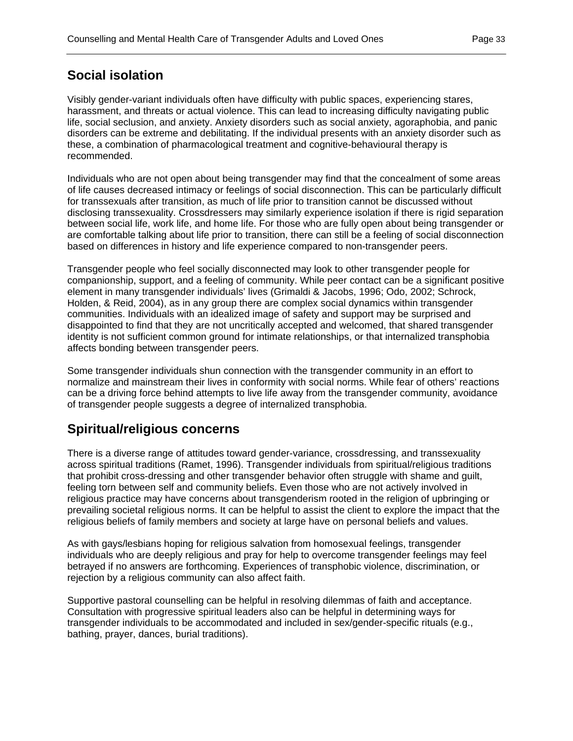## Social isolation

Visibly gender-variant individuals often have difficulty with public spaces, experiencing stares, harassment, and threats or actual violence. This can lead to increasing difficulty navigating public life, social seclusion, and anxiety. Anxiety disorders such as social anxiety, agoraphobia, and panic disorders can be extreme and debilitating. If the individual presents with an anxiety disorder such as these, a combination of pharmacological treatment and cognitive-behavioural therapy is recommended.

Individuals who are not open about being transgender may find that the concealment of some areas of life causes decreased intimacy or feelings of social disconnection. This can be particularly difficult for transsexuals after transition, as much of life prior to transition cannot be discussed without disclosing transsexuality. Crossdressers may similarly experience isolation if there is rigid separation between social life, work life, and home life. For those who are fully open about being transgender or are comfortable talking about life prior to transition, there can still be a feeling of social disconnection based on differences in history and life experience compared to non-transgender peers.

Transgender people who feel socially disconnected may look to other transgender people for companionship, support, and a feeling of community. While peer contact can be a significant positive element in many transgender individuals' lives (Grimaldi & Jacobs, 1996; Odo, 2002; Schrock, Holden, & Reid, 2004), as in any group there are complex social dynamics within transgender communities. Individuals with an idealized image of safety and support may be surprised and disappointed to find that they are not uncritically accepted and welcomed, that shared transgender identity is not sufficient common ground for intimate relationships, or that internalized transphobia affects bonding between transgender peers.

Some transgender individuals shun connection with the transgender community in an effort to normalize and mainstream their lives in conformity with social norms. While fear of others' reactions can be a driving force behind attempts to live life away from the transgender community, avoidance of transgender people suggests a degree of internalized transphobia.

## Spiritual/religious concerns

There is a diverse range of attitudes toward gender-variance, crossdressing, and transsexuality across spiritual traditions (Ramet, 1996). Transgender individuals from spiritual/religious traditions that prohibit cross-dressing and other transgender behavior often struggle with shame and guilt, feeling torn between self and community beliefs. Even those who are not actively involved in religious practice may have concerns about transgenderism rooted in the religion of upbringing or prevailing societal religious norms. It can be helpful to assist the client to explore the impact that the religious beliefs of family members and society at large have on personal beliefs and values.

As with gays/lesbians hoping for religious salvation from homosexual feelings, transgender individuals who are deeply religious and pray for help to overcome transgender feelings may feel betrayed if no answers are forthcoming. Experiences of transphobic violence, discrimination, or rejection by a religious community can also affect faith.

Supportive pastoral counselling can be helpful in resolving dilemmas of faith and acceptance. Consultation with progressive spiritual leaders also can be helpful in determining ways for transgender individuals to be accommodated and included in sex/gender-specific rituals (e.g., bathing, prayer, dances, burial traditions).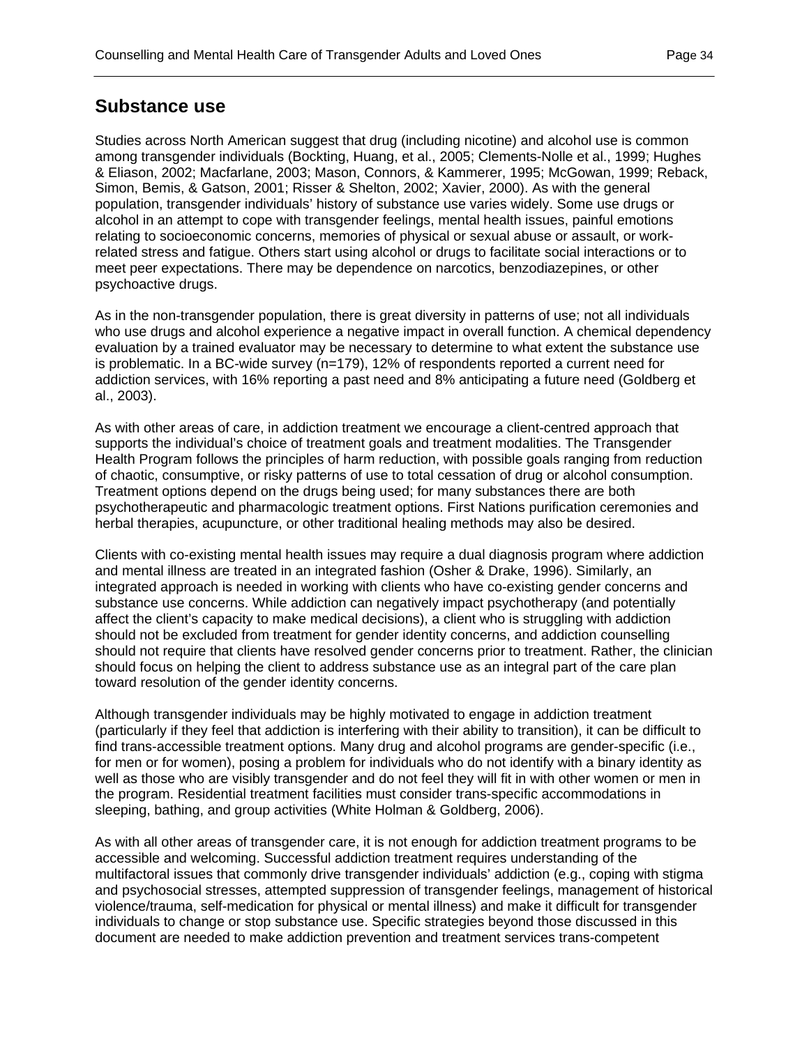## Substance use

Studies across North American suggest that drug (including nicotine) and alcohol use is common among transgender individuals (Bockting, Huang, et al., 2005; Clements-Nolle et al., 1999; Hughes & Eliason, 2002; Macfarlane, 2003; Mason, Connors, & Kammerer, 1995; McGowan, 1999; Reback, Simon, Bemis, & Gatson, 2001; Risser & Shelton, 2002; Xavier, 2000). As with the general population, transgender individuals' history of substance use varies widely. Some use drugs or alcohol in an attempt to cope with transgender feelings, mental health issues, painful emotions relating to socioeconomic concerns, memories of physical or sexual abuse or assault, or work-related stress and fatigue. Others start using alcohol or drugs to facilitate social interactions or to meet peer expectations. There may be dependence on narcotics, benzodiazepines, or other psychoactive drugs.

As in the non-transgender population, there is great diversity in patterns of use; not all individuals who use drugs and alcohol experience a negative impact in overall function. A chemical dependency evaluation by a trained evaluator may be necessary to determine to what extent the substance use is problematic. In a BC-wide survey (n=179), 12% of respondents reported a current need for addiction services, with 16% reporting a past need and 8% anticipating a future need (Goldberg et al., 2003).

As with other areas of care, in addiction treatment we encourage a client-centred approach that supports the individual's choice of treatment goals and treatment modalities. The Transgender Health Program follows the principles of harm reduction, with possible goals ranging from reduction of chaotic, consumptive, or risky patterns of use to total cessation of drug or alcohol consumption. Treatment options depend on the drugs being used; for many substances there are both psychotherapeutic and pharmacologic treatment options. First Nations purification ceremonies and herbal therapies, acupuncture, or other traditional healing methods may also be desired.

Clients with co-existing mental health issues may require a dual diagnosis program where addiction and mental illness are treated in an integrated fashion (Osher & Drake, 1996). Similarly, an integrated approach is needed in working with clients who have co-existing gender concerns and substance use concerns. While addiction can negatively impact psychotherapy (and potentially affect the client's capacity to make medical decisions), a client who is struggling with addiction should not be excluded from treatment for gender identity concerns, and addiction counselling should not require that clients have resolved gender concerns prior to treatment. Rather, the clinician should focus on helping the client to address substance use as an integral part of the care plan toward resolution of the gender identity concerns.

Although transgender individuals may be highly motivated to engage in addiction treatment (particularly if they feel that addiction is interfering with their ability to transition), it can be difficult to find trans-accessible treatment options. Many drug and alcohol programs are gender-specific (i.e., for men or for women), posing a problem for individuals who do not identify with a binary identity as well as those who are visibly transgender and do not feel they will fit in with other women or men in the program. Residential treatment facilities must consider trans-specific accommodations in sleeping, bathing, and group activities (White Holman & Goldberg, 2006).

As with all other areas of transgender care, it is not enough for addiction treatment programs to be accessible and welcoming. Successful addiction treatment requires understanding of the multifactoral issues that commonly drive transgender individuals' addiction (e.g., coping with stigma and psychosocial stresses, attempted suppression of transgender feelings, management of historical violence/trauma, self-medication for physical or mental illness) and make it difficult for transgender individuals to change or stop substance use. Specific strategies beyond those discussed in this document are needed to make addiction prevention and treatment services trans-competent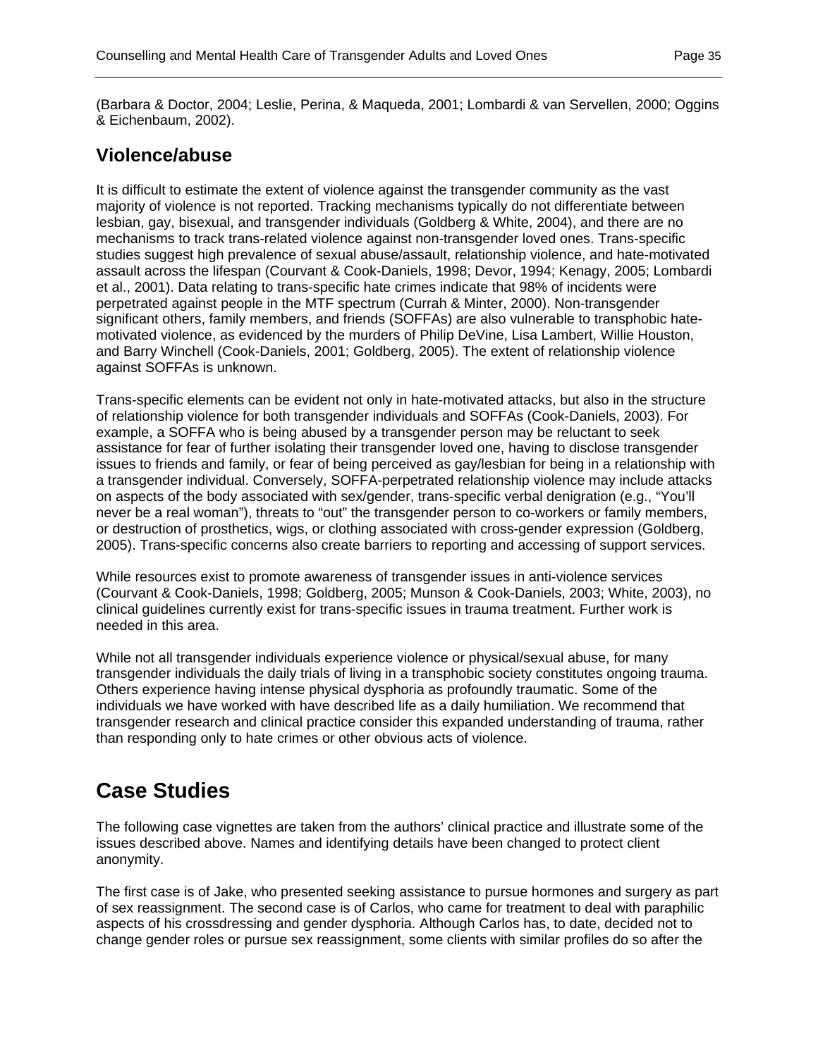(Barbara & Doctor, 2004; Leslie, Perina, & Maqueda, 2001; Lombardi & van Servellen, 2000; Oggins & Eichenbaum, 2002).

## Violence/abuse

It is difficult to estimate the extent of violence against the transgender community as the vast majority of violence is not reported. Tracking mechanisms typically do not differentiate between lesbian, gay, bisexual, and transgender individuals (Goldberg & White, 2004), and there are no mechanisms to track trans-related violence against non-transgender loved ones. Trans-specific studies suggest high prevalence of sexual abuse/assault, relationship violence, and hate-motivated assault across the lifespan (Courvant & Cook-Daniels, 1998; Devor, 1994; Kenagy, 2005; Lombardi et al., 2001). Data relating to trans-specific hate crimes indicate that 98% of incidents were perpetrated against people in the MTF spectrum (Currah & Minter, 2000). Non-transgender significant others, family members, and friends (SOFFAs) are also vulnerable to transphobic hate-motivated violence, as evidenced by the murders of Philip DeVine, Lisa Lambert, Willie Houston, and Barry Winchell (Cook-Daniels, 2001; Goldberg, 2005). The extent of relationship violence against SOFFAs is unknown.

Trans-specific elements can be evident not only in hate-motivated attacks, but also in the structure of relationship violence for both transgender individuals and SOFFAs (Cook-Daniels, 2003). For example, a SOFFA who is being abused by a transgender person may be reluctant to seek assistance for fear of further isolating their transgender loved one, having to disclose transgender issues to friends and family, or fear of being perceived as gay/lesbian for being in a relationship with a transgender individual. Conversely, SOFFA-perpetrated relationship violence may include attacks on aspects of the body associated with sex/gender, trans-specific verbal denigration (e.g., "You'll never be a real woman"), threats to "out" the transgender person to co-workers or family members, or destruction of prosthetics, wigs, or clothing associated with cross-gender expression (Goldberg, 2005). Trans-specific concerns also create barriers to reporting and accessing of support services.

While resources exist to promote awareness of transgender issues in anti-violence services (Courvant & Cook-Daniels, 1998; Goldberg, 2005; Munson & Cook-Daniels, 2003; White, 2003), no clinical guidelines currently exist for trans-specific issues in trauma treatment. Further work is needed in this area.

While not all transgender individuals experience violence or physical/sexual abuse, for many transgender individuals the daily trials of living in a transphobic society constitutes ongoing trauma. Others experience having intense physical dysphoria as profoundly traumatic. Some of the individuals we have worked with have described life as a daily humiliation. We recommend that transgender research and clinical practice consider this expanded understanding of trauma, rather than responding only to hate crimes or other obvious acts of violence.

# Case Studies

The following case vignettes are taken from the authors' clinical practice and illustrate some of the issues described above. Names and identifying details have been changed to protect client anonymity.

The first case is of Jake, who presented seeking assistance to pursue hormones and surgery as part of sex reassignment. The second case is of Carlos, who came for treatment to deal with paraphilic aspects of his crossdressing and gender dysphoria. Although Carlos has, to date, decided not to change gender roles or pursue sex reassignment, some clients with similar profiles do so after the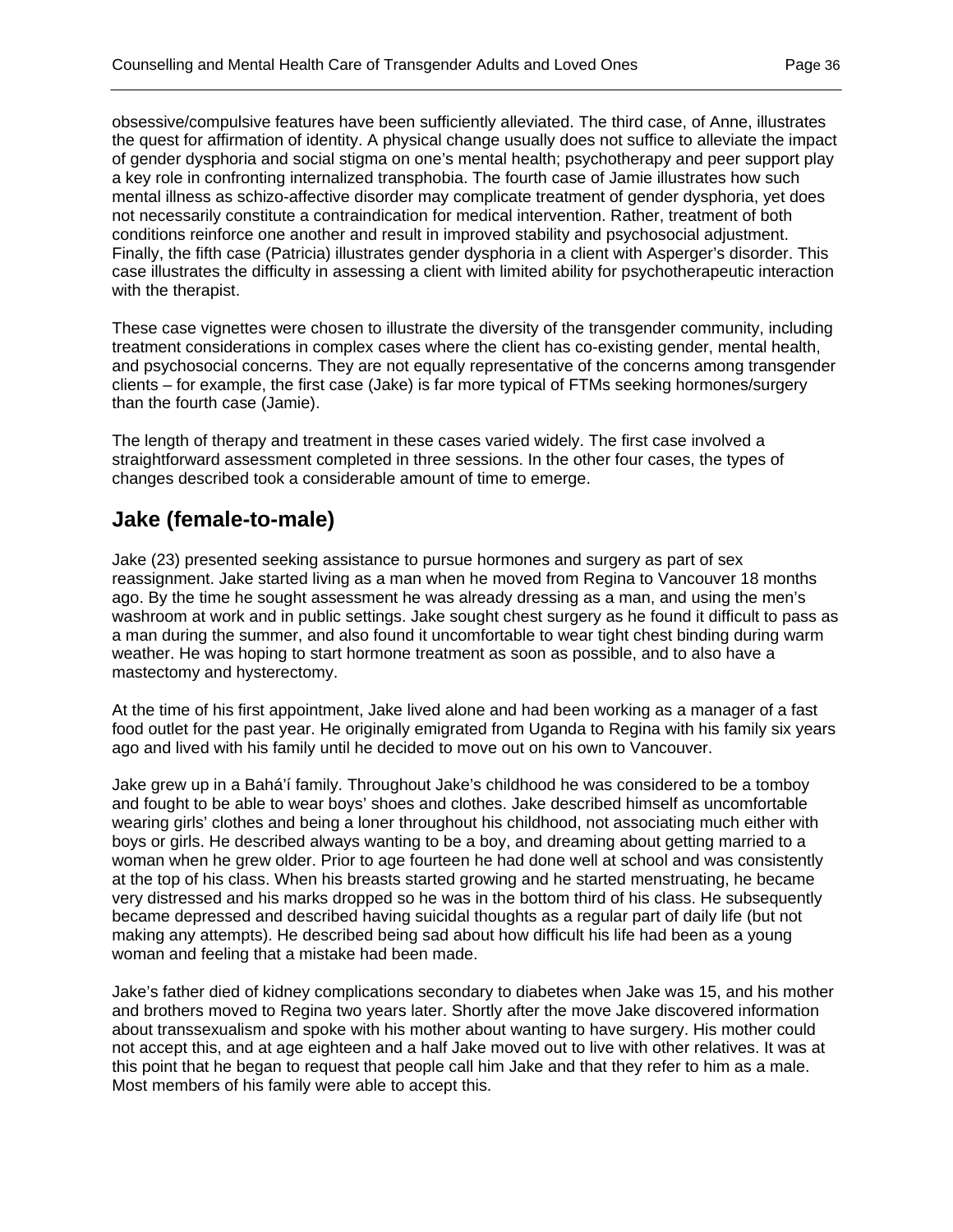obsessive/compulsive features have been sufficiently alleviated. The third case, of Anne, illustrates the quest for affirmation of identity. A physical change usually does not suffice to alleviate the impact of gender dysphoria and social stigma on one's mental health; psychotherapy and peer support play a key role in confronting internalized transphobia. The fourth case of Jamie illustrates how such mental illness as schizo-affective disorder may complicate treatment of gender dysphoria, yet does not necessarily constitute a contraindication for medical intervention. Rather, treatment of both conditions reinforce one another and result in improved stability and psychosocial adjustment. Finally, the fifth case (Patricia) illustrates gender dysphoria in a client with Asperger's disorder. This case illustrates the difficulty in assessing a client with limited ability for psychotherapeutic interaction with the therapist.

These case vignettes were chosen to illustrate the diversity of the transgender community, including treatment considerations in complex cases where the client has co-existing gender, mental health, and psychosocial concerns. They are not equally representative of the concerns among transgender clients – for example, the first case (Jake) is far more typical of FTMs seeking hormones/surgery than the fourth case (Jamie).

The length of therapy and treatment in these cases varied widely. The first case involved a straightforward assessment completed in three sessions. In the other four cases, the types of changes described took a considerable amount of time to emerge.

## Jake (female-to-male)

Jake (23) presented seeking assistance to pursue hormones and surgery as part of sex reassignment. Jake started living as a man when he moved from Regina to Vancouver 18 months ago. By the time he sought assessment he was already dressing as a man, and using the men's washroom at work and in public settings. Jake sought chest surgery as he found it difficult to pass as a man during the summer, and also found it uncomfortable to wear tight chest binding during warm weather. He was hoping to start hormone treatment as soon as possible, and to also have a mastectomy and hysterectomy.

At the time of his first appointment, Jake lived alone and had been working as a manager of a fast food outlet for the past year. He originally emigrated from Uganda to Regina with his family six years ago and lived with his family until he decided to move out on his own to Vancouver.

Jake grew up in a Bahá'í family. Throughout Jake's childhood he was considered to be a tomboy and fought to be able to wear boys' shoes and clothes. Jake described himself as uncomfortable wearing girls' clothes and being a loner throughout his childhood, not associating much either with boys or girls. He described always wanting to be a boy, and dreaming about getting married to a woman when he grew older. Prior to age fourteen he had done well at school and was consistently at the top of his class. When his breasts started growing and he started menstruating, he became very distressed and his marks dropped so he was in the bottom third of his class. He subsequently became depressed and described having suicidal thoughts as a regular part of daily life (but not making any attempts). He described being sad about how difficult his life had been as a young woman and feeling that a mistake had been made.

Jake's father died of kidney complications secondary to diabetes when Jake was 15, and his mother and brothers moved to Regina two years later. Shortly after the move Jake discovered information about transsexualism and spoke with his mother about wanting to have surgery. His mother could not accept this, and at age eighteen and a half Jake moved out to live with other relatives. It was at this point that he began to request that people call him Jake and that they refer to him as a male. Most members of his family were able to accept this.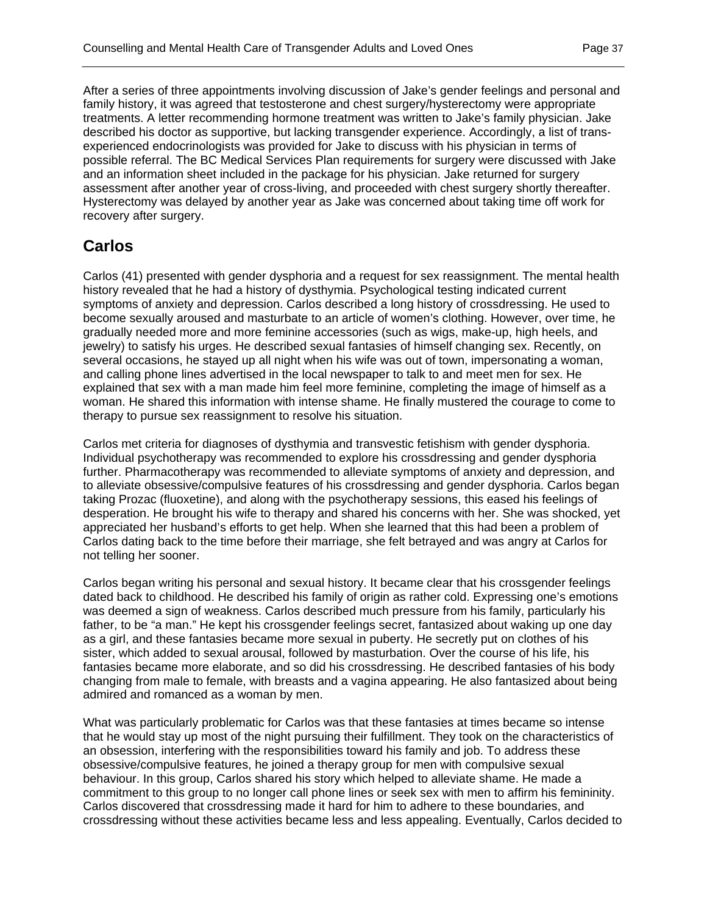After a series of three appointments involving discussion of Jake's gender feelings and personal and family history, it was agreed that testosterone and chest surgery/hysterectomy were appropriate treatments. A letter recommending hormone treatment was written to Jake's family physician. Jake described his doctor as supportive, but lacking transgender experience. Accordingly, a list of trans-experienced endocrinologists was provided for Jake to discuss with his physician in terms of possible referral. The BC Medical Services Plan requirements for surgery were discussed with Jake and an information sheet included in the package for his physician. Jake returned for surgery assessment after another year of cross-living, and proceeded with chest surgery shortly thereafter. Hysterectomy was delayed by another year as Jake was concerned about taking time off work for recovery after surgery.

## Carlos

Carlos (41) presented with gender dysphoria and a request for sex reassignment. The mental health history revealed that he had a history of dysthymia. Psychological testing indicated current symptoms of anxiety and depression. Carlos described a long history of crossdressing. He used to become sexually aroused and masturbate to an article of women's clothing. However, over time, he gradually needed more and more feminine accessories (such as wigs, make-up, high heels, and jewelry) to satisfy his urges. He described sexual fantasies of himself changing sex. Recently, on several occasions, he stayed up all night when his wife was out of town, impersonating a woman, and calling phone lines advertised in the local newspaper to talk to and meet men for sex. He explained that sex with a man made him feel more feminine, completing the image of himself as a woman. He shared this information with intense shame. He finally mustered the courage to come to therapy to pursue sex reassignment to resolve his situation.

Carlos met criteria for diagnoses of dysthymia and transvestic fetishism with gender dysphoria. Individual psychotherapy was recommended to explore his crossdressing and gender dysphoria further. Pharmacotherapy was recommended to alleviate symptoms of anxiety and depression, and to alleviate obsessive/compulsive features of his crossdressing and gender dysphoria. Carlos began taking Prozac (fluoxetine), and along with the psychotherapy sessions, this eased his feelings of desperation. He brought his wife to therapy and shared his concerns with her. She was shocked, yet appreciated her husband's efforts to get help. When she learned that this had been a problem of Carlos dating back to the time before their marriage, she felt betrayed and was angry at Carlos for not telling her sooner.

Carlos began writing his personal and sexual history. It became clear that his crossgender feelings dated back to childhood. He described his family of origin as rather cold. Expressing one's emotions was deemed a sign of weakness. Carlos described much pressure from his family, particularly his father, to be "a man." He kept his crossgender feelings secret, fantasized about waking up one day as a girl, and these fantasies became more sexual in puberty. He secretly put on clothes of his sister, which added to sexual arousal, followed by masturbation. Over the course of his life, his fantasies became more elaborate, and so did his crossdressing. He described fantasies of his body changing from male to female, with breasts and a vagina appearing. He also fantasized about being admired and romanced as a woman by men.

What was particularly problematic for Carlos was that these fantasies at times became so intense that he would stay up most of the night pursuing their fulfillment. They took on the characteristics of an obsession, interfering with the responsibilities toward his family and job. To address these obsessive/compulsive features, he joined a therapy group for men with compulsive sexual behaviour. In this group, Carlos shared his story which helped to alleviate shame. He made a commitment to this group to no longer call phone lines or seek sex with men to affirm his femininity. Carlos discovered that crossdressing made it hard for him to adhere to these boundaries, and crossdressing without these activities became less and less appealing. Eventually, Carlos decided to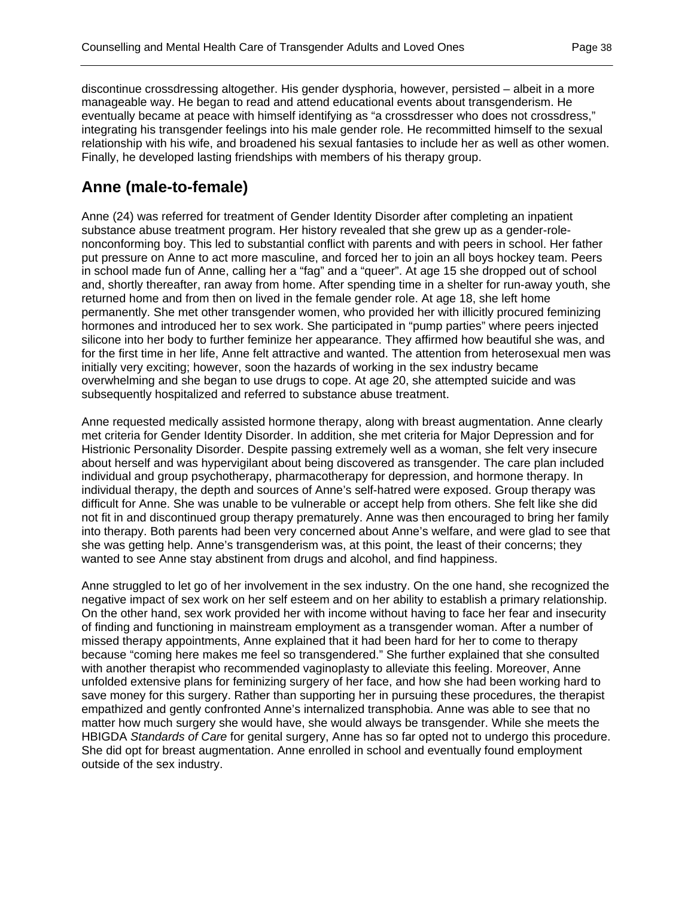discontinue crossdressing altogether. His gender dysphoria, however, persisted – albeit in a more manageable way. He began to read and attend educational events about transgenderism. He eventually became at peace with himself identifying as "a crossdresser who does not crossdress," integrating his transgender feelings into his male gender role. He recommitted himself to the sexual relationship with his wife, and broadened his sexual fantasies to include her as well as other women. Finally, he developed lasting friendships with members of his therapy group.

## Anne (male-to-female)

Anne (24) was referred for treatment of Gender Identity Disorder after completing an inpatient substance abuse treatment program. Her history revealed that she grew up as a gender-role-nonconforming boy. This led to substantial conflict with parents and with peers in school. Her father put pressure on Anne to act more masculine, and forced her to join an all boys hockey team. Peers in school made fun of Anne, calling her a "fag" and a "queer". At age 15 she dropped out of school and, shortly thereafter, ran away from home. After spending time in a shelter for run-away youth, she returned home and from then on lived in the female gender role. At age 18, she left home permanently. She met other transgender women, who provided her with illicitly procured feminizing hormones and introduced her to sex work. She participated in "pump parties" where peers injected silicone into her body to further feminize her appearance. They affirmed how beautiful she was, and for the first time in her life, Anne felt attractive and wanted. The attention from heterosexual men was initially very exciting; however, soon the hazards of working in the sex industry became overwhelming and she began to use drugs to cope. At age 20, she attempted suicide and was subsequently hospitalized and referred to substance abuse treatment.

Anne requested medically assisted hormone therapy, along with breast augmentation. Anne clearly met criteria for Gender Identity Disorder. In addition, she met criteria for Major Depression and for Histrionic Personality Disorder. Despite passing extremely well as a woman, she felt very insecure about herself and was hypervigilant about being discovered as transgender. The care plan included individual and group psychotherapy, pharmacotherapy for depression, and hormone therapy. In individual therapy, the depth and sources of Anne's self-hatred were exposed. Group therapy was difficult for Anne. She was unable to be vulnerable or accept help from others. She felt like she did not fit in and discontinued group therapy prematurely. Anne was then encouraged to bring her family into therapy. Both parents had been very concerned about Anne's welfare, and were glad to see that she was getting help. Anne's transgenderism was, at this point, the least of their concerns; they wanted to see Anne stay abstinent from drugs and alcohol, and find happiness.

Anne struggled to let go of her involvement in the sex industry. On the one hand, she recognized the negative impact of sex work on her self esteem and on her ability to establish a primary relationship. On the other hand, sex work provided her with income without having to face her fear and insecurity of finding and functioning in mainstream employment as a transgender woman. After a number of missed therapy appointments, Anne explained that it had been hard for her to come to therapy because "coming here makes me feel so transgendered." She further explained that she consulted with another therapist who recommended vaginoplasty to alleviate this feeling. Moreover, Anne unfolded extensive plans for feminizing surgery of her face, and how she had been working hard to save money for this surgery. Rather than supporting her in pursuing these procedures, the therapist empathized and gently confronted Anne's internalized transphobia. Anne was able to see that no matter how much surgery she would have, she would always be transgender. While she meets the HBIGDA *Standards of Care* for genital surgery, Anne has so far opted not to undergo this procedure. She did opt for breast augmentation. Anne enrolled in school and eventually found employment outside of the sex industry.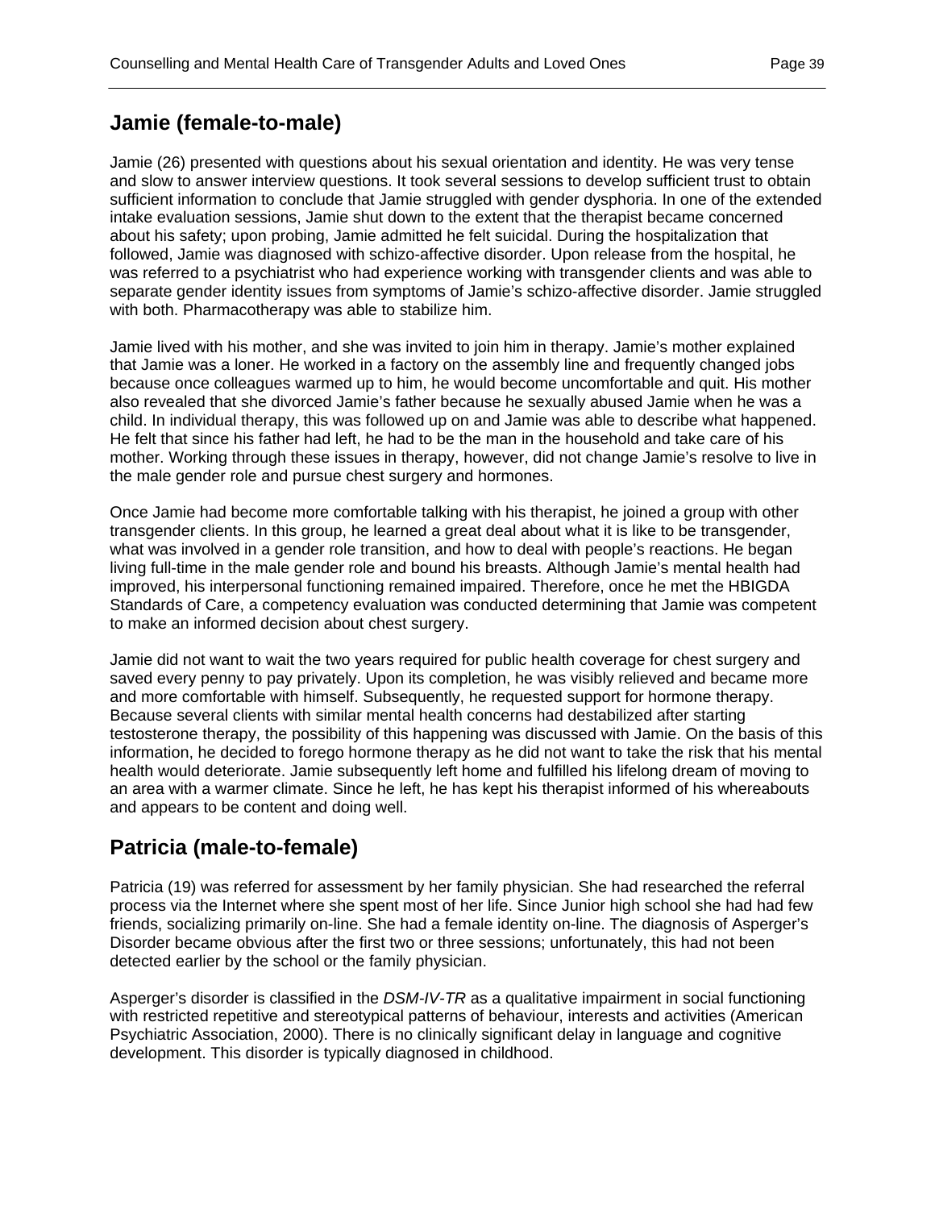## Jamie (female-to-male)

Jamie (26) presented with questions about his sexual orientation and identity. He was very tense and slow to answer interview questions. It took several sessions to develop sufficient trust to obtain sufficient information to conclude that Jamie struggled with gender dysphoria. In one of the extended intake evaluation sessions, Jamie shut down to the extent that the therapist became concerned about his safety; upon probing, Jamie admitted he felt suicidal. During the hospitalization that followed, Jamie was diagnosed with schizo-affective disorder. Upon release from the hospital, he was referred to a psychiatrist who had experience working with transgender clients and was able to separate gender identity issues from symptoms of Jamie's schizo-affective disorder. Jamie struggled with both. Pharmacotherapy was able to stabilize him.

Jamie lived with his mother, and she was invited to join him in therapy. Jamie's mother explained that Jamie was a loner. He worked in a factory on the assembly line and frequently changed jobs because once colleagues warmed up to him, he would become uncomfortable and quit. His mother also revealed that she divorced Jamie's father because he sexually abused Jamie when he was a child. In individual therapy, this was followed up on and Jamie was able to describe what happened. He felt that since his father had left, he had to be the man in the household and take care of his mother. Working through these issues in therapy, however, did not change Jamie's resolve to live in the male gender role and pursue chest surgery and hormones.

Once Jamie had become more comfortable talking with his therapist, he joined a group with other transgender clients. In this group, he learned a great deal about what it is like to be transgender, what was involved in a gender role transition, and how to deal with people's reactions. He began living full-time in the male gender role and bound his breasts. Although Jamie's mental health had improved, his interpersonal functioning remained impaired. Therefore, once he met the HBIGDA Standards of Care, a competency evaluation was conducted determining that Jamie was competent to make an informed decision about chest surgery.

Jamie did not want to wait the two years required for public health coverage for chest surgery and saved every penny to pay privately. Upon its completion, he was visibly relieved and became more and more comfortable with himself. Subsequently, he requested support for hormone therapy. Because several clients with similar mental health concerns had destabilized after starting testosterone therapy, the possibility of this happening was discussed with Jamie. On the basis of this information, he decided to forego hormone therapy as he did not want to take the risk that his mental health would deteriorate. Jamie subsequently left home and fulfilled his lifelong dream of moving to an area with a warmer climate. Since he left, he has kept his therapist informed of his whereabouts and appears to be content and doing well.

## Patricia (male-to-female)

Patricia (19) was referred for assessment by her family physician. She had researched the referral process via the Internet where she spent most of her life. Since Junior high school she had had few friends, socializing primarily on-line. She had a female identity on-line. The diagnosis of Asperger's Disorder became obvious after the first two or three sessions; unfortunately, this had not been detected earlier by the school or the family physician.

Asperger's disorder is classified in the *DSM-IV-TR* as a qualitative impairment in social functioning with restricted repetitive and stereotypical patterns of behaviour, interests and activities (American Psychiatric Association, 2000). There is no clinically significant delay in language and cognitive development. This disorder is typically diagnosed in childhood.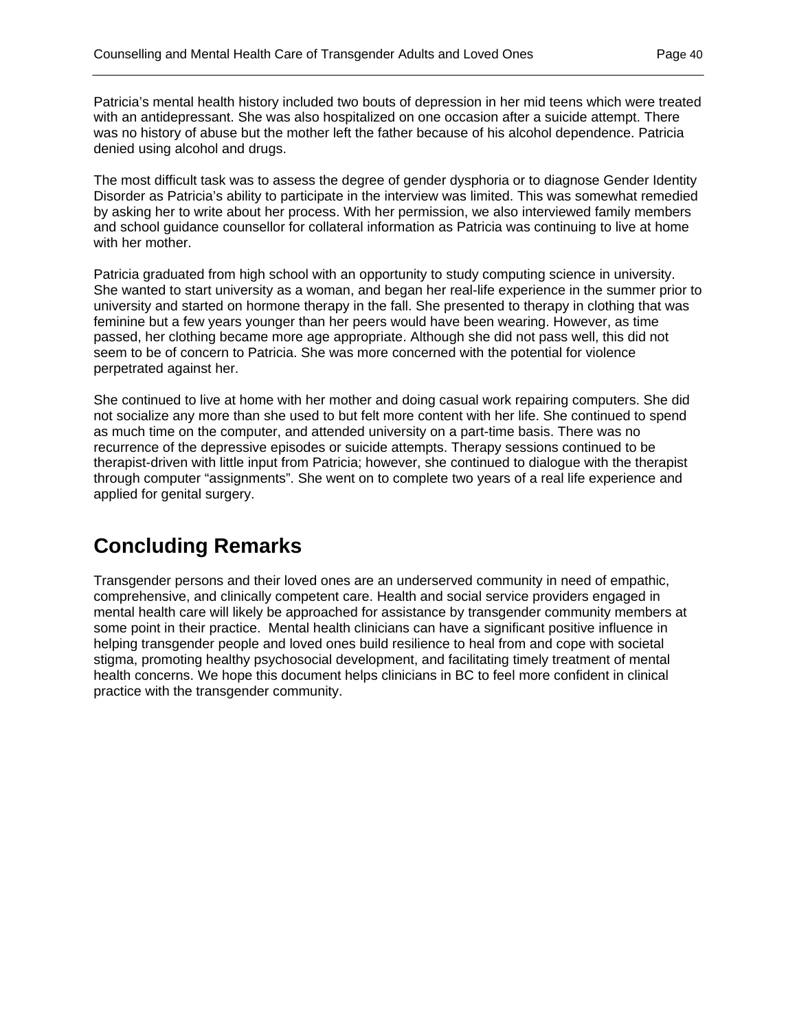Patricia's mental health history included two bouts of depression in her mid teens which were treated with an antidepressant. She was also hospitalized on one occasion after a suicide attempt. There was no history of abuse but the mother left the father because of his alcohol dependence. Patricia denied using alcohol and drugs.

The most difficult task was to assess the degree of gender dysphoria or to diagnose Gender Identity Disorder as Patricia's ability to participate in the interview was limited. This was somewhat remedied by asking her to write about her process. With her permission, we also interviewed family members and school guidance counsellor for collateral information as Patricia was continuing to live at home with her mother.

Patricia graduated from high school with an opportunity to study computing science in university. She wanted to start university as a woman, and began her real-life experience in the summer prior to university and started on hormone therapy in the fall. She presented to therapy in clothing that was feminine but a few years younger than her peers would have been wearing. However, as time passed, her clothing became more age appropriate. Although she did not pass well, this did not seem to be of concern to Patricia. She was more concerned with the potential for violence perpetrated against her.

She continued to live at home with her mother and doing casual work repairing computers. She did not socialize any more than she used to but felt more content with her life. She continued to spend as much time on the computer, and attended university on a part-time basis. There was no recurrence of the depressive episodes or suicide attempts. Therapy sessions continued to be therapist-driven with little input from Patricia; however, she continued to dialogue with the therapist through computer "assignments". She went on to complete two years of a real life experience and applied for genital surgery.

# Concluding Remarks

Transgender persons and their loved ones are an underserved community in need of empathic, comprehensive, and clinically competent care. Health and social service providers engaged in mental health care will likely be approached for assistance by transgender community members at some point in their practice. Mental health clinicians can have a significant positive influence in helping transgender people and loved ones build resilience to heal from and cope with societal stigma, promoting healthy psychosocial development, and facilitating timely treatment of mental health concerns. We hope this document helps clinicians in BC to feel more confident in clinical practice with the transgender community.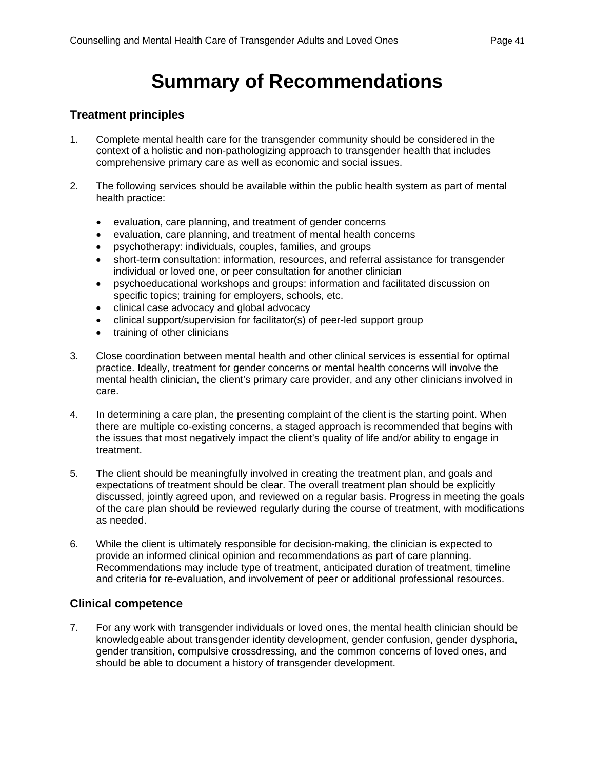# Summary of Recommendations

## Treatment principles

1. Complete mental health care for the transgender community should be considered in the context of a holistic and non-pathologizing approach to transgender health that includes comprehensive primary care as well as economic and social issues.

2. The following services should be available within the public health system as part of mental health practice:

   - evaluation, care planning, and treatment of gender concerns
   - evaluation, care planning, and treatment of mental health concerns
   - psychotherapy: individuals, couples, families, and groups
   - short-term consultation: information, resources, and referral assistance for transgender individual or loved one, or peer consultation for another clinician
   - psychoeducational workshops and groups: information and facilitated discussion on specific topics; training for employers, schools, etc.
   - clinical case advocacy and global advocacy
   - clinical support/supervision for facilitator(s) of peer-led support group
   - training of other clinicians

3. Close coordination between mental health and other clinical services is essential for optimal practice. Ideally, treatment for gender concerns or mental health concerns will involve the mental health clinician, the client's primary care provider, and any other clinicians involved in care.

4. In determining a care plan, the presenting complaint of the client is the starting point. When there are multiple co-existing concerns, a staged approach is recommended that begins with the issues that most negatively impact the client's quality of life and/or ability to engage in treatment.

5. The client should be meaningfully involved in creating the treatment plan, and goals and expectations of treatment should be clear. The overall treatment plan should be explicitly discussed, jointly agreed upon, and reviewed on a regular basis. Progress in meeting the goals of the care plan should be reviewed regularly during the course of treatment, with modifications as needed.

6. While the client is ultimately responsible for decision-making, the clinician is expected to provide an informed clinical opinion and recommendations as part of care planning. Recommendations may include type of treatment, anticipated duration of treatment, timeline and criteria for re-evaluation, and involvement of peer or additional professional resources.

## Clinical competence

7. For any work with transgender individuals or loved ones, the mental health clinician should be knowledgeable about transgender identity development, gender confusion, gender dysphoria, gender transition, compulsive crossdressing, and the common concerns of loved ones, and should be able to document a history of transgender development.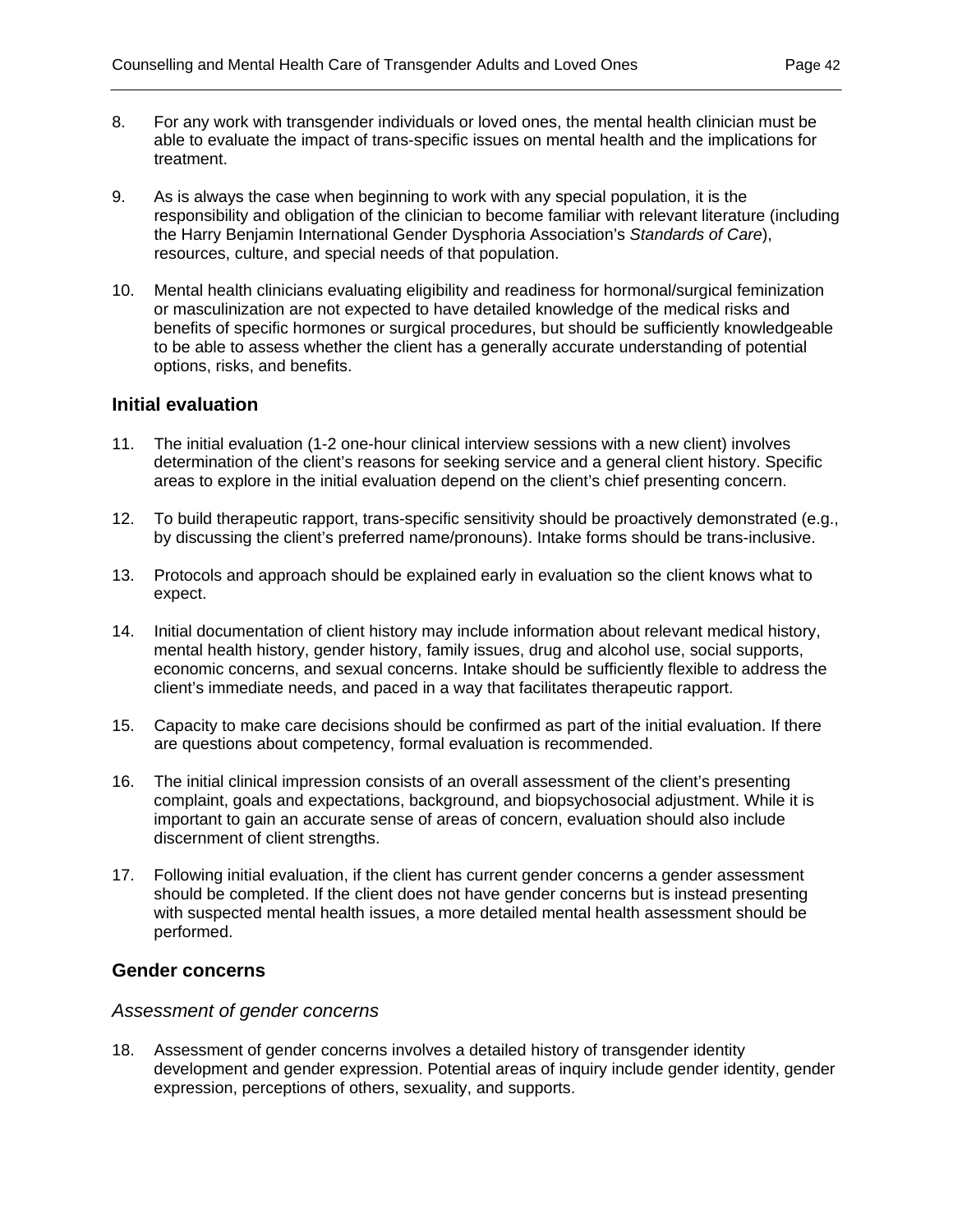8. For any work with transgender individuals or loved ones, the mental health clinician must be able to evaluate the impact of trans-specific issues on mental health and the implications for treatment.

9. As is always the case when beginning to work with any special population, it is the responsibility and obligation of the clinician to become familiar with relevant literature (including the Harry Benjamin International Gender Dysphoria Association's *Standards of Care*), resources, culture, and special needs of that population.

10. Mental health clinicians evaluating eligibility and readiness for hormonal/surgical feminization or masculinization are not expected to have detailed knowledge of the medical risks and benefits of specific hormones or surgical procedures, but should be sufficiently knowledgeable to be able to assess whether the client has a generally accurate understanding of potential options, risks, and benefits.

## Initial evaluation

11. The initial evaluation (1-2 one-hour clinical interview sessions with a new client) involves determination of the client's reasons for seeking service and a general client history. Specific areas to explore in the initial evaluation depend on the client's chief presenting concern.

12. To build therapeutic rapport, trans-specific sensitivity should be proactively demonstrated (e.g., by discussing the client's preferred name/pronouns). Intake forms should be trans-inclusive.

13. Protocols and approach should be explained early in evaluation so the client knows what to expect.

14. Initial documentation of client history may include information about relevant medical history, mental health history, gender history, family issues, drug and alcohol use, social supports, economic concerns, and sexual concerns. Intake should be sufficiently flexible to address the client's immediate needs, and paced in a way that facilitates therapeutic rapport.

15. Capacity to make care decisions should be confirmed as part of the initial evaluation. If there are questions about competency, formal evaluation is recommended.

16. The initial clinical impression consists of an overall assessment of the client's presenting complaint, goals and expectations, background, and biopsychosocial adjustment. While it is important to gain an accurate sense of areas of concern, evaluation should also include discernment of client strengths.

17. Following initial evaluation, if the client has current gender concerns a gender assessment should be completed. If the client does not have gender concerns but is instead presenting with suspected mental health issues, a more detailed mental health assessment should be performed.

## Gender concerns

### *Assessment of gender concerns*

18. Assessment of gender concerns involves a detailed history of transgender identity development and gender expression. Potential areas of inquiry include gender identity, gender expression, perceptions of others, sexuality, and supports.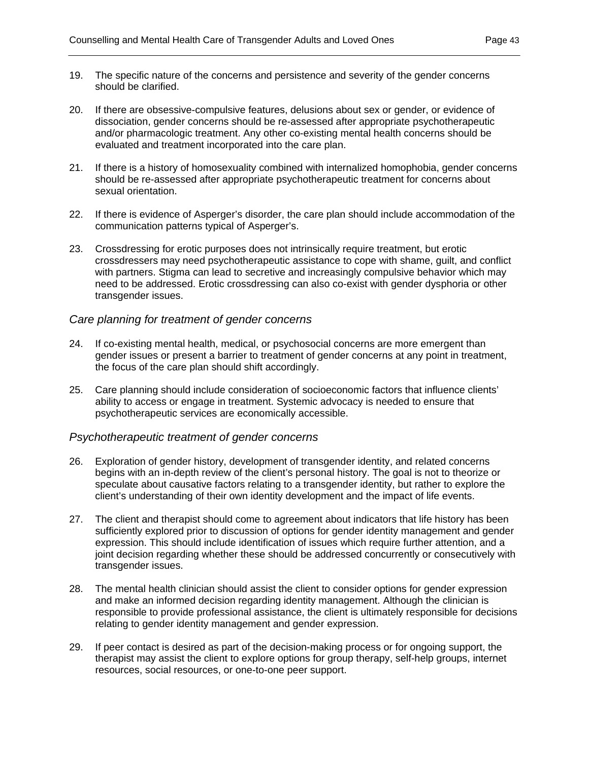19. The specific nature of the concerns and persistence and severity of the gender concerns should be clarified.

20. If there are obsessive-compulsive features, delusions about sex or gender, or evidence of dissociation, gender concerns should be re-assessed after appropriate psychotherapeutic and/or pharmacologic treatment. Any other co-existing mental health concerns should be evaluated and treatment incorporated into the care plan.

21. If there is a history of homosexuality combined with internalized homophobia, gender concerns should be re-assessed after appropriate psychotherapeutic treatment for concerns about sexual orientation.

22. If there is evidence of Asperger's disorder, the care plan should include accommodation of the communication patterns typical of Asperger's.

23. Crossdressing for erotic purposes does not intrinsically require treatment, but erotic crossdressers may need psychotherapeutic assistance to cope with shame, guilt, and conflict with partners. Stigma can lead to secretive and increasingly compulsive behavior which may need to be addressed. Erotic crossdressing can also co-exist with gender dysphoria or other transgender issues.

### *Care planning for treatment of gender concerns*

24. If co-existing mental health, medical, or psychosocial concerns are more emergent than gender issues or present a barrier to treatment of gender concerns at any point in treatment, the focus of the care plan should shift accordingly.

25. Care planning should include consideration of socioeconomic factors that influence clients' ability to access or engage in treatment. Systemic advocacy is needed to ensure that psychotherapeutic services are economically accessible.

### *Psychotherapeutic treatment of gender concerns*

26. Exploration of gender history, development of transgender identity, and related concerns begins with an in-depth review of the client's personal history. The goal is not to theorize or speculate about causative factors relating to a transgender identity, but rather to explore the client's understanding of their own identity development and the impact of life events.

27. The client and therapist should come to agreement about indicators that life history has been sufficiently explored prior to discussion of options for gender identity management and gender expression. This should include identification of issues which require further attention, and a joint decision regarding whether these should be addressed concurrently or consecutively with transgender issues.

28. The mental health clinician should assist the client to consider options for gender expression and make an informed decision regarding identity management. Although the clinician is responsible to provide professional assistance, the client is ultimately responsible for decisions relating to gender identity management and gender expression.

29. If peer contact is desired as part of the decision-making process or for ongoing support, the therapist may assist the client to explore options for group therapy, self-help groups, internet resources, social resources, or one-to-one peer support.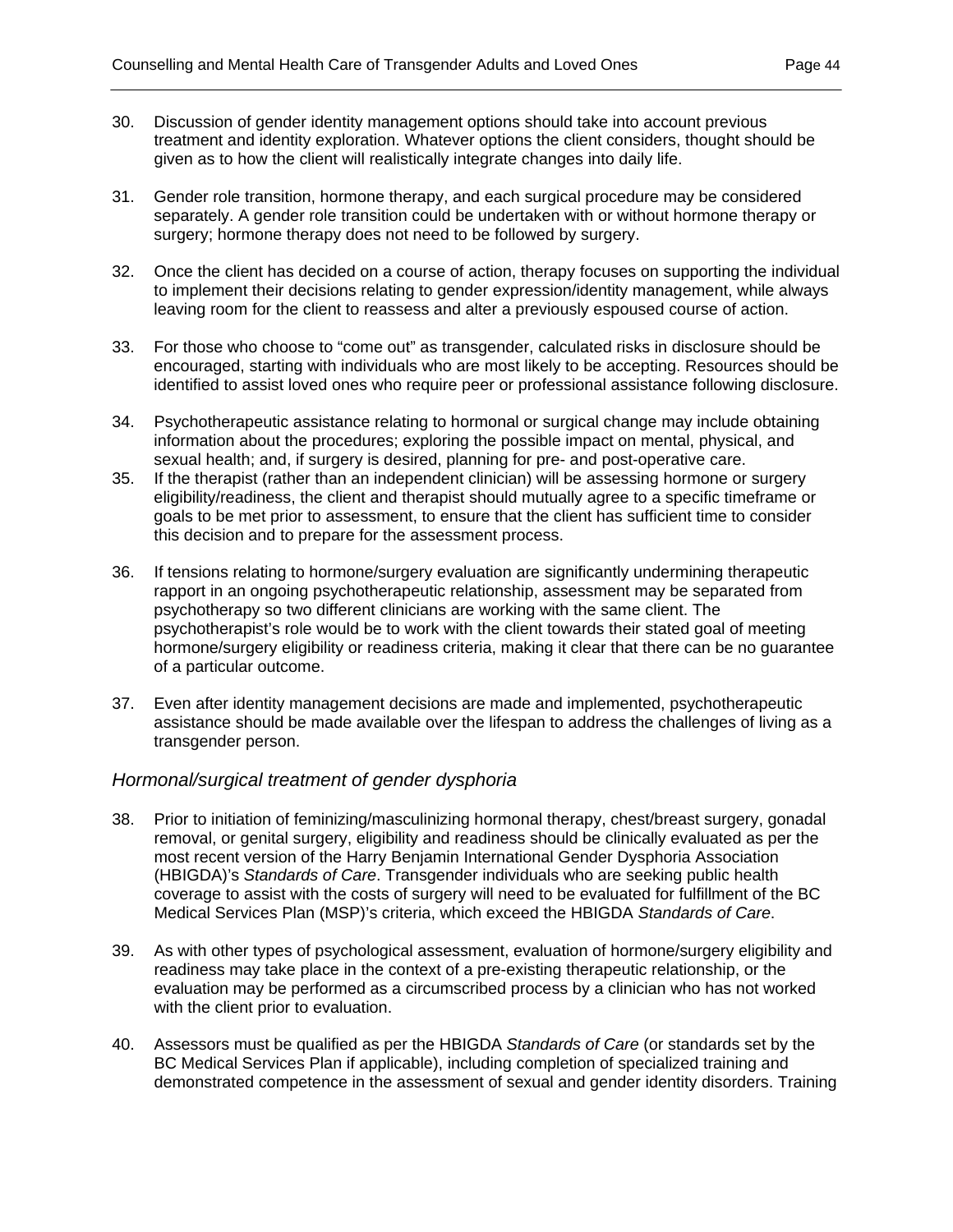30. Discussion of gender identity management options should take into account previous treatment and identity exploration. Whatever options the client considers, thought should be given as to how the client will realistically integrate changes into daily life.

31. Gender role transition, hormone therapy, and each surgical procedure may be considered separately. A gender role transition could be undertaken with or without hormone therapy or surgery; hormone therapy does not need to be followed by surgery.

32. Once the client has decided on a course of action, therapy focuses on supporting the individual to implement their decisions relating to gender expression/identity management, while always leaving room for the client to reassess and alter a previously espoused course of action.

33. For those who choose to "come out" as transgender, calculated risks in disclosure should be encouraged, starting with individuals who are most likely to be accepting. Resources should be identified to assist loved ones who require peer or professional assistance following disclosure.

34. Psychotherapeutic assistance relating to hormonal or surgical change may include obtaining information about the procedures; exploring the possible impact on mental, physical, and sexual health; and, if surgery is desired, planning for pre- and post-operative care.

35. If the therapist (rather than an independent clinician) will be assessing hormone or surgery eligibility/readiness, the client and therapist should mutually agree to a specific timeframe or goals to be met prior to assessment, to ensure that the client has sufficient time to consider this decision and to prepare for the assessment process.

36. If tensions relating to hormone/surgery evaluation are significantly undermining therapeutic rapport in an ongoing psychotherapeutic relationship, assessment may be separated from psychotherapy so two different clinicians are working with the same client. The psychotherapist's role would be to work with the client towards their stated goal of meeting hormone/surgery eligibility or readiness criteria, making it clear that there can be no guarantee of a particular outcome.

37. Even after identity management decisions are made and implemented, psychotherapeutic assistance should be made available over the lifespan to address the challenges of living as a transgender person.

### *Hormonal/surgical treatment of gender dysphoria*

38. Prior to initiation of feminizing/masculinizing hormonal therapy, chest/breast surgery, gonadal removal, or genital surgery, eligibility and readiness should be clinically evaluated as per the most recent version of the Harry Benjamin International Gender Dysphoria Association (HBIGDA)'s *Standards of Care*. Transgender individuals who are seeking public health coverage to assist with the costs of surgery will need to be evaluated for fulfillment of the BC Medical Services Plan (MSP)'s criteria, which exceed the HBIGDA *Standards of Care*.

39. As with other types of psychological assessment, evaluation of hormone/surgery eligibility and readiness may take place in the context of a pre-existing therapeutic relationship, or the evaluation may be performed as a circumscribed process by a clinician who has not worked with the client prior to evaluation.

40. Assessors must be qualified as per the HBIGDA *Standards of Care* (or standards set by the BC Medical Services Plan if applicable), including completion of specialized training and demonstrated competence in the assessment of sexual and gender identity disorders. Training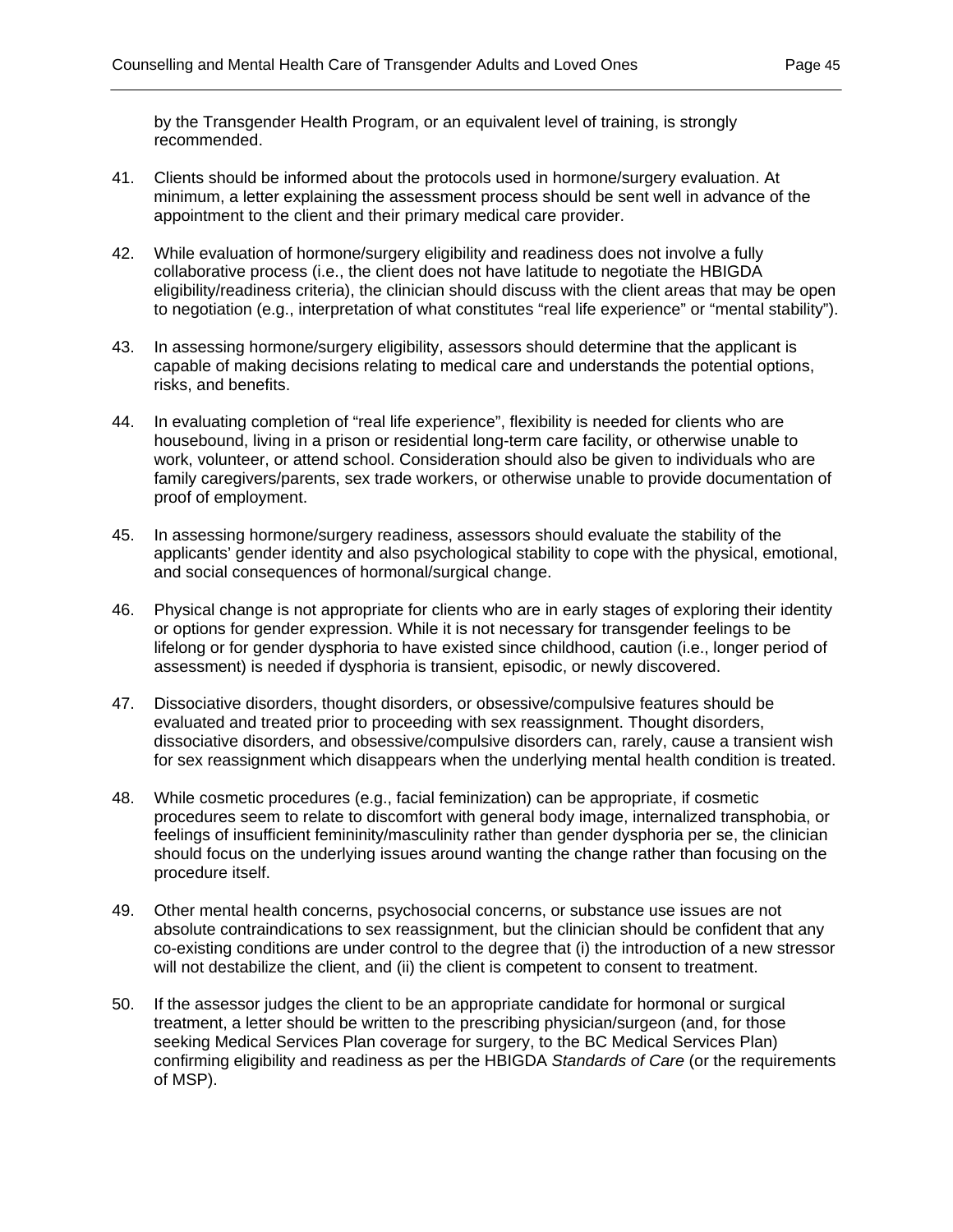by the Transgender Health Program, or an equivalent level of training, is strongly recommended.

41. Clients should be informed about the protocols used in hormone/surgery evaluation. At minimum, a letter explaining the assessment process should be sent well in advance of the appointment to the client and their primary medical care provider.

42. While evaluation of hormone/surgery eligibility and readiness does not involve a fully collaborative process (i.e., the client does not have latitude to negotiate the HBIGDA eligibility/readiness criteria), the clinician should discuss with the client areas that may be open to negotiation (e.g., interpretation of what constitutes "real life experience" or "mental stability").

43. In assessing hormone/surgery eligibility, assessors should determine that the applicant is capable of making decisions relating to medical care and understands the potential options, risks, and benefits.

44. In evaluating completion of "real life experience", flexibility is needed for clients who are housebound, living in a prison or residential long-term care facility, or otherwise unable to work, volunteer, or attend school. Consideration should also be given to individuals who are family caregivers/parents, sex trade workers, or otherwise unable to provide documentation of proof of employment.

45. In assessing hormone/surgery readiness, assessors should evaluate the stability of the applicants' gender identity and also psychological stability to cope with the physical, emotional, and social consequences of hormonal/surgical change.

46. Physical change is not appropriate for clients who are in early stages of exploring their identity or options for gender expression. While it is not necessary for transgender feelings to be lifelong or for gender dysphoria to have existed since childhood, caution (i.e., longer period of assessment) is needed if dysphoria is transient, episodic, or newly discovered.

47. Dissociative disorders, thought disorders, or obsessive/compulsive features should be evaluated and treated prior to proceeding with sex reassignment. Thought disorders, dissociative disorders, and obsessive/compulsive disorders can, rarely, cause a transient wish for sex reassignment which disappears when the underlying mental health condition is treated.

48. While cosmetic procedures (e.g., facial feminization) can be appropriate, if cosmetic procedures seem to relate to discomfort with general body image, internalized transphobia, or feelings of insufficient femininity/masculinity rather than gender dysphoria per se, the clinician should focus on the underlying issues around wanting the change rather than focusing on the procedure itself.

49. Other mental health concerns, psychosocial concerns, or substance use issues are not absolute contraindications to sex reassignment, but the clinician should be confident that any co-existing conditions are under control to the degree that (i) the introduction of a new stressor will not destabilize the client, and (ii) the client is competent to consent to treatment.

50. If the assessor judges the client to be an appropriate candidate for hormonal or surgical treatment, a letter should be written to the prescribing physician/surgeon (and, for those seeking Medical Services Plan coverage for surgery, to the BC Medical Services Plan) confirming eligibility and readiness as per the HBIGDA *Standards of Care* (or the requirements of MSP).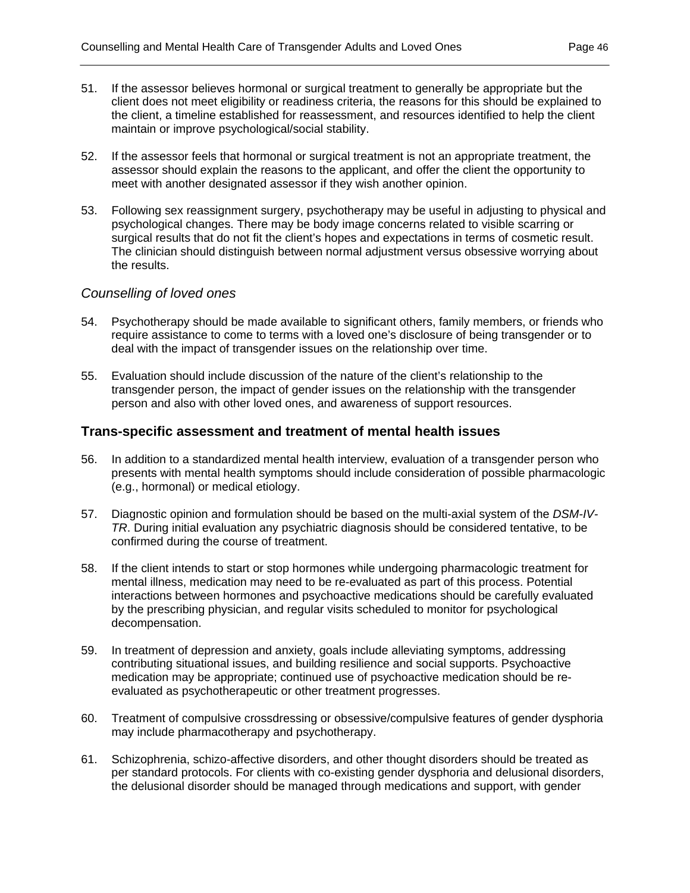51. If the assessor believes hormonal or surgical treatment to generally be appropriate but the client does not meet eligibility or readiness criteria, the reasons for this should be explained to the client, a timeline established for reassessment, and resources identified to help the client maintain or improve psychological/social stability.

52. If the assessor feels that hormonal or surgical treatment is not an appropriate treatment, the assessor should explain the reasons to the applicant, and offer the client the opportunity to meet with another designated assessor if they wish another opinion.

53. Following sex reassignment surgery, psychotherapy may be useful in adjusting to physical and psychological changes. There may be body image concerns related to visible scarring or surgical results that do not fit the client's hopes and expectations in terms of cosmetic result. The clinician should distinguish between normal adjustment versus obsessive worrying about the results.

### *Counselling of loved ones*

54. Psychotherapy should be made available to significant others, family members, or friends who require assistance to come to terms with a loved one's disclosure of being transgender or to deal with the impact of transgender issues on the relationship over time.

55. Evaluation should include discussion of the nature of the client's relationship to the transgender person, the impact of gender issues on the relationship with the transgender person and also with other loved ones, and awareness of support resources.

## Trans-specific assessment and treatment of mental health issues

56. In addition to a standardized mental health interview, evaluation of a transgender person who presents with mental health symptoms should include consideration of possible pharmacologic (e.g., hormonal) or medical etiology.

57. Diagnostic opinion and formulation should be based on the multi-axial system of the *DSM-IV-TR*. During initial evaluation any psychiatric diagnosis should be considered tentative, to be confirmed during the course of treatment.

58. If the client intends to start or stop hormones while undergoing pharmacologic treatment for mental illness, medication may need to be re-evaluated as part of this process. Potential interactions between hormones and psychoactive medications should be carefully evaluated by the prescribing physician, and regular visits scheduled to monitor for psychological decompensation.

59. In treatment of depression and anxiety, goals include alleviating symptoms, addressing contributing situational issues, and building resilience and social supports. Psychoactive medication may be appropriate; continued use of psychoactive medication should be re-evaluated as psychotherapeutic or other treatment progresses.

60. Treatment of compulsive crossdressing or obsessive/compulsive features of gender dysphoria may include pharmacotherapy and psychotherapy.

61. Schizophrenia, schizo-affective disorders, and other thought disorders should be treated as per standard protocols. For clients with co-existing gender dysphoria and delusional disorders, the delusional disorder should be managed through medications and support, with gender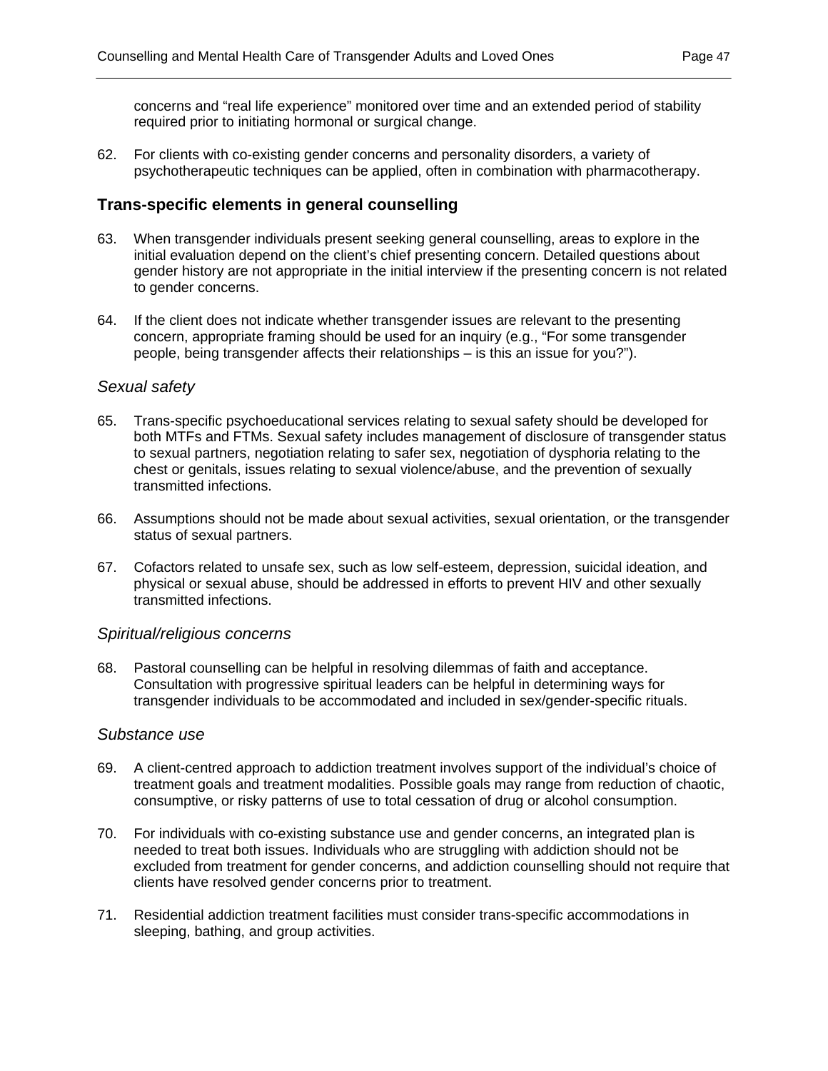concerns and "real life experience" monitored over time and an extended period of stability required prior to initiating hormonal or surgical change.

62. For clients with co-existing gender concerns and personality disorders, a variety of psychotherapeutic techniques can be applied, often in combination with pharmacotherapy.

## Trans-specific elements in general counselling

63. When transgender individuals present seeking general counselling, areas to explore in the initial evaluation depend on the client's chief presenting concern. Detailed questions about gender history are not appropriate in the initial interview if the presenting concern is not related to gender concerns.

64. If the client does not indicate whether transgender issues are relevant to the presenting concern, appropriate framing should be used for an inquiry (e.g., "For some transgender people, being transgender affects their relationships – is this an issue for you?").

### *Sexual safety*

65. Trans-specific psychoeducational services relating to sexual safety should be developed for both MTFs and FTMs. Sexual safety includes management of disclosure of transgender status to sexual partners, negotiation relating to safer sex, negotiation of dysphoria relating to the chest or genitals, issues relating to sexual violence/abuse, and the prevention of sexually transmitted infections.

66. Assumptions should not be made about sexual activities, sexual orientation, or the transgender status of sexual partners.

67. Cofactors related to unsafe sex, such as low self-esteem, depression, suicidal ideation, and physical or sexual abuse, should be addressed in efforts to prevent HIV and other sexually transmitted infections.

### *Spiritual/religious concerns*

68. Pastoral counselling can be helpful in resolving dilemmas of faith and acceptance. Consultation with progressive spiritual leaders can be helpful in determining ways for transgender individuals to be accommodated and included in sex/gender-specific rituals.

### *Substance use*

69. A client-centred approach to addiction treatment involves support of the individual's choice of treatment goals and treatment modalities. Possible goals may range from reduction of chaotic, consumptive, or risky patterns of use to total cessation of drug or alcohol consumption.

70. For individuals with co-existing substance use and gender concerns, an integrated plan is needed to treat both issues. Individuals who are struggling with addiction should not be excluded from treatment for gender concerns, and addiction counselling should not require that clients have resolved gender concerns prior to treatment.

71. Residential addiction treatment facilities must consider trans-specific accommodations in sleeping, bathing, and group activities.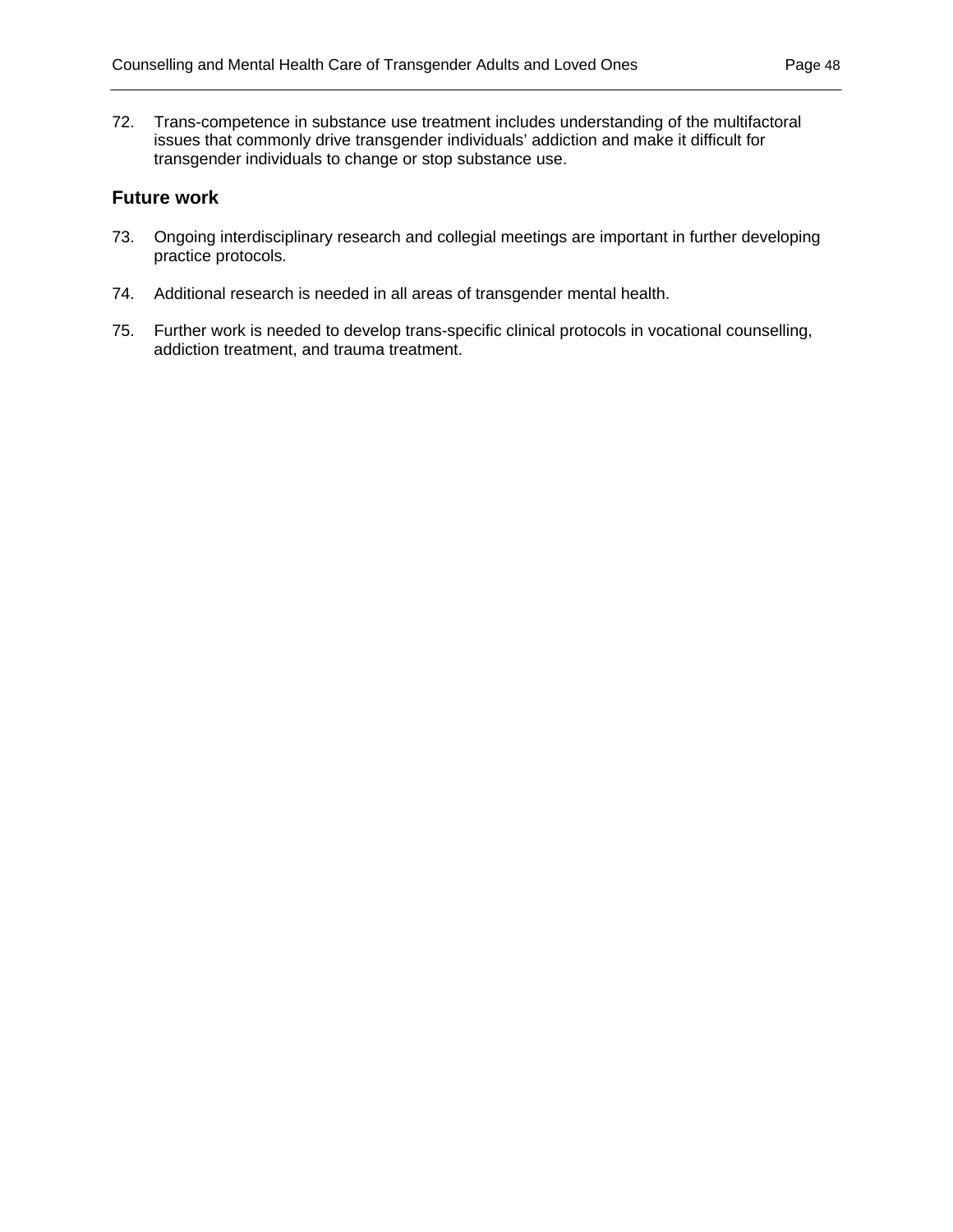72. Trans-competence in substance use treatment includes understanding of the multifactoral issues that commonly drive transgender individuals' addiction and make it difficult for transgender individuals to change or stop substance use.

### Future work

73. Ongoing interdisciplinary research and collegial meetings are important in further developing practice protocols.

74. Additional research is needed in all areas of transgender mental health.

75. Further work is needed to develop trans-specific clinical protocols in vocational counselling, addiction treatment, and trauma treatment.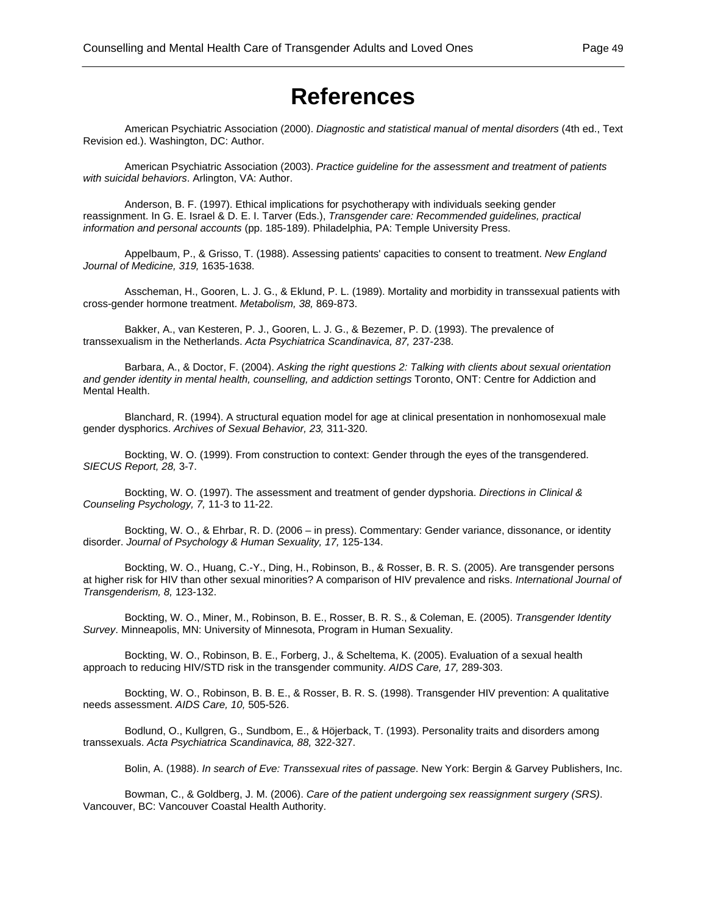# References

American Psychiatric Association (2000). *Diagnostic and statistical manual of mental disorders* (4th ed., Text Revision ed.). Washington, DC: Author.

American Psychiatric Association (2003). *Practice guideline for the assessment and treatment of patients with suicidal behaviors*. Arlington, VA: Author.

Anderson, B. F. (1997). Ethical implications for psychotherapy with individuals seeking gender reassignment. In G. E. Israel & D. E. I. Tarver (Eds.), *Transgender care: Recommended guidelines, practical information and personal accounts* (pp. 185-189). Philadelphia, PA: Temple University Press.

Appelbaum, P., & Grisso, T. (1988). Assessing patients' capacities to consent to treatment. *New England Journal of Medicine, 319,* 1635-1638.

Asscheman, H., Gooren, L. J. G., & Eklund, P. L. (1989). Mortality and morbidity in transsexual patients with cross-gender hormone treatment. *Metabolism, 38,* 869-873.

Bakker, A., van Kesteren, P. J., Gooren, L. J. G., & Bezemer, P. D. (1993). The prevalence of transsexualism in the Netherlands. *Acta Psychiatrica Scandinavica, 87,* 237-238.

Barbara, A., & Doctor, F. (2004). *Asking the right questions 2: Talking with clients about sexual orientation and gender identity in mental health, counselling, and addiction settings* Toronto, ONT: Centre for Addiction and Mental Health.

Blanchard, R. (1994). A structural equation model for age at clinical presentation in nonhomosexual male gender dysphorics. *Archives of Sexual Behavior, 23,* 311-320.

Bockting, W. O. (1999). From construction to context: Gender through the eyes of the transgendered. *SIECUS Report, 28,* 3-7.

Bockting, W. O. (1997). The assessment and treatment of gender dypshoria. *Directions in Clinical & Counseling Psychology, 7,* 11-3 to 11-22.

Bockting, W. O., & Ehrbar, R. D. (2006 – in press). Commentary: Gender variance, dissonance, or identity disorder. *Journal of Psychology & Human Sexuality, 17,* 125-134.

Bockting, W. O., Huang, C.-Y., Ding, H., Robinson, B., & Rosser, B. R. S. (2005). Are transgender persons at higher risk for HIV than other sexual minorities? A comparison of HIV prevalence and risks. *International Journal of Transgenderism, 8,* 123-132.

Bockting, W. O., Miner, M., Robinson, B. E., Rosser, B. R. S., & Coleman, E. (2005). *Transgender Identity Survey*. Minneapolis, MN: University of Minnesota, Program in Human Sexuality.

Bockting, W. O., Robinson, B. E., Forberg, J., & Scheltema, K. (2005). Evaluation of a sexual health approach to reducing HIV/STD risk in the transgender community. *AIDS Care, 17,* 289-303.

Bockting, W. O., Robinson, B. B. E., & Rosser, B. R. S. (1998). Transgender HIV prevention: A qualitative needs assessment. *AIDS Care, 10,* 505-526.

Bodlund, O., Kullgren, G., Sundbom, E., & Höjerback, T. (1993). Personality traits and disorders among transsexuals. *Acta Psychiatrica Scandinavica, 88,* 322-327.

Bolin, A. (1988). *In search of Eve: Transsexual rites of passage*. New York: Bergin & Garvey Publishers, Inc.

Bowman, C., & Goldberg, J. M. (2006). *Care of the patient undergoing sex reassignment surgery (SRS)*. Vancouver, BC: Vancouver Coastal Health Authority.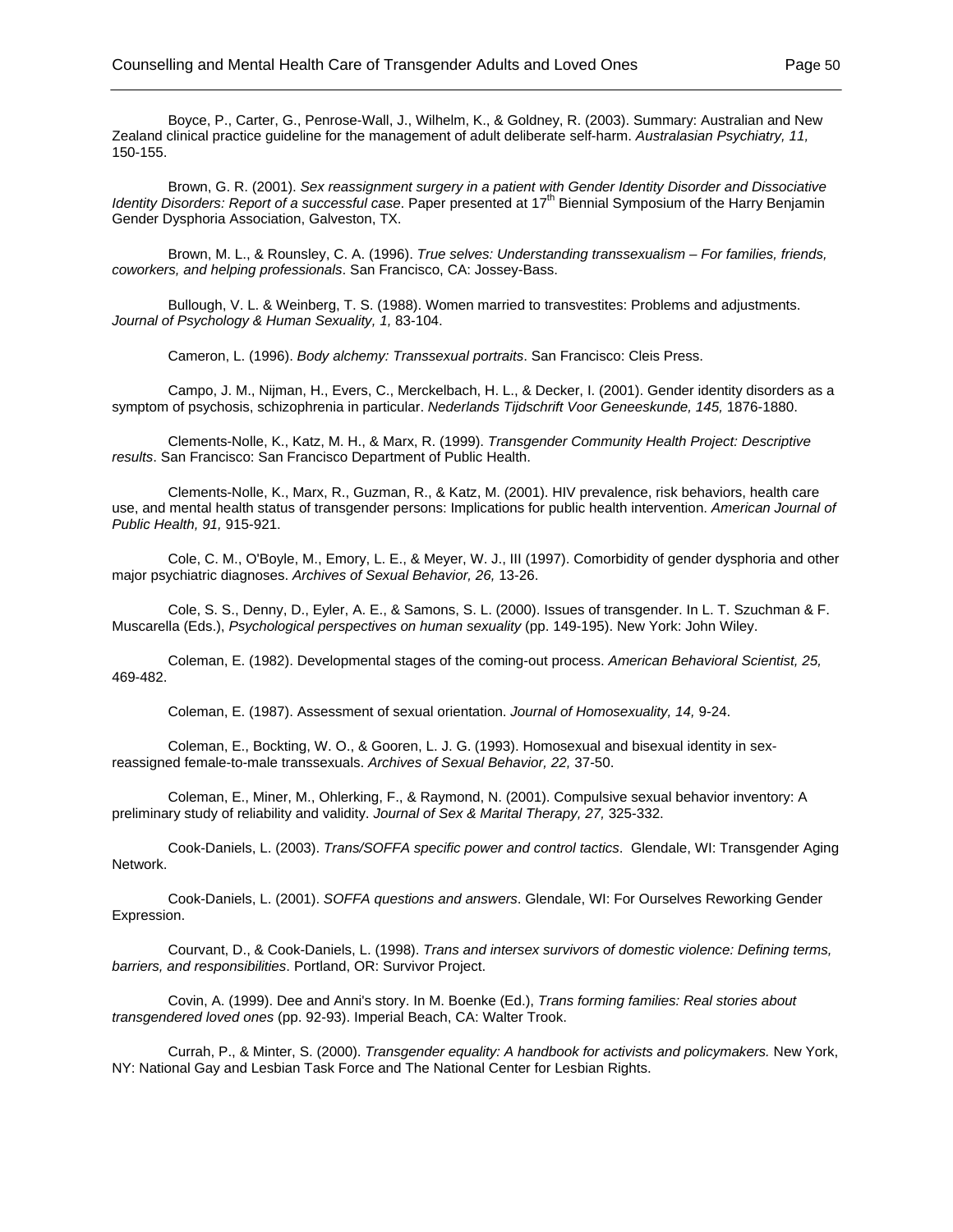Boyce, P., Carter, G., Penrose-Wall, J., Wilhelm, K., & Goldney, R. (2003). Summary: Australian and New Zealand clinical practice guideline for the management of adult deliberate self-harm. *Australasian Psychiatry, 11,* 150-155.

Brown, G. R. (2001). *Sex reassignment surgery in a patient with Gender Identity Disorder and Dissociative Identity Disorders: Report of a successful case*. Paper presented at 17th Biennial Symposium of the Harry Benjamin Gender Dysphoria Association, Galveston, TX.

Brown, M. L., & Rounsley, C. A. (1996). *True selves: Understanding transsexualism – For families, friends, coworkers, and helping professionals*. San Francisco, CA: Jossey-Bass.

Bullough, V. L. & Weinberg, T. S. (1988). Women married to transvestites: Problems and adjustments. *Journal of Psychology & Human Sexuality, 1,* 83-104.

Cameron, L. (1996). *Body alchemy: Transsexual portraits*. San Francisco: Cleis Press.

Campo, J. M., Nijman, H., Evers, C., Merckelbach, H. L., & Decker, I. (2001). Gender identity disorders as a symptom of psychosis, schizophrenia in particular. *Nederlands Tijdschrift Voor Geneeskunde, 145,* 1876-1880.

Clements-Nolle, K., Katz, M. H., & Marx, R. (1999). *Transgender Community Health Project: Descriptive results*. San Francisco: San Francisco Department of Public Health.

Clements-Nolle, K., Marx, R., Guzman, R., & Katz, M. (2001). HIV prevalence, risk behaviors, health care use, and mental health status of transgender persons: Implications for public health intervention. *American Journal of Public Health, 91,* 915-921.

Cole, C. M., O'Boyle, M., Emory, L. E., & Meyer, W. J., III (1997). Comorbidity of gender dysphoria and other major psychiatric diagnoses. *Archives of Sexual Behavior, 26,* 13-26.

Cole, S. S., Denny, D., Eyler, A. E., & Samons, S. L. (2000). Issues of transgender. In L. T. Szuchman & F. Muscarella (Eds.), *Psychological perspectives on human sexuality* (pp. 149-195). New York: John Wiley.

Coleman, E. (1982). Developmental stages of the coming-out process. *American Behavioral Scientist, 25,* 469-482.

Coleman, E. (1987). Assessment of sexual orientation. *Journal of Homosexuality, 14,* 9-24.

Coleman, E., Bockting, W. O., & Gooren, L. J. G. (1993). Homosexual and bisexual identity in sex-reassigned female-to-male transsexuals. *Archives of Sexual Behavior, 22,* 37-50.

Coleman, E., Miner, M., Ohlerking, F., & Raymond, N. (2001). Compulsive sexual behavior inventory: A preliminary study of reliability and validity. *Journal of Sex & Marital Therapy, 27,* 325-332.

Cook-Daniels, L. (2003). *Trans/SOFFA specific power and control tactics*. Glendale, WI: Transgender Aging Network.

Cook-Daniels, L. (2001). *SOFFA questions and answers*. Glendale, WI: For Ourselves Reworking Gender Expression.

Courvant, D., & Cook-Daniels, L. (1998). *Trans and intersex survivors of domestic violence: Defining terms, barriers, and responsibilities*. Portland, OR: Survivor Project.

Covin, A. (1999). Dee and Anni's story. In M. Boenke (Ed.), *Trans forming families: Real stories about transgendered loved ones* (pp. 92-93). Imperial Beach, CA: Walter Trook.

Currah, P., & Minter, S. (2000). *Transgender equality: A handbook for activists and policymakers.* New York, NY: National Gay and Lesbian Task Force and The National Center for Lesbian Rights.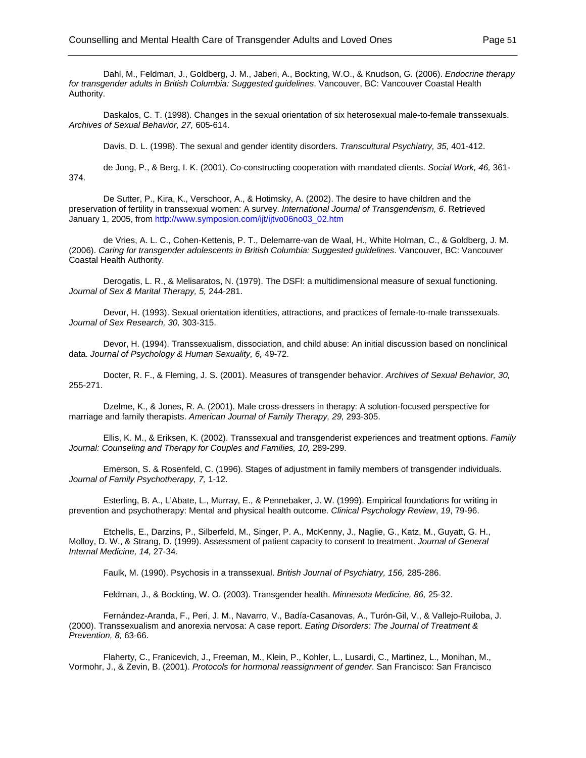Dahl, M., Feldman, J., Goldberg, J. M., Jaberi, A., Bockting, W.O., & Knudson, G. (2006). *Endocrine therapy for transgender adults in British Columbia: Suggested guidelines*. Vancouver, BC: Vancouver Coastal Health Authority.

Daskalos, C. T. (1998). Changes in the sexual orientation of six heterosexual male-to-female transsexuals. *Archives of Sexual Behavior, 27,* 605-614.

Davis, D. L. (1998). The sexual and gender identity disorders. *Transcultural Psychiatry, 35,* 401-412.

de Jong, P., & Berg, I. K. (2001). Co-constructing cooperation with mandated clients. *Social Work, 46,* 361-374.

De Sutter, P., Kira, K., Verschoor, A., & Hotimsky, A. (2002). The desire to have children and the preservation of fertility in transsexual women: A survey. *International Journal of Transgenderism, 6*. Retrieved January 1, 2005, from http://www.symposion.com/ijt/ijtvo06no03_02.htm

de Vries, A. L. C., Cohen-Kettenis, P. T., Delemarre-van de Waal, H., White Holman, C., & Goldberg, J. M. (2006). *Caring for transgender adolescents in British Columbia: Suggested guidelines*. Vancouver, BC: Vancouver Coastal Health Authority.

Derogatis, L. R., & Melisaratos, N. (1979). The DSFI: a multidimensional measure of sexual functioning. *Journal of Sex & Marital Therapy, 5,* 244-281.

Devor, H. (1993). Sexual orientation identities, attractions, and practices of female-to-male transsexuals. *Journal of Sex Research, 30,* 303-315.

Devor, H. (1994). Transsexualism, dissociation, and child abuse: An initial discussion based on nonclinical data. *Journal of Psychology & Human Sexuality, 6,* 49-72.

Docter, R. F., & Fleming, J. S. (2001). Measures of transgender behavior. *Archives of Sexual Behavior, 30,* 255-271.

Dzelme, K., & Jones, R. A. (2001). Male cross-dressers in therapy: A solution-focused perspective for marriage and family therapists. *American Journal of Family Therapy, 29,* 293-305.

Ellis, K. M., & Eriksen, K. (2002). Transsexual and transgenderist experiences and treatment options. *Family Journal: Counseling and Therapy for Couples and Families, 10,* 289-299.

Emerson, S. & Rosenfeld, C. (1996). Stages of adjustment in family members of transgender individuals. *Journal of Family Psychotherapy, 7,* 1-12.

Esterling, B. A., L'Abate, L., Murray, E., & Pennebaker, J. W. (1999). Empirical foundations for writing in prevention and psychotherapy: Mental and physical health outcome. *Clinical Psychology Review*, *19*, 79-96.

Etchells, E., Darzins, P., Silberfeld, M., Singer, P. A., McKenny, J., Naglie, G., Katz, M., Guyatt, G. H., Molloy, D. W., & Strang, D. (1999). Assessment of patient capacity to consent to treatment. *Journal of General Internal Medicine, 14,* 27-34.

Faulk, M. (1990). Psychosis in a transsexual. *British Journal of Psychiatry, 156,* 285-286.

Feldman, J., & Bockting, W. O. (2003). Transgender health. *Minnesota Medicine, 86,* 25-32.

Fernández-Aranda, F., Peri, J. M., Navarro, V., Badía-Casanovas, A., Turón-Gil, V., & Vallejo-Ruiloba, J. (2000). Transsexualism and anorexia nervosa: A case report. *Eating Disorders: The Journal of Treatment & Prevention, 8,* 63-66.

Flaherty, C., Franicevich, J., Freeman, M., Klein, P., Kohler, L., Lusardi, C., Martinez, L., Monihan, M., Vormohr, J., & Zevin, B. (2001). *Protocols for hormonal reassignment of gender*. San Francisco: San Francisco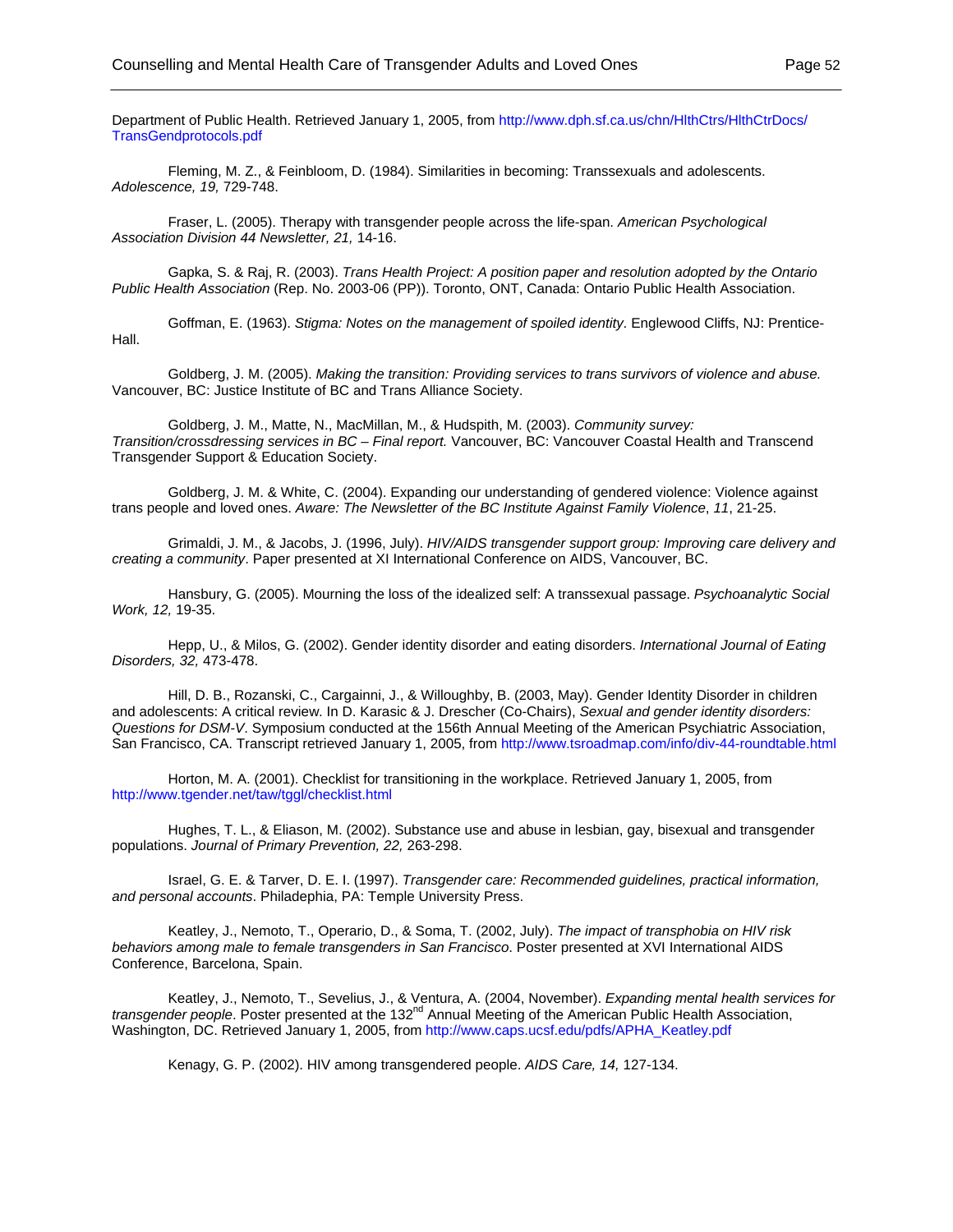Department of Public Health. Retrieved January 1, 2005, from http://www.dph.sf.ca.us/chn/HlthCtrs/HlthCtrDocs/TransGendprotocols.pdf

Fleming, M. Z., & Feinbloom, D. (1984). Similarities in becoming: Transsexuals and adolescents. *Adolescence, 19,* 729-748.

Fraser, L. (2005). Therapy with transgender people across the life-span. *American Psychological Association Division 44 Newsletter, 21,* 14-16.

Gapka, S. & Raj, R. (2003). *Trans Health Project: A position paper and resolution adopted by the Ontario Public Health Association* (Rep. No. 2003-06 (PP)). Toronto, ONT, Canada: Ontario Public Health Association.

Goffman, E. (1963). *Stigma: Notes on the management of spoiled identity*. Englewood Cliffs, NJ: Prentice-Hall.

Goldberg, J. M. (2005). *Making the transition: Providing services to trans survivors of violence and abuse.* Vancouver, BC: Justice Institute of BC and Trans Alliance Society.

Goldberg, J. M., Matte, N., MacMillan, M., & Hudspith, M. (2003). *Community survey: Transition/crossdressing services in BC – Final report.* Vancouver, BC: Vancouver Coastal Health and Transcend Transgender Support & Education Society.

Goldberg, J. M. & White, C. (2004). Expanding our understanding of gendered violence: Violence against trans people and loved ones. *Aware: The Newsletter of the BC Institute Against Family Violence*, *11*, 21-25.

Grimaldi, J. M., & Jacobs, J. (1996, July). *HIV/AIDS transgender support group: Improving care delivery and creating a community*. Paper presented at XI International Conference on AIDS, Vancouver, BC.

Hansbury, G. (2005). Mourning the loss of the idealized self: A transsexual passage. *Psychoanalytic Social Work, 12,* 19-35.

Hepp, U., & Milos, G. (2002). Gender identity disorder and eating disorders. *International Journal of Eating Disorders, 32,* 473-478.

Hill, D. B., Rozanski, C., Cargainni, J., & Willoughby, B. (2003, May). Gender Identity Disorder in children and adolescents: A critical review. In D. Karasic & J. Drescher (Co-Chairs), *Sexual and gender identity disorders: Questions for DSM-V*. Symposium conducted at the 156th Annual Meeting of the American Psychiatric Association, San Francisco, CA. Transcript retrieved January 1, 2005, from http://www.tsroadmap.com/info/div-44-roundtable.html

Horton, M. A. (2001). Checklist for transitioning in the workplace. Retrieved January 1, 2005, from http://www.tgender.net/taw/tggl/checklist.html

Hughes, T. L., & Eliason, M. (2002). Substance use and abuse in lesbian, gay, bisexual and transgender populations. *Journal of Primary Prevention, 22,* 263-298.

Israel, G. E. & Tarver, D. E. I. (1997). *Transgender care: Recommended guidelines, practical information, and personal accounts*. Philadephia, PA: Temple University Press.

Keatley, J., Nemoto, T., Operario, D., & Soma, T. (2002, July). *The impact of transphobia on HIV risk behaviors among male to female transgenders in San Francisco*. Poster presented at XVI International AIDS Conference, Barcelona, Spain.

Keatley, J., Nemoto, T., Sevelius, J., & Ventura, A. (2004, November). *Expanding mental health services for transgender people*. Poster presented at the 132nd Annual Meeting of the American Public Health Association, Washington, DC. Retrieved January 1, 2005, from http://www.caps.ucsf.edu/pdfs/APHA_Keatley.pdf

Kenagy, G. P. (2002). HIV among transgendered people. *AIDS Care, 14,* 127-134.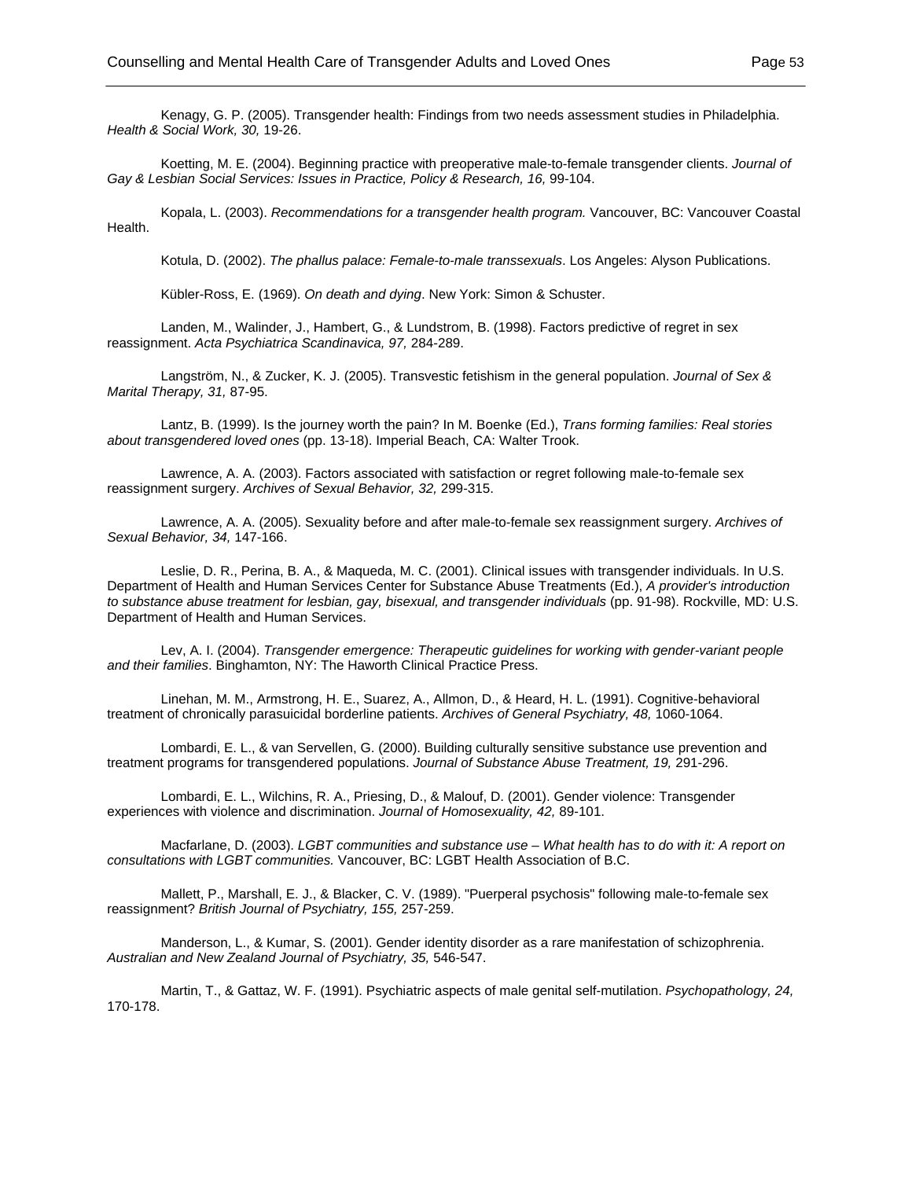Kenagy, G. P. (2005). Transgender health: Findings from two needs assessment studies in Philadelphia. *Health & Social Work, 30,* 19-26.

Koetting, M. E. (2004). Beginning practice with preoperative male-to-female transgender clients. *Journal of Gay & Lesbian Social Services: Issues in Practice, Policy & Research, 16,* 99-104.

Kopala, L. (2003). *Recommendations for a transgender health program.* Vancouver, BC: Vancouver Coastal Health.

Kotula, D. (2002). *The phallus palace: Female-to-male transsexuals*. Los Angeles: Alyson Publications.

Kübler-Ross, E. (1969). *On death and dying*. New York: Simon & Schuster.

Landen, M., Walinder, J., Hambert, G., & Lundstrom, B. (1998). Factors predictive of regret in sex reassignment. *Acta Psychiatrica Scandinavica, 97,* 284-289.

Langström, N., & Zucker, K. J. (2005). Transvestic fetishism in the general population. *Journal of Sex & Marital Therapy, 31,* 87-95.

Lantz, B. (1999). Is the journey worth the pain? In M. Boenke (Ed.), *Trans forming families: Real stories about transgendered loved ones* (pp. 13-18). Imperial Beach, CA: Walter Trook.

Lawrence, A. A. (2003). Factors associated with satisfaction or regret following male-to-female sex reassignment surgery. *Archives of Sexual Behavior, 32,* 299-315.

Lawrence, A. A. (2005). Sexuality before and after male-to-female sex reassignment surgery. *Archives of Sexual Behavior, 34,* 147-166.

Leslie, D. R., Perina, B. A., & Maqueda, M. C. (2001). Clinical issues with transgender individuals. In U.S. Department of Health and Human Services Center for Substance Abuse Treatments (Ed.), *A provider's introduction to substance abuse treatment for lesbian, gay, bisexual, and transgender individuals* (pp. 91-98). Rockville, MD: U.S. Department of Health and Human Services.

Lev, A. I. (2004). *Transgender emergence: Therapeutic guidelines for working with gender-variant people and their families*. Binghamton, NY: The Haworth Clinical Practice Press.

Linehan, M. M., Armstrong, H. E., Suarez, A., Allmon, D., & Heard, H. L. (1991). Cognitive-behavioral treatment of chronically parasuicidal borderline patients. *Archives of General Psychiatry, 48,* 1060-1064.

Lombardi, E. L., & van Servellen, G. (2000). Building culturally sensitive substance use prevention and treatment programs for transgendered populations. *Journal of Substance Abuse Treatment, 19,* 291-296.

Lombardi, E. L., Wilchins, R. A., Priesing, D., & Malouf, D. (2001). Gender violence: Transgender experiences with violence and discrimination. *Journal of Homosexuality, 42,* 89-101.

Macfarlane, D. (2003). *LGBT communities and substance use – What health has to do with it: A report on consultations with LGBT communities.* Vancouver, BC: LGBT Health Association of B.C.

Mallett, P., Marshall, E. J., & Blacker, C. V. (1989). "Puerperal psychosis" following male-to-female sex reassignment? *British Journal of Psychiatry, 155,* 257-259.

Manderson, L., & Kumar, S. (2001). Gender identity disorder as a rare manifestation of schizophrenia. *Australian and New Zealand Journal of Psychiatry, 35,* 546-547.

Martin, T., & Gattaz, W. F. (1991). Psychiatric aspects of male genital self-mutilation. *Psychopathology, 24,* 170-178.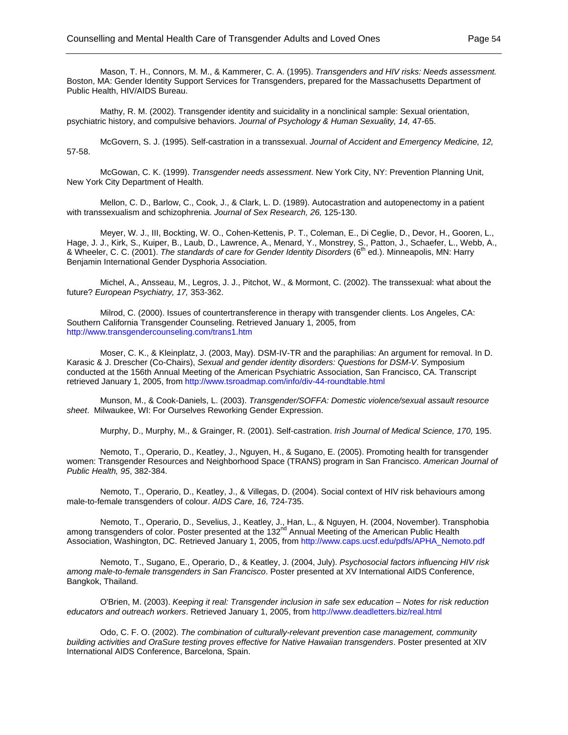Mason, T. H., Connors, M. M., & Kammerer, C. A. (1995). *Transgenders and HIV risks: Needs assessment.* Boston, MA: Gender Identity Support Services for Transgenders, prepared for the Massachusetts Department of Public Health, HIV/AIDS Bureau.

Mathy, R. M. (2002). Transgender identity and suicidality in a nonclinical sample: Sexual orientation, psychiatric history, and compulsive behaviors. *Journal of Psychology & Human Sexuality, 14,* 47-65.

McGovern, S. J. (1995). Self-castration in a transsexual. *Journal of Accident and Emergency Medicine, 12,* 57-58.

McGowan, C. K. (1999). *Transgender needs assessment*. New York City, NY: Prevention Planning Unit, New York City Department of Health.

Mellon, C. D., Barlow, C., Cook, J., & Clark, L. D. (1989). Autocastration and autopenectomy in a patient with transsexualism and schizophrenia. *Journal of Sex Research, 26,* 125-130.

Meyer, W. J., III, Bockting, W. O., Cohen-Kettenis, P. T., Coleman, E., Di Ceglie, D., Devor, H., Gooren, L., Hage, J. J., Kirk, S., Kuiper, B., Laub, D., Lawrence, A., Menard, Y., Monstrey, S., Patton, J., Schaefer, L., Webb, A., & Wheeler, C. C. (2001). *The standards of care for Gender Identity Disorders* (6th ed.). Minneapolis, MN: Harry Benjamin International Gender Dysphoria Association.

Michel, A., Ansseau, M., Legros, J. J., Pitchot, W., & Mormont, C. (2002). The transsexual: what about the future? *European Psychiatry, 17,* 353-362.

Milrod, C. (2000). Issues of countertransference in therapy with transgender clients. Los Angeles, CA: Southern California Transgender Counseling. Retrieved January 1, 2005, from http://www.transgendercounseling.com/trans1.htm

Moser, C. K., & Kleinplatz, J. (2003, May). DSM-IV-TR and the paraphilias: An argument for removal. In D. Karasic & J. Drescher (Co-Chairs), *Sexual and gender identity disorders: Questions for DSM-V*. Symposium conducted at the 156th Annual Meeting of the American Psychiatric Association, San Francisco, CA. Transcript retrieved January 1, 2005, from http://www.tsroadmap.com/info/div-44-roundtable.html

Munson, M., & Cook-Daniels, L. (2003). *Transgender/SOFFA: Domestic violence/sexual assault resource sheet*. Milwaukee, WI: For Ourselves Reworking Gender Expression.

Murphy, D., Murphy, M., & Grainger, R. (2001). Self-castration. *Irish Journal of Medical Science, 170,* 195.

Nemoto, T., Operario, D., Keatley, J., Nguyen, H., & Sugano, E. (2005). Promoting health for transgender women: Transgender Resources and Neighborhood Space (TRANS) program in San Francisco. *American Journal of Public Health, 95*, 382-384.

Nemoto, T., Operario, D., Keatley, J., & Villegas, D. (2004). Social context of HIV risk behaviours among male-to-female transgenders of colour. *AIDS Care, 16,* 724-735.

Nemoto, T., Operario, D., Sevelius, J., Keatley, J., Han, L., & Nguyen, H. (2004, November). Transphobia among transgenders of color. Poster presented at the 132nd Annual Meeting of the American Public Health Association, Washington, DC. Retrieved January 1, 2005, from http://www.caps.ucsf.edu/pdfs/APHA_Nemoto.pdf

Nemoto, T., Sugano, E., Operario, D., & Keatley, J. (2004, July). *Psychosocial factors influencing HIV risk among male-to-female transgenders in San Francisco*. Poster presented at XV International AIDS Conference, Bangkok, Thailand.

O'Brien, M. (2003). *Keeping it real: Transgender inclusion in safe sex education – Notes for risk reduction educators and outreach workers*. Retrieved January 1, 2005, from http://www.deadletters.biz/real.html

Odo, C. F. O. (2002). *The combination of culturally-relevant prevention case management, community building activities and OraSure testing proves effective for Native Hawaiian transgenders*. Poster presented at XIV International AIDS Conference, Barcelona, Spain.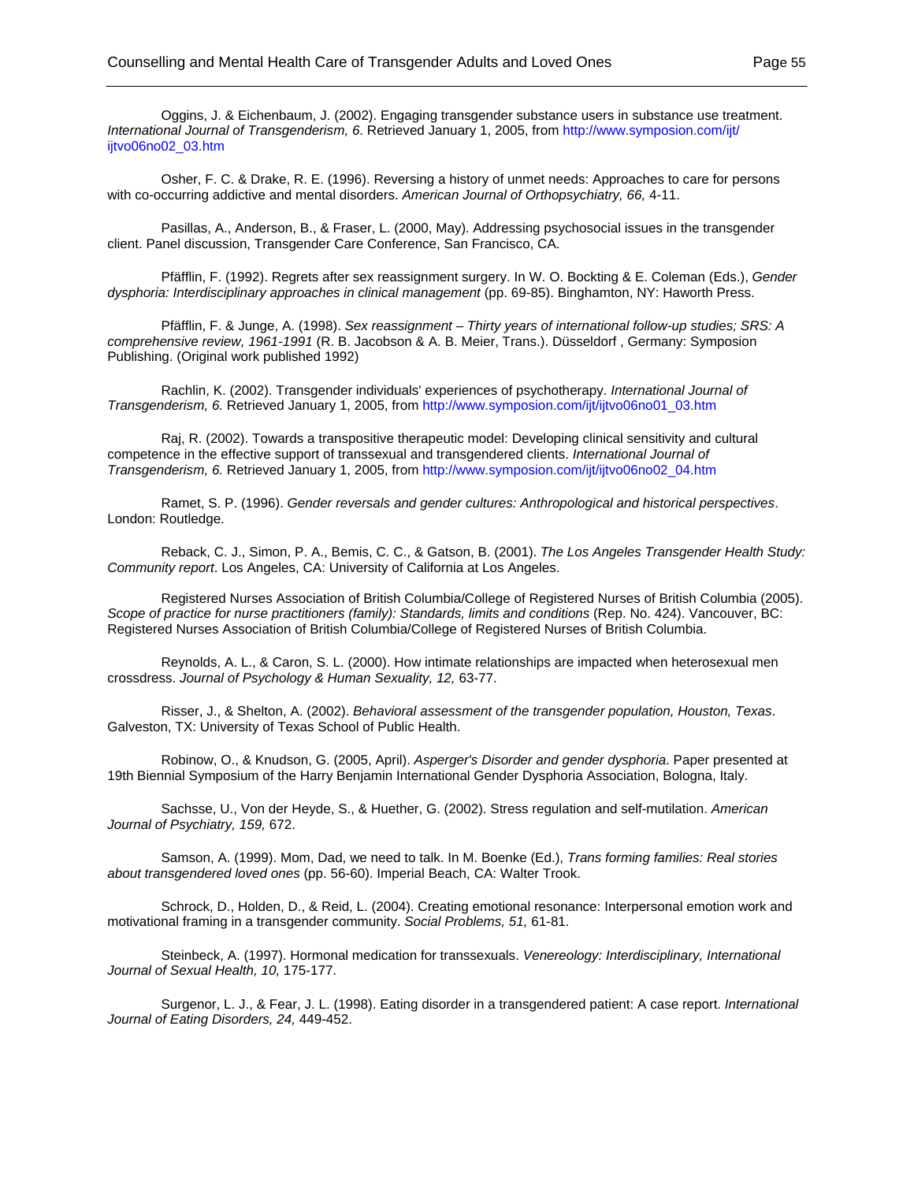Oggins, J. & Eichenbaum, J. (2002). Engaging transgender substance users in substance use treatment. *International Journal of Transgenderism, 6*. Retrieved January 1, 2005, from http://www.symposion.com/ijt/ijtvo06no02_03.htm

Osher, F. C. & Drake, R. E. (1996). Reversing a history of unmet needs: Approaches to care for persons with co-occurring addictive and mental disorders. *American Journal of Orthopsychiatry, 66,* 4-11.

Pasillas, A., Anderson, B., & Fraser, L. (2000, May). Addressing psychosocial issues in the transgender client. Panel discussion, Transgender Care Conference, San Francisco, CA.

Pfäfflin, F. (1992). Regrets after sex reassignment surgery. In W. O. Bockting & E. Coleman (Eds.), *Gender dysphoria: Interdisciplinary approaches in clinical management* (pp. 69-85). Binghamton, NY: Haworth Press.

Pfäfflin, F. & Junge, A. (1998). *Sex reassignment – Thirty years of international follow-up studies; SRS: A comprehensive review, 1961-1991* (R. B. Jacobson & A. B. Meier, Trans.). Düsseldorf , Germany: Symposion Publishing. (Original work published 1992)

Rachlin, K. (2002). Transgender individuals' experiences of psychotherapy. *International Journal of Transgenderism, 6.* Retrieved January 1, 2005, from http://www.symposion.com/ijt/ijtvo06no01_03.htm

Raj, R. (2002). Towards a transpositive therapeutic model: Developing clinical sensitivity and cultural competence in the effective support of transsexual and transgendered clients. *International Journal of Transgenderism, 6.* Retrieved January 1, 2005, from http://www.symposion.com/ijt/ijtvo06no02_04.htm

Ramet, S. P. (1996). *Gender reversals and gender cultures: Anthropological and historical perspectives*. London: Routledge.

Reback, C. J., Simon, P. A., Bemis, C. C., & Gatson, B. (2001). *The Los Angeles Transgender Health Study: Community report*. Los Angeles, CA: University of California at Los Angeles.

Registered Nurses Association of British Columbia/College of Registered Nurses of British Columbia (2005). *Scope of practice for nurse practitioners (family): Standards, limits and conditions* (Rep. No. 424). Vancouver, BC: Registered Nurses Association of British Columbia/College of Registered Nurses of British Columbia.

Reynolds, A. L., & Caron, S. L. (2000). How intimate relationships are impacted when heterosexual men crossdress. *Journal of Psychology & Human Sexuality, 12,* 63-77.

Risser, J., & Shelton, A. (2002). *Behavioral assessment of the transgender population, Houston, Texas*. Galveston, TX: University of Texas School of Public Health.

Robinow, O., & Knudson, G. (2005, April). *Asperger's Disorder and gender dysphoria*. Paper presented at 19th Biennial Symposium of the Harry Benjamin International Gender Dysphoria Association, Bologna, Italy.

Sachsse, U., Von der Heyde, S., & Huether, G. (2002). Stress regulation and self-mutilation. *American Journal of Psychiatry, 159,* 672.

Samson, A. (1999). Mom, Dad, we need to talk. In M. Boenke (Ed.), *Trans forming families: Real stories about transgendered loved ones* (pp. 56-60). Imperial Beach, CA: Walter Trook.

Schrock, D., Holden, D., & Reid, L. (2004). Creating emotional resonance: Interpersonal emotion work and motivational framing in a transgender community. *Social Problems, 51,* 61-81.

Steinbeck, A. (1997). Hormonal medication for transsexuals. *Venereology: Interdisciplinary, International Journal of Sexual Health, 10,* 175-177.

Surgenor, L. J., & Fear, J. L. (1998). Eating disorder in a transgendered patient: A case report. *International Journal of Eating Disorders, 24,* 449-452.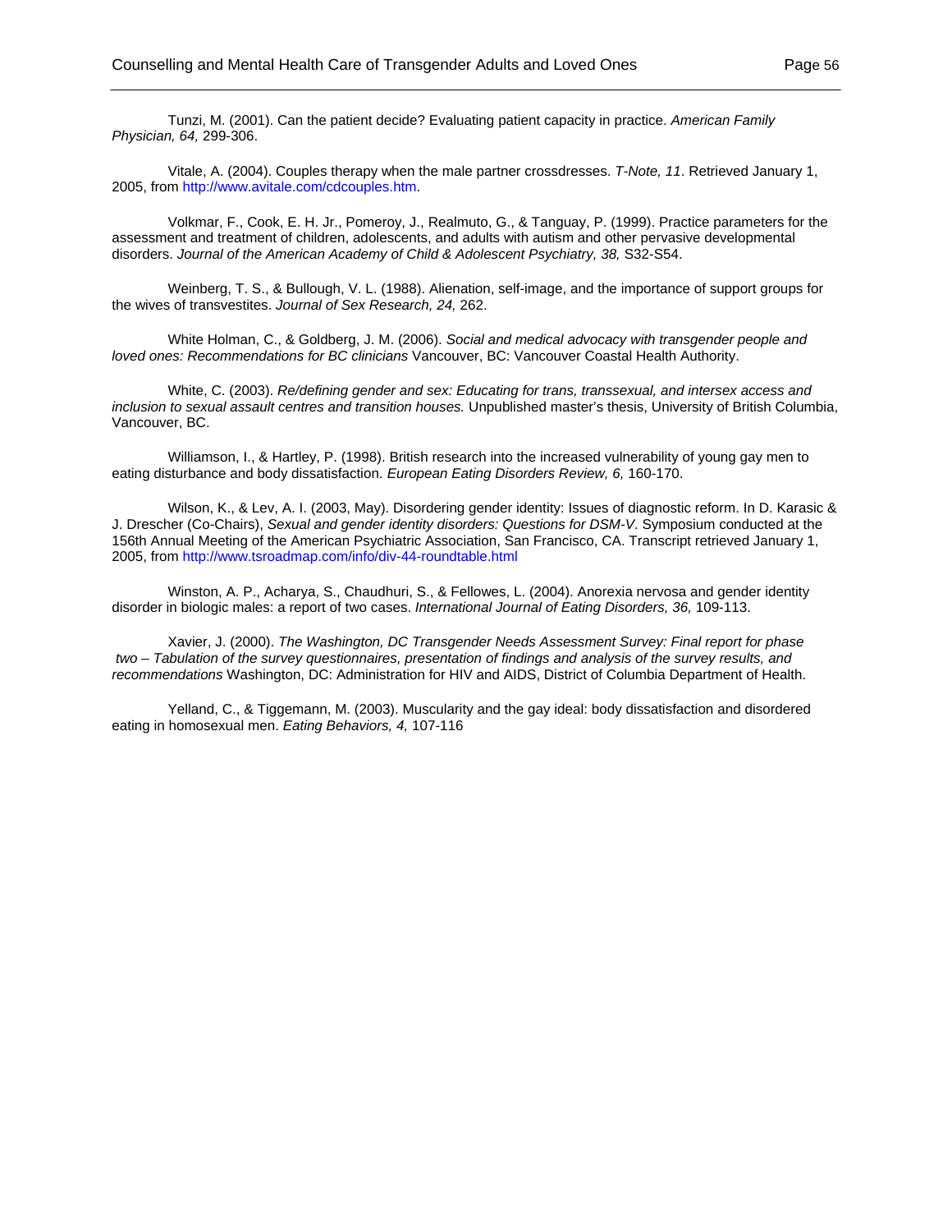Tunzi, M. (2001). Can the patient decide? Evaluating patient capacity in practice. *American Family Physician, 64,* 299-306.

Vitale, A. (2004). Couples therapy when the male partner crossdresses. *T-Note, 11*. Retrieved January 1, 2005, from http://www.avitale.com/cdcouples.htm.

Volkmar, F., Cook, E. H. Jr., Pomeroy, J., Realmuto, G., & Tanguay, P. (1999). Practice parameters for the assessment and treatment of children, adolescents, and adults with autism and other pervasive developmental disorders. *Journal of the American Academy of Child & Adolescent Psychiatry, 38,* S32-S54.

Weinberg, T. S., & Bullough, V. L. (1988). Alienation, self-image, and the importance of support groups for the wives of transvestites. *Journal of Sex Research, 24,* 262.

White Holman, C., & Goldberg, J. M. (2006). *Social and medical advocacy with transgender people and loved ones: Recommendations for BC clinicians* Vancouver, BC: Vancouver Coastal Health Authority.

White, C. (2003). *Re/defining gender and sex: Educating for trans, transsexual, and intersex access and inclusion to sexual assault centres and transition houses.* Unpublished master's thesis, University of British Columbia, Vancouver, BC.

Williamson, I., & Hartley, P. (1998). British research into the increased vulnerability of young gay men to eating disturbance and body dissatisfaction. *European Eating Disorders Review, 6,* 160-170.

Wilson, K., & Lev, A. I. (2003, May). Disordering gender identity: Issues of diagnostic reform. In D. Karasic & J. Drescher (Co-Chairs), *Sexual and gender identity disorders: Questions for DSM-V*. Symposium conducted at the 156th Annual Meeting of the American Psychiatric Association, San Francisco, CA. Transcript retrieved January 1, 2005, from http://www.tsroadmap.com/info/div-44-roundtable.html

Winston, A. P., Acharya, S., Chaudhuri, S., & Fellowes, L. (2004). Anorexia nervosa and gender identity disorder in biologic males: a report of two cases. *International Journal of Eating Disorders, 36,* 109-113.

Xavier, J. (2000). *The Washington, DC Transgender Needs Assessment Survey: Final report for phase two – Tabulation of the survey questionnaires, presentation of findings and analysis of the survey results, and recommendations* Washington, DC: Administration for HIV and AIDS, District of Columbia Department of Health.

Yelland, C., & Tiggemann, M. (2003). Muscularity and the gay ideal: body dissatisfaction and disordered eating in homosexual men. *Eating Behaviors, 4,* 107-116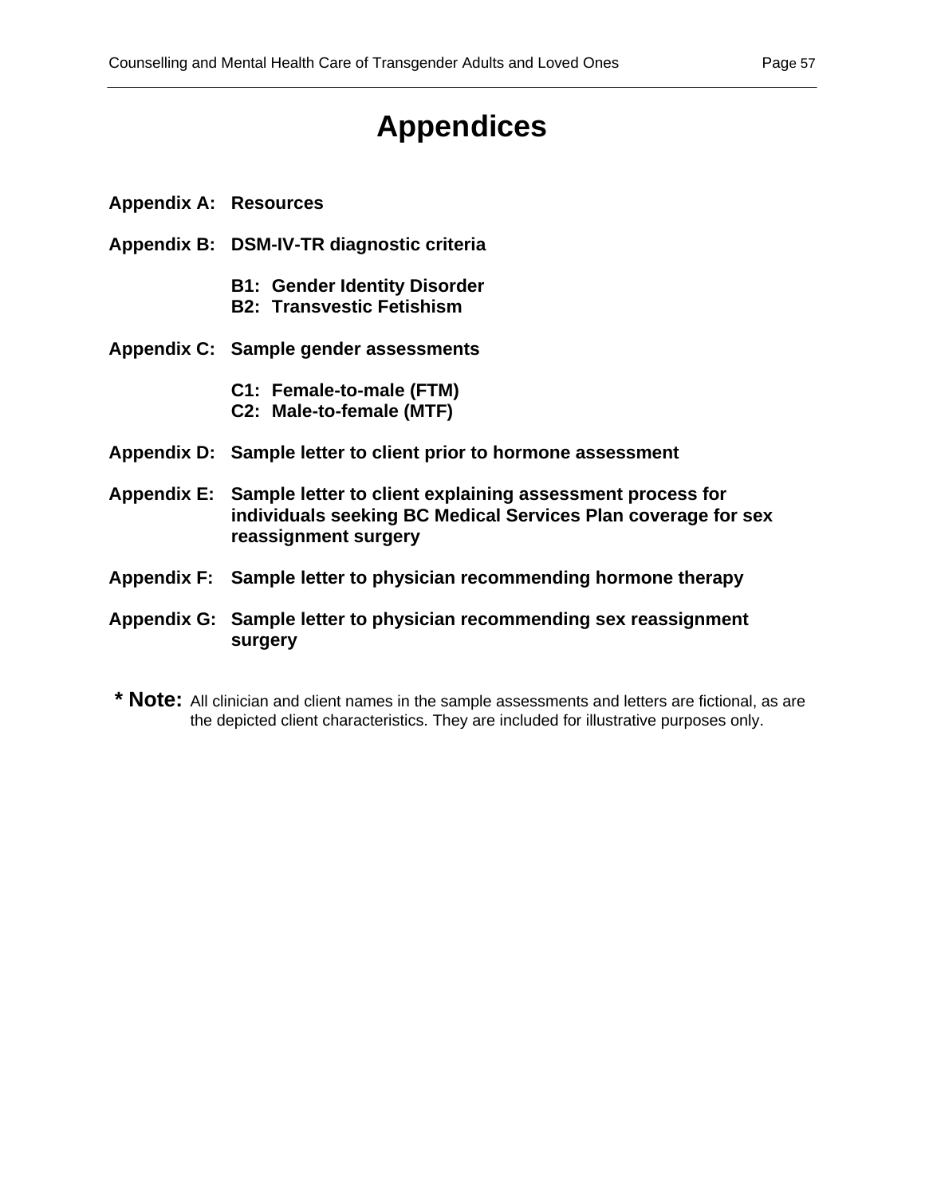# Appendices

**Appendix A: Resources**

**Appendix B: DSM-IV-TR diagnostic criteria**

- **B1: Gender Identity Disorder**
- **B2: Transvestic Fetishism**

**Appendix C: Sample gender assessments**

- **C1: Female-to-male (FTM)**
- **C2: Male-to-female (MTF)**

**Appendix D: Sample letter to client prior to hormone assessment**

**Appendix E: Sample letter to client explaining assessment process for individuals seeking BC Medical Services Plan coverage for sex reassignment surgery**

**Appendix F: Sample letter to physician recommending hormone therapy**

**Appendix G: Sample letter to physician recommending sex reassignment surgery**

**\* Note:** All clinician and client names in the sample assessments and letters are fictional, as are the depicted client characteristics. They are included for illustrative purposes only.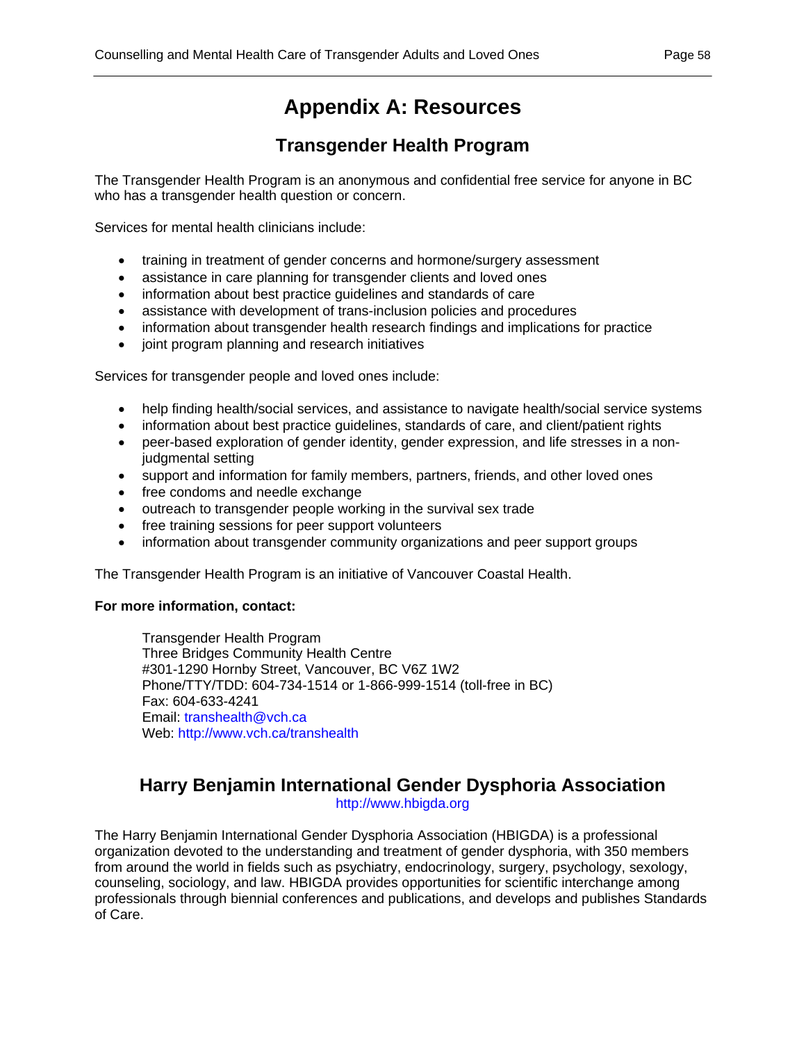# Appendix A: Resources

## Transgender Health Program

The Transgender Health Program is an anonymous and confidential free service for anyone in BC who has a transgender health question or concern.

Services for mental health clinicians include:

- training in treatment of gender concerns and hormone/surgery assessment
- assistance in care planning for transgender clients and loved ones
- information about best practice guidelines and standards of care
- assistance with development of trans-inclusion policies and procedures
- information about transgender health research findings and implications for practice
- joint program planning and research initiatives

Services for transgender people and loved ones include:

- help finding health/social services, and assistance to navigate health/social service systems
- information about best practice guidelines, standards of care, and client/patient rights
- peer-based exploration of gender identity, gender expression, and life stresses in a non-judgmental setting
- support and information for family members, partners, friends, and other loved ones
- free condoms and needle exchange
- outreach to transgender people working in the survival sex trade
- free training sessions for peer support volunteers
- information about transgender community organizations and peer support groups

The Transgender Health Program is an initiative of Vancouver Coastal Health.

**For more information, contact:**

Transgender Health Program
Three Bridges Community Health Centre
#301-1290 Hornby Street, Vancouver, BC V6Z 1W2
Phone/TTY/TDD: 604-734-1514 or 1-866-999-1514 (toll-free in BC)
Fax: 604-633-4241
Email: transhealth@vch.ca
Web: http://www.vch.ca/transhealth

## Harry Benjamin International Gender Dysphoria Association

http://www.hbigda.org

The Harry Benjamin International Gender Dysphoria Association (HBIGDA) is a professional organization devoted to the understanding and treatment of gender dysphoria, with 350 members from around the world in fields such as psychiatry, endocrinology, surgery, psychology, sexology, counseling, sociology, and law. HBIGDA provides opportunities for scientific interchange among professionals through biennial conferences and publications, and develops and publishes Standards of Care.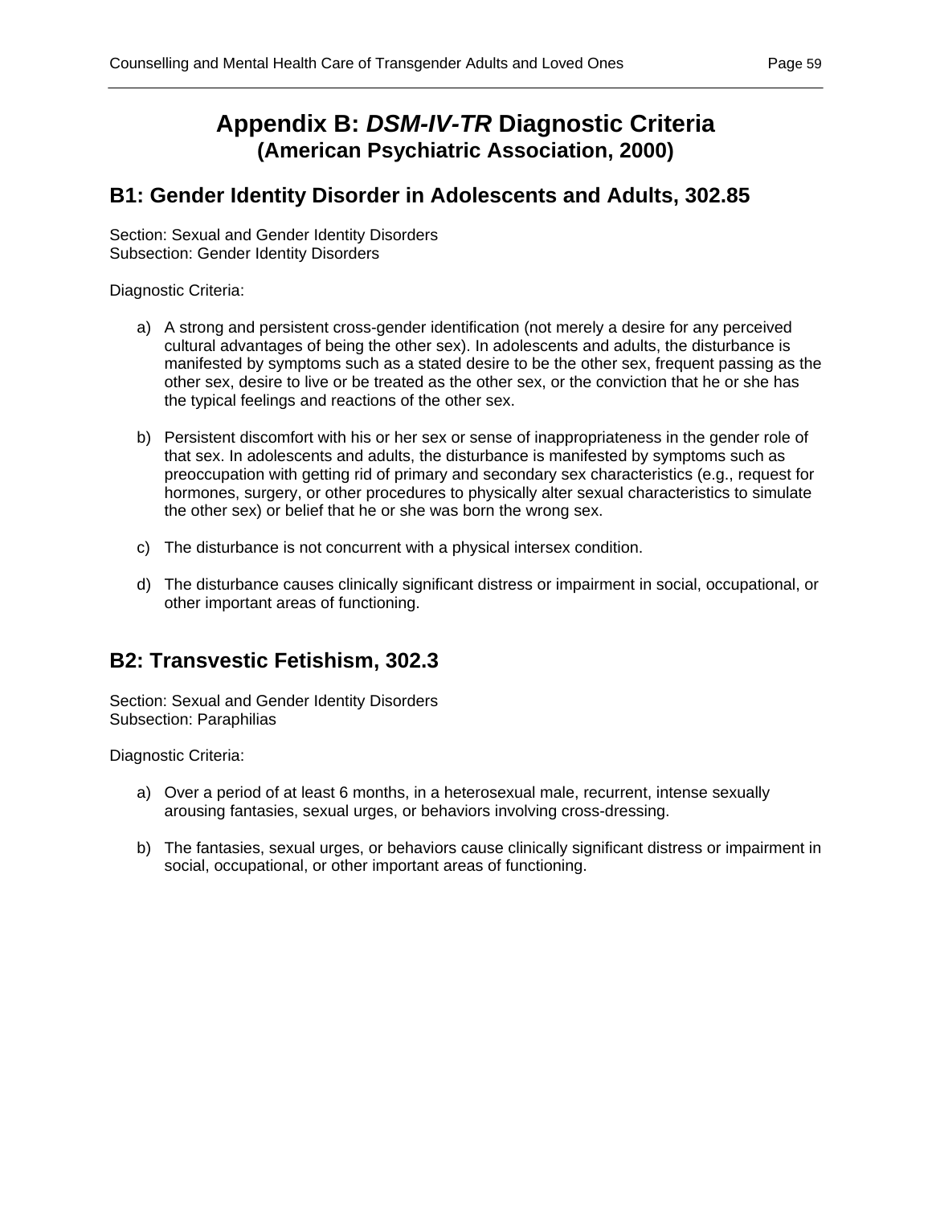# Appendix B: *DSM-IV-TR* Diagnostic Criteria
## (American Psychiatric Association, 2000)

## B1: Gender Identity Disorder in Adolescents and Adults, 302.85

Section: Sexual and Gender Identity Disorders
Subsection: Gender Identity Disorders

Diagnostic Criteria:

a) A strong and persistent cross-gender identification (not merely a desire for any perceived cultural advantages of being the other sex). In adolescents and adults, the disturbance is manifested by symptoms such as a stated desire to be the other sex, frequent passing as the other sex, desire to live or be treated as the other sex, or the conviction that he or she has the typical feelings and reactions of the other sex.

b) Persistent discomfort with his or her sex or sense of inappropriateness in the gender role of that sex. In adolescents and adults, the disturbance is manifested by symptoms such as preoccupation with getting rid of primary and secondary sex characteristics (e.g., request for hormones, surgery, or other procedures to physically alter sexual characteristics to simulate the other sex) or belief that he or she was born the wrong sex.

c) The disturbance is not concurrent with a physical intersex condition.

d) The disturbance causes clinically significant distress or impairment in social, occupational, or other important areas of functioning.

## B2: Transvestic Fetishism, 302.3

Section: Sexual and Gender Identity Disorders
Subsection: Paraphilias

Diagnostic Criteria:

a) Over a period of at least 6 months, in a heterosexual male, recurrent, intense sexually arousing fantasies, sexual urges, or behaviors involving cross-dressing.

b) The fantasies, sexual urges, or behaviors cause clinically significant distress or impairment in social, occupational, or other important areas of functioning.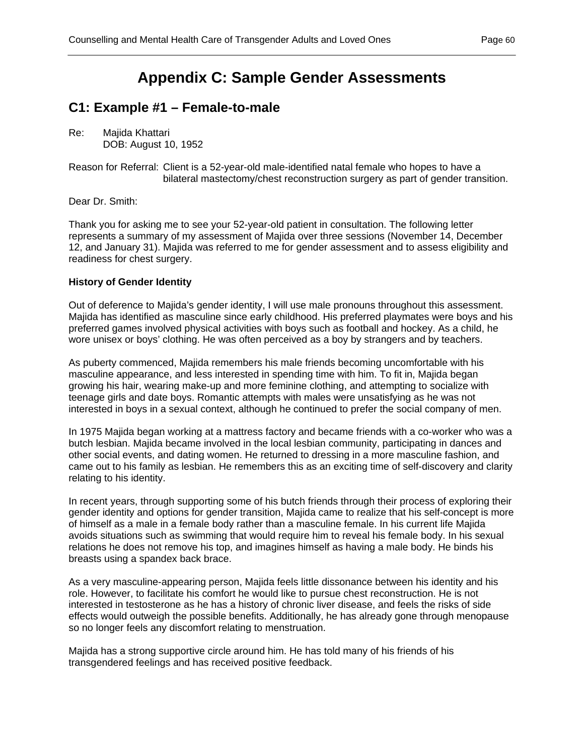# Appendix C: Sample Gender Assessments

## C1: Example #1 – Female-to-male

Re: Majida Khattari  
DOB: August 10, 1952

Reason for Referral: Client is a 52-year-old male-identified natal female who hopes to have a bilateral mastectomy/chest reconstruction surgery as part of gender transition.

Dear Dr. Smith:

Thank you for asking me to see your 52-year-old patient in consultation. The following letter represents a summary of my assessment of Majida over three sessions (November 14, December 12, and January 31). Majida was referred to me for gender assessment and to assess eligibility and readiness for chest surgery.

**History of Gender Identity**

Out of deference to Majida's gender identity, I will use male pronouns throughout this assessment. Majida has identified as masculine since early childhood. His preferred playmates were boys and his preferred games involved physical activities with boys such as football and hockey. As a child, he wore unisex or boys' clothing. He was often perceived as a boy by strangers and by teachers.

As puberty commenced, Majida remembers his male friends becoming uncomfortable with his masculine appearance, and less interested in spending time with him. To fit in, Majida began growing his hair, wearing make-up and more feminine clothing, and attempting to socialize with teenage girls and date boys. Romantic attempts with males were unsatisfying as he was not interested in boys in a sexual context, although he continued to prefer the social company of men.

In 1975 Majida began working at a mattress factory and became friends with a co-worker who was a butch lesbian. Majida became involved in the local lesbian community, participating in dances and other social events, and dating women. He returned to dressing in a more masculine fashion, and came out to his family as lesbian. He remembers this as an exciting time of self-discovery and clarity relating to his identity.

In recent years, through supporting some of his butch friends through their process of exploring their gender identity and options for gender transition, Majida came to realize that his self-concept is more of himself as a male in a female body rather than a masculine female. In his current life Majida avoids situations such as swimming that would require him to reveal his female body. In his sexual relations he does not remove his top, and imagines himself as having a male body. He binds his breasts using a spandex back brace.

As a very masculine-appearing person, Majida feels little dissonance between his identity and his role. However, to facilitate his comfort he would like to pursue chest reconstruction. He is not interested in testosterone as he has a history of chronic liver disease, and feels the risks of side effects would outweigh the possible benefits. Additionally, he has already gone through menopause so no longer feels any discomfort relating to menstruation.

Majida has a strong supportive circle around him. He has told many of his friends of his transgendered feelings and has received positive feedback.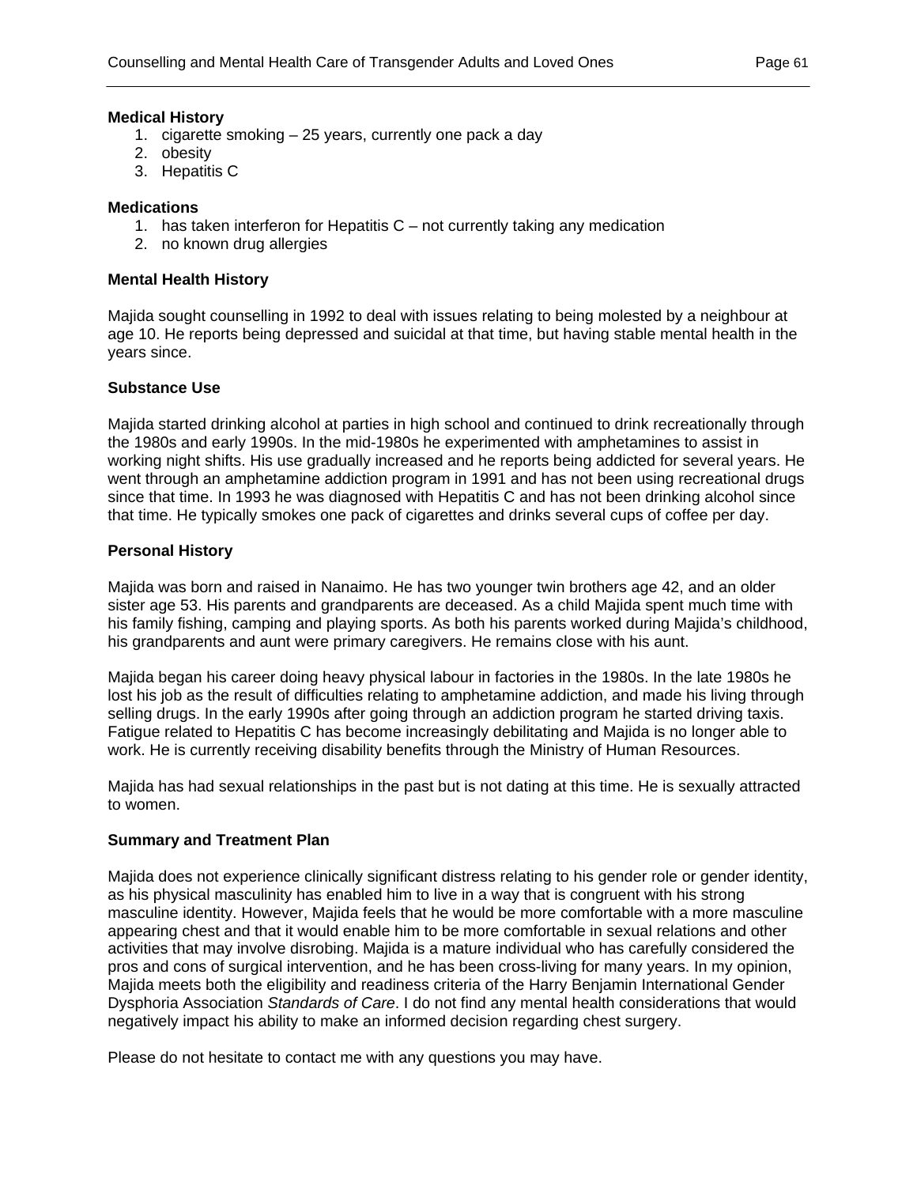**Medical History**

1. cigarette smoking – 25 years, currently one pack a day
2. obesity
3. Hepatitis C

**Medications**

1. has taken interferon for Hepatitis C – not currently taking any medication
2. no known drug allergies

**Mental Health History**

Majida sought counselling in 1992 to deal with issues relating to being molested by a neighbour at age 10. He reports being depressed and suicidal at that time, but having stable mental health in the years since.

**Substance Use**

Majida started drinking alcohol at parties in high school and continued to drink recreationally through the 1980s and early 1990s. In the mid-1980s he experimented with amphetamines to assist in working night shifts. His use gradually increased and he reports being addicted for several years. He went through an amphetamine addiction program in 1991 and has not been using recreational drugs since that time. In 1993 he was diagnosed with Hepatitis C and has not been drinking alcohol since that time. He typically smokes one pack of cigarettes and drinks several cups of coffee per day.

**Personal History**

Majida was born and raised in Nanaimo. He has two younger twin brothers age 42, and an older sister age 53. His parents and grandparents are deceased. As a child Majida spent much time with his family fishing, camping and playing sports. As both his parents worked during Majida's childhood, his grandparents and aunt were primary caregivers. He remains close with his aunt.

Majida began his career doing heavy physical labour in factories in the 1980s. In the late 1980s he lost his job as the result of difficulties relating to amphetamine addiction, and made his living through selling drugs. In the early 1990s after going through an addiction program he started driving taxis. Fatigue related to Hepatitis C has become increasingly debilitating and Majida is no longer able to work. He is currently receiving disability benefits through the Ministry of Human Resources.

Majida has had sexual relationships in the past but is not dating at this time. He is sexually attracted to women.

**Summary and Treatment Plan**

Majida does not experience clinically significant distress relating to his gender role or gender identity, as his physical masculinity has enabled him to live in a way that is congruent with his strong masculine identity. However, Majida feels that he would be more comfortable with a more masculine appearing chest and that it would enable him to be more comfortable in sexual relations and other activities that may involve disrobing. Majida is a mature individual who has carefully considered the pros and cons of surgical intervention, and he has been cross-living for many years. In my opinion, Majida meets both the eligibility and readiness criteria of the Harry Benjamin International Gender Dysphoria Association *Standards of Care*. I do not find any mental health considerations that would negatively impact his ability to make an informed decision regarding chest surgery.

Please do not hesitate to contact me with any questions you may have.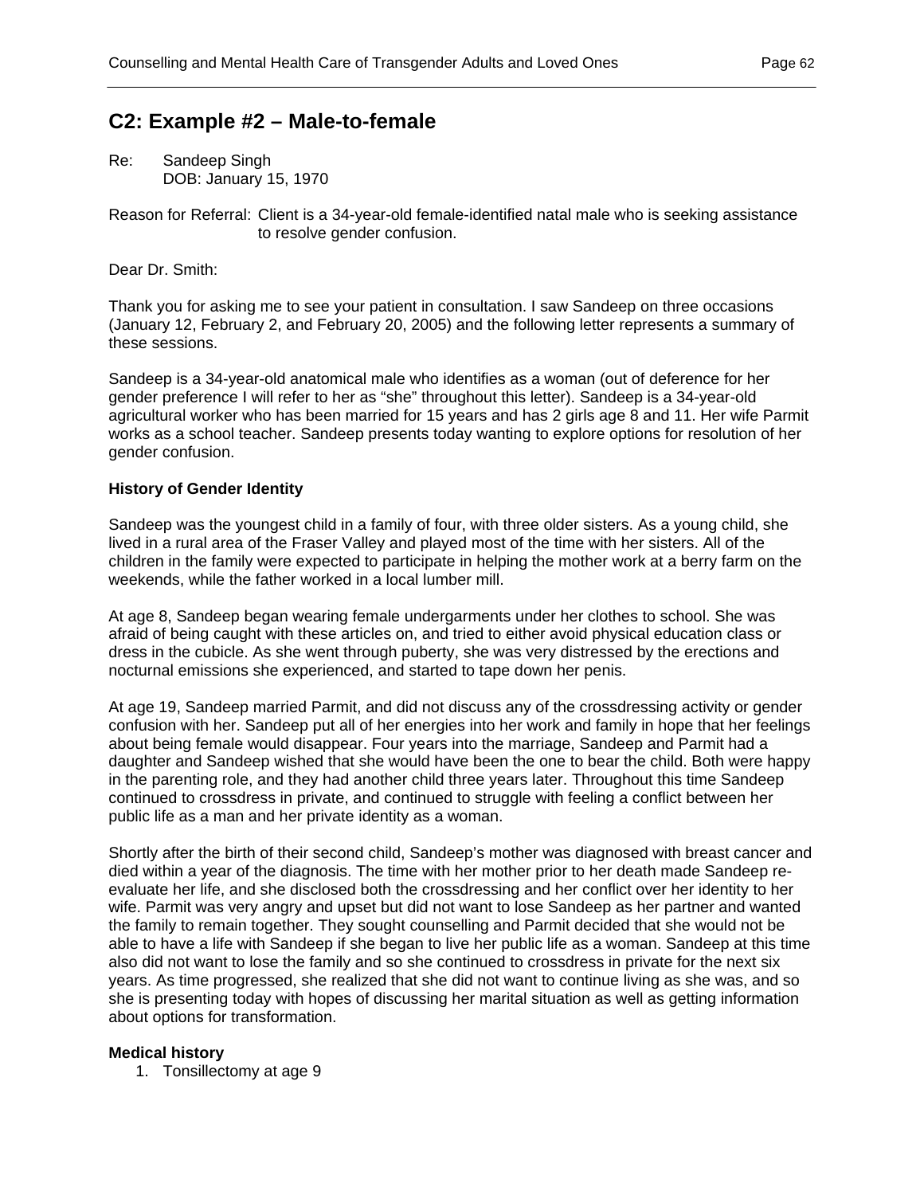## C2: Example #2 – Male-to-female

Re: Sandeep Singh
DOB: January 15, 1970

Reason for Referral: Client is a 34-year-old female-identified natal male who is seeking assistance to resolve gender confusion.

Dear Dr. Smith:

Thank you for asking me to see your patient in consultation. I saw Sandeep on three occasions (January 12, February 2, and February 20, 2005) and the following letter represents a summary of these sessions.

Sandeep is a 34-year-old anatomical male who identifies as a woman (out of deference for her gender preference I will refer to her as "she" throughout this letter). Sandeep is a 34-year-old agricultural worker who has been married for 15 years and has 2 girls age 8 and 11. Her wife Parmit works as a school teacher. Sandeep presents today wanting to explore options for resolution of her gender confusion.

**History of Gender Identity**

Sandeep was the youngest child in a family of four, with three older sisters. As a young child, she lived in a rural area of the Fraser Valley and played most of the time with her sisters. All of the children in the family were expected to participate in helping the mother work at a berry farm on the weekends, while the father worked in a local lumber mill.

At age 8, Sandeep began wearing female undergarments under her clothes to school. She was afraid of being caught with these articles on, and tried to either avoid physical education class or dress in the cubicle. As she went through puberty, she was very distressed by the erections and nocturnal emissions she experienced, and started to tape down her penis.

At age 19, Sandeep married Parmit, and did not discuss any of the crossdressing activity or gender confusion with her. Sandeep put all of her energies into her work and family in hope that her feelings about being female would disappear. Four years into the marriage, Sandeep and Parmit had a daughter and Sandeep wished that she would have been the one to bear the child. Both were happy in the parenting role, and they had another child three years later. Throughout this time Sandeep continued to crossdress in private, and continued to struggle with feeling a conflict between her public life as a man and her private identity as a woman.

Shortly after the birth of their second child, Sandeep's mother was diagnosed with breast cancer and died within a year of the diagnosis. The time with her mother prior to her death made Sandeep re-evaluate her life, and she disclosed both the crossdressing and her conflict over her identity to her wife. Parmit was very angry and upset but did not want to lose Sandeep as her partner and wanted the family to remain together. They sought counselling and Parmit decided that she would not be able to have a life with Sandeep if she began to live her public life as a woman. Sandeep at this time also did not want to lose the family and so she continued to crossdress in private for the next six years. As time progressed, she realized that she did not want to continue living as she was, and so she is presenting today with hopes of discussing her marital situation as well as getting information about options for transformation.

**Medical history**

1. Tonsillectomy at age 9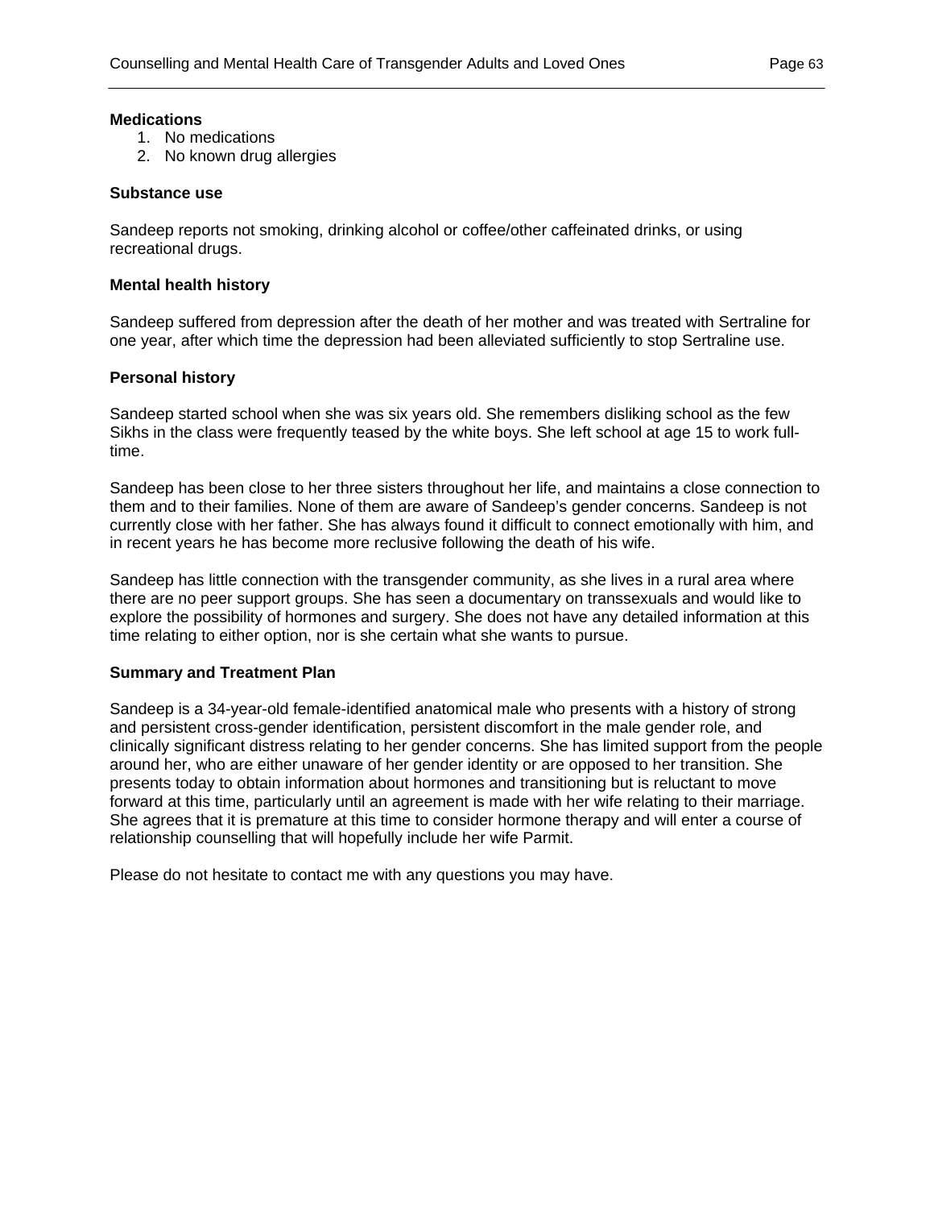**Medications**

1. No medications
2. No known drug allergies

**Substance use**

Sandeep reports not smoking, drinking alcohol or coffee/other caffeinated drinks, or using recreational drugs.

**Mental health history**

Sandeep suffered from depression after the death of her mother and was treated with Sertraline for one year, after which time the depression had been alleviated sufficiently to stop Sertraline use.

**Personal history**

Sandeep started school when she was six years old. She remembers disliking school as the few Sikhs in the class were frequently teased by the white boys. She left school at age 15 to work full-time.

Sandeep has been close to her three sisters throughout her life, and maintains a close connection to them and to their families. None of them are aware of Sandeep's gender concerns. Sandeep is not currently close with her father. She has always found it difficult to connect emotionally with him, and in recent years he has become more reclusive following the death of his wife.

Sandeep has little connection with the transgender community, as she lives in a rural area where there are no peer support groups. She has seen a documentary on transsexuals and would like to explore the possibility of hormones and surgery. She does not have any detailed information at this time relating to either option, nor is she certain what she wants to pursue.

**Summary and Treatment Plan**

Sandeep is a 34-year-old female-identified anatomical male who presents with a history of strong and persistent cross-gender identification, persistent discomfort in the male gender role, and clinically significant distress relating to her gender concerns. She has limited support from the people around her, who are either unaware of her gender identity or are opposed to her transition. She presents today to obtain information about hormones and transitioning but is reluctant to move forward at this time, particularly until an agreement is made with her wife relating to their marriage. She agrees that it is premature at this time to consider hormone therapy and will enter a course of relationship counselling that will hopefully include her wife Parmit.

Please do not hesitate to contact me with any questions you may have.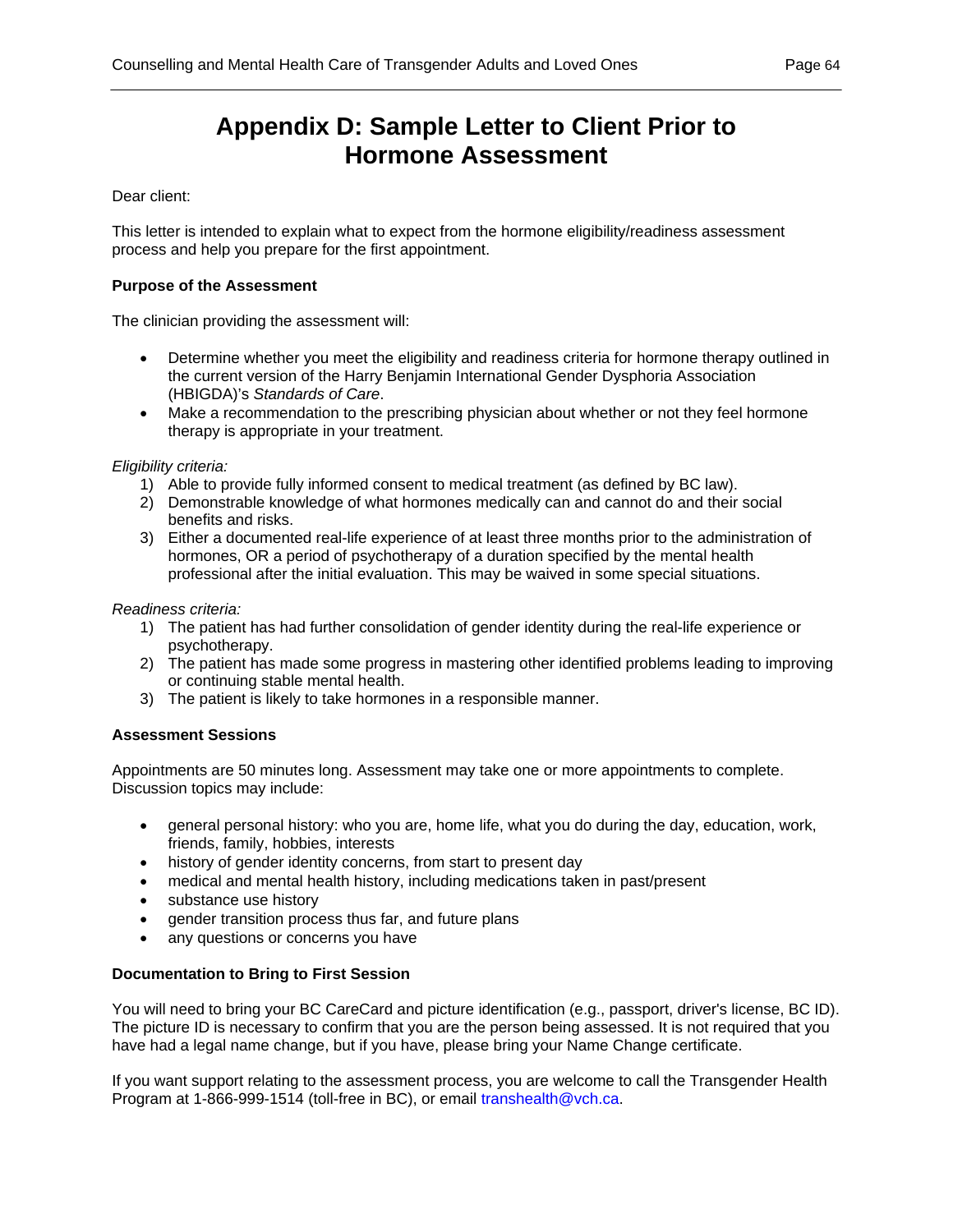# Appendix D: Sample Letter to Client Prior to Hormone Assessment

Dear client:

This letter is intended to explain what to expect from the hormone eligibility/readiness assessment process and help you prepare for the first appointment.

**Purpose of the Assessment**

The clinician providing the assessment will:

- Determine whether you meet the eligibility and readiness criteria for hormone therapy outlined in the current version of the Harry Benjamin International Gender Dysphoria Association (HBIGDA)'s *Standards of Care*.
- Make a recommendation to the prescribing physician about whether or not they feel hormone therapy is appropriate in your treatment.

*Eligibility criteria:*

1) Able to provide fully informed consent to medical treatment (as defined by BC law).
2) Demonstrable knowledge of what hormones medically can and cannot do and their social benefits and risks.
3) Either a documented real-life experience of at least three months prior to the administration of hormones, OR a period of psychotherapy of a duration specified by the mental health professional after the initial evaluation. This may be waived in some special situations.

*Readiness criteria:*

1) The patient has had further consolidation of gender identity during the real-life experience or psychotherapy.
2) The patient has made some progress in mastering other identified problems leading to improving or continuing stable mental health.
3) The patient is likely to take hormones in a responsible manner.

**Assessment Sessions**

Appointments are 50 minutes long. Assessment may take one or more appointments to complete. Discussion topics may include:

- general personal history: who you are, home life, what you do during the day, education, work, friends, family, hobbies, interests
- history of gender identity concerns, from start to present day
- medical and mental health history, including medications taken in past/present
- substance use history
- gender transition process thus far, and future plans
- any questions or concerns you have

**Documentation to Bring to First Session**

You will need to bring your BC CareCard and picture identification (e.g., passport, driver's license, BC ID). The picture ID is necessary to confirm that you are the person being assessed. It is not required that you have had a legal name change, but if you have, please bring your Name Change certificate.

If you want support relating to the assessment process, you are welcome to call the Transgender Health Program at 1-866-999-1514 (toll-free in BC), or email transhealth@vch.ca.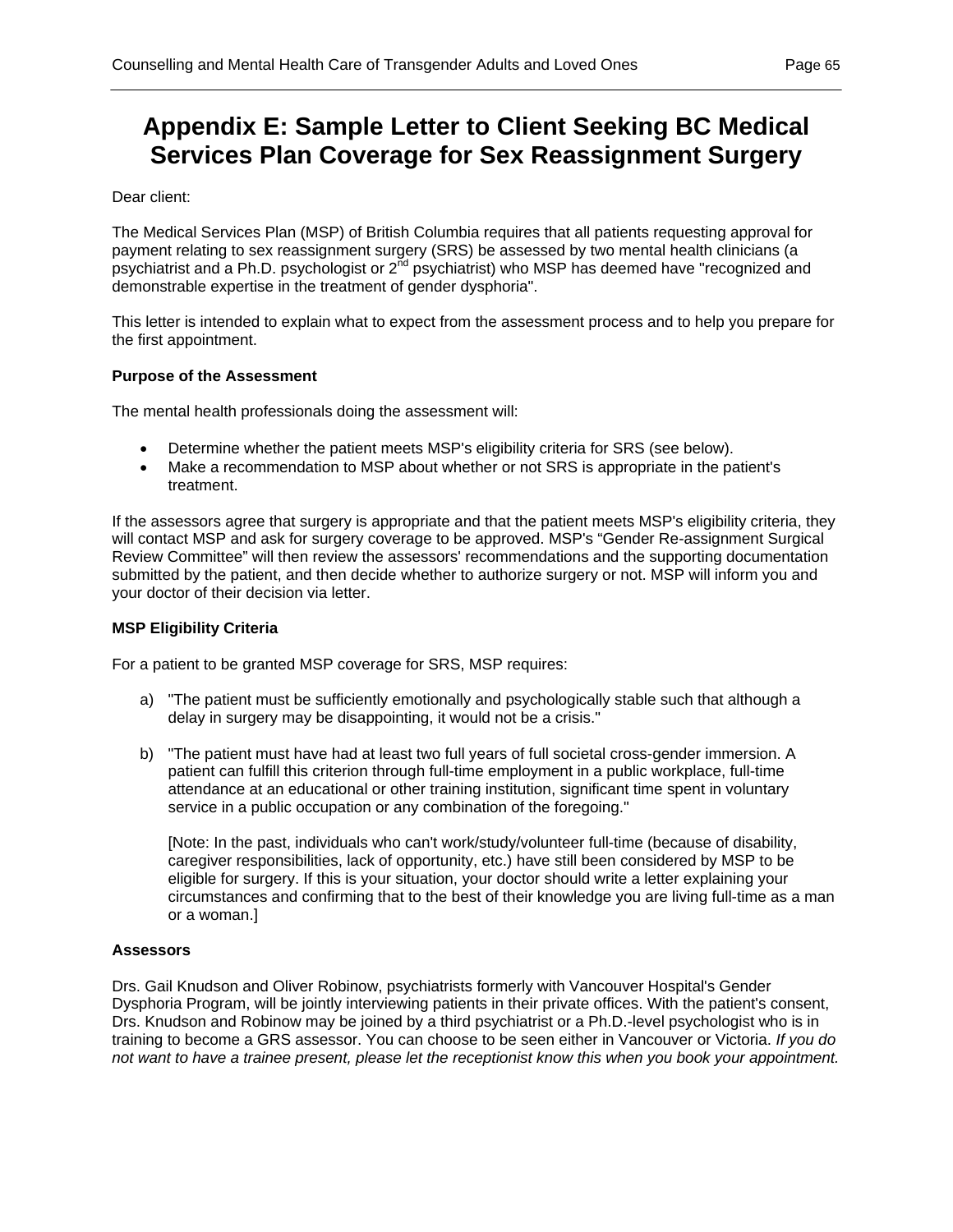# Appendix E: Sample Letter to Client Seeking BC Medical Services Plan Coverage for Sex Reassignment Surgery

Dear client:

The Medical Services Plan (MSP) of British Columbia requires that all patients requesting approval for payment relating to sex reassignment surgery (SRS) be assessed by two mental health clinicians (a psychiatrist and a Ph.D. psychologist or 2nd psychiatrist) who MSP has deemed have "recognized and demonstrable expertise in the treatment of gender dysphoria".

This letter is intended to explain what to expect from the assessment process and to help you prepare for the first appointment.

**Purpose of the Assessment**

The mental health professionals doing the assessment will:

- Determine whether the patient meets MSP's eligibility criteria for SRS (see below).
- Make a recommendation to MSP about whether or not SRS is appropriate in the patient's treatment.

If the assessors agree that surgery is appropriate and that the patient meets MSP's eligibility criteria, they will contact MSP and ask for surgery coverage to be approved. MSP's "Gender Re-assignment Surgical Review Committee" will then review the assessors' recommendations and the supporting documentation submitted by the patient, and then decide whether to authorize surgery or not. MSP will inform you and your doctor of their decision via letter.

**MSP Eligibility Criteria**

For a patient to be granted MSP coverage for SRS, MSP requires:

a) "The patient must be sufficiently emotionally and psychologically stable such that although a delay in surgery may be disappointing, it would not be a crisis."

b) "The patient must have had at least two full years of full societal cross-gender immersion. A patient can fulfill this criterion through full-time employment in a public workplace, full-time attendance at an educational or other training institution, significant time spent in voluntary service in a public occupation or any combination of the foregoing."

   [Note: In the past, individuals who can't work/study/volunteer full-time (because of disability, caregiver responsibilities, lack of opportunity, etc.) have still been considered by MSP to be eligible for surgery. If this is your situation, your doctor should write a letter explaining your circumstances and confirming that to the best of their knowledge you are living full-time as a man or a woman.]

**Assessors**

Drs. Gail Knudson and Oliver Robinow, psychiatrists formerly with Vancouver Hospital's Gender Dysphoria Program, will be jointly interviewing patients in their private offices. With the patient's consent, Drs. Knudson and Robinow may be joined by a third psychiatrist or a Ph.D.-level psychologist who is in training to become a GRS assessor. You can choose to be seen either in Vancouver or Victoria. *If you do not want to have a trainee present, please let the receptionist know this when you book your appointment.*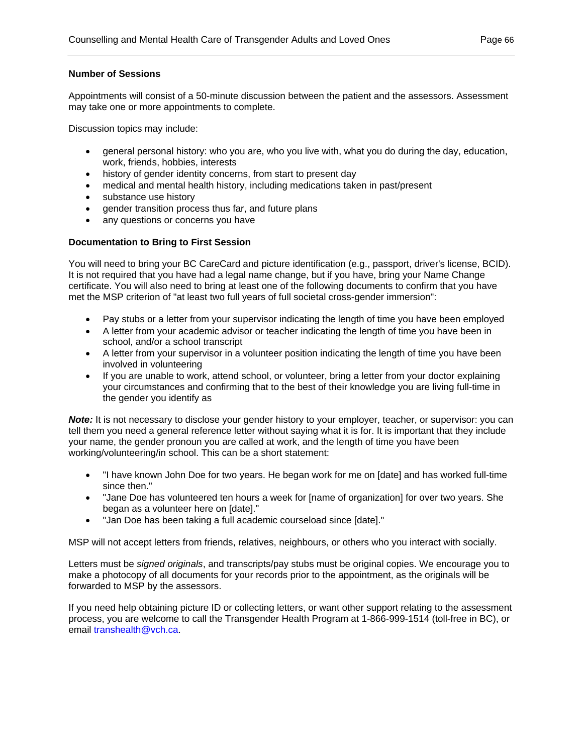**Number of Sessions**

Appointments will consist of a 50-minute discussion between the patient and the assessors. Assessment may take one or more appointments to complete.

Discussion topics may include:

- general personal history: who you are, who you live with, what you do during the day, education, work, friends, hobbies, interests
- history of gender identity concerns, from start to present day
- medical and mental health history, including medications taken in past/present
- substance use history
- gender transition process thus far, and future plans
- any questions or concerns you have

**Documentation to Bring to First Session**

You will need to bring your BC CareCard and picture identification (e.g., passport, driver's license, BCID). It is not required that you have had a legal name change, but if you have, bring your Name Change certificate. You will also need to bring at least one of the following documents to confirm that you have met the MSP criterion of "at least two full years of full societal cross-gender immersion":

- Pay stubs or a letter from your supervisor indicating the length of time you have been employed
- A letter from your academic advisor or teacher indicating the length of time you have been in school, and/or a school transcript
- A letter from your supervisor in a volunteer position indicating the length of time you have been involved in volunteering
- If you are unable to work, attend school, or volunteer, bring a letter from your doctor explaining your circumstances and confirming that to the best of their knowledge you are living full-time in the gender you identify as

***Note:*** It is not necessary to disclose your gender history to your employer, teacher, or supervisor: you can tell them you need a general reference letter without saying what it is for. It is important that they include your name, the gender pronoun you are called at work, and the length of time you have been working/volunteering/in school. This can be a short statement:

- "I have known John Doe for two years. He began work for me on [date] and has worked full-time since then."
- "Jane Doe has volunteered ten hours a week for [name of organization] for over two years. She began as a volunteer here on [date]."
- "Jan Doe has been taking a full academic courseload since [date]."

MSP will not accept letters from friends, relatives, neighbours, or others who you interact with socially.

Letters must be *signed originals*, and transcripts/pay stubs must be original copies. We encourage you to make a photocopy of all documents for your records prior to the appointment, as the originals will be forwarded to MSP by the assessors.

If you need help obtaining picture ID or collecting letters, or want other support relating to the assessment process, you are welcome to call the Transgender Health Program at 1-866-999-1514 (toll-free in BC), or email transhealth@vch.ca.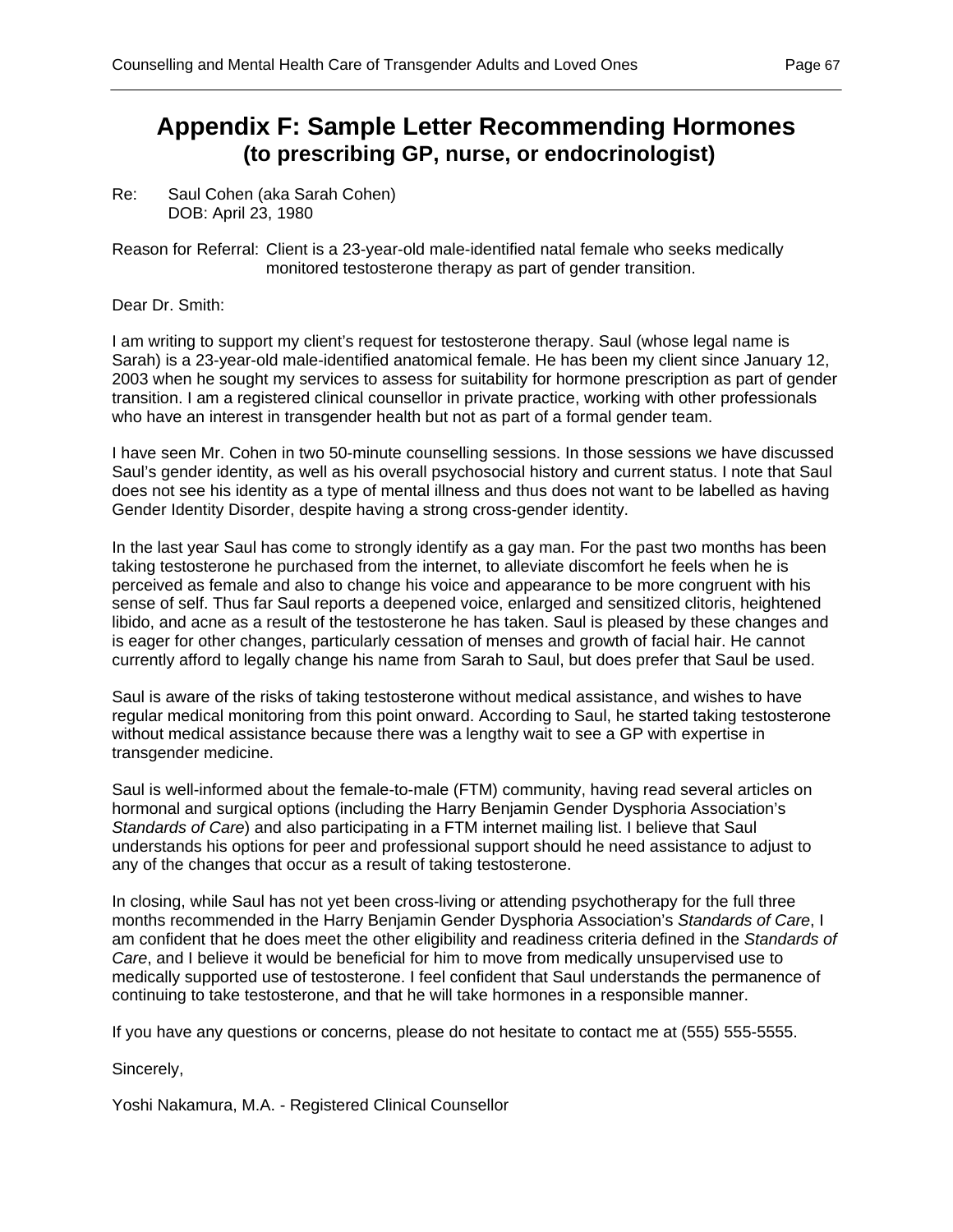# Appendix F: Sample Letter Recommending Hormones
## (to prescribing GP, nurse, or endocrinologist)

Re: Saul Cohen (aka Sarah Cohen)
DOB: April 23, 1980

Reason for Referral: Client is a 23-year-old male-identified natal female who seeks medically monitored testosterone therapy as part of gender transition.

Dear Dr. Smith:

I am writing to support my client's request for testosterone therapy. Saul (whose legal name is Sarah) is a 23-year-old male-identified anatomical female. He has been my client since January 12, 2003 when he sought my services to assess for suitability for hormone prescription as part of gender transition. I am a registered clinical counsellor in private practice, working with other professionals who have an interest in transgender health but not as part of a formal gender team.

I have seen Mr. Cohen in two 50-minute counselling sessions. In those sessions we have discussed Saul's gender identity, as well as his overall psychosocial history and current status. I note that Saul does not see his identity as a type of mental illness and thus does not want to be labelled as having Gender Identity Disorder, despite having a strong cross-gender identity.

In the last year Saul has come to strongly identify as a gay man. For the past two months has been taking testosterone he purchased from the internet, to alleviate discomfort he feels when he is perceived as female and also to change his voice and appearance to be more congruent with his sense of self. Thus far Saul reports a deepened voice, enlarged and sensitized clitoris, heightened libido, and acne as a result of the testosterone he has taken. Saul is pleased by these changes and is eager for other changes, particularly cessation of menses and growth of facial hair. He cannot currently afford to legally change his name from Sarah to Saul, but does prefer that Saul be used.

Saul is aware of the risks of taking testosterone without medical assistance, and wishes to have regular medical monitoring from this point onward. According to Saul, he started taking testosterone without medical assistance because there was a lengthy wait to see a GP with expertise in transgender medicine.

Saul is well-informed about the female-to-male (FTM) community, having read several articles on hormonal and surgical options (including the Harry Benjamin Gender Dysphoria Association's *Standards of Care*) and also participating in a FTM internet mailing list. I believe that Saul understands his options for peer and professional support should he need assistance to adjust to any of the changes that occur as a result of taking testosterone.

In closing, while Saul has not yet been cross-living or attending psychotherapy for the full three months recommended in the Harry Benjamin Gender Dysphoria Association's *Standards of Care*, I am confident that he does meet the other eligibility and readiness criteria defined in the *Standards of Care*, and I believe it would be beneficial for him to move from medically unsupervised use to medically supported use of testosterone. I feel confident that Saul understands the permanence of continuing to take testosterone, and that he will take hormones in a responsible manner.

If you have any questions or concerns, please do not hesitate to contact me at (555) 555-5555.

Sincerely,

Yoshi Nakamura, M.A. - Registered Clinical Counsellor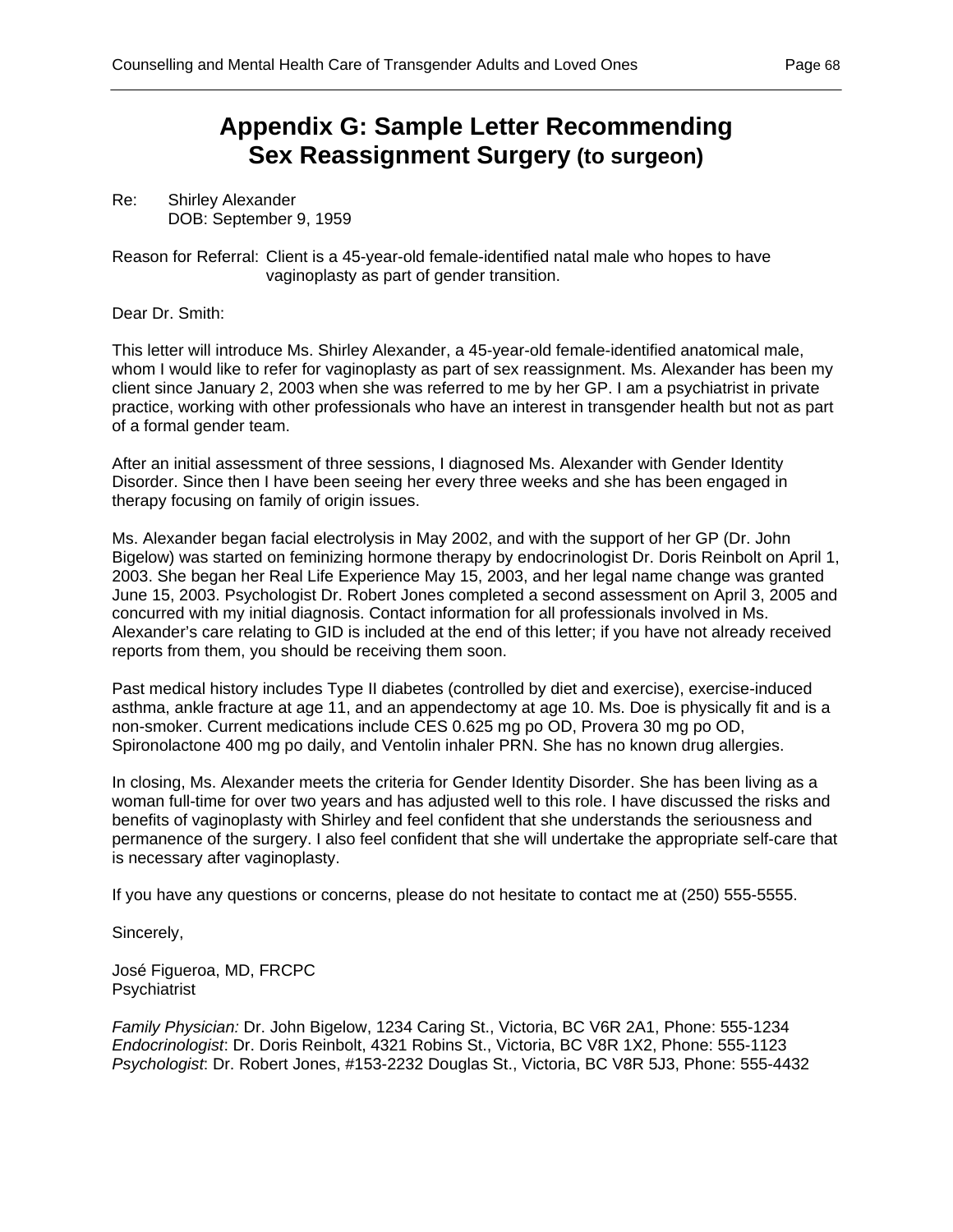# Appendix G: Sample Letter Recommending Sex Reassignment Surgery (to surgeon)

Re: Shirley Alexander
DOB: September 9, 1959

Reason for Referral: Client is a 45-year-old female-identified natal male who hopes to have vaginoplasty as part of gender transition.

Dear Dr. Smith:

This letter will introduce Ms. Shirley Alexander, a 45-year-old female-identified anatomical male, whom I would like to refer for vaginoplasty as part of sex reassignment. Ms. Alexander has been my client since January 2, 2003 when she was referred to me by her GP. I am a psychiatrist in private practice, working with other professionals who have an interest in transgender health but not as part of a formal gender team.

After an initial assessment of three sessions, I diagnosed Ms. Alexander with Gender Identity Disorder. Since then I have been seeing her every three weeks and she has been engaged in therapy focusing on family of origin issues.

Ms. Alexander began facial electrolysis in May 2002, and with the support of her GP (Dr. John Bigelow) was started on feminizing hormone therapy by endocrinologist Dr. Doris Reinbolt on April 1, 2003. She began her Real Life Experience May 15, 2003, and her legal name change was granted June 15, 2003. Psychologist Dr. Robert Jones completed a second assessment on April 3, 2005 and concurred with my initial diagnosis. Contact information for all professionals involved in Ms. Alexander's care relating to GID is included at the end of this letter; if you have not already received reports from them, you should be receiving them soon.

Past medical history includes Type II diabetes (controlled by diet and exercise), exercise-induced asthma, ankle fracture at age 11, and an appendectomy at age 10. Ms. Doe is physically fit and is a non-smoker. Current medications include CES 0.625 mg po OD, Provera 30 mg po OD, Spironolactone 400 mg po daily, and Ventolin inhaler PRN. She has no known drug allergies.

In closing, Ms. Alexander meets the criteria for Gender Identity Disorder. She has been living as a woman full-time for over two years and has adjusted well to this role. I have discussed the risks and benefits of vaginoplasty with Shirley and feel confident that she understands the seriousness and permanence of the surgery. I also feel confident that she will undertake the appropriate self-care that is necessary after vaginoplasty.

If you have any questions or concerns, please do not hesitate to contact me at (250) 555-5555.

Sincerely,

José Figueroa, MD, FRCPC
Psychiatrist

*Family Physician:* Dr. John Bigelow, 1234 Caring St., Victoria, BC V6R 2A1, Phone: 555-1234
*Endocrinologist*: Dr. Doris Reinbolt, 4321 Robins St., Victoria, BC V8R 1X2, Phone: 555-1123
*Psychologist*: Dr. Robert Jones, #153-2232 Douglas St., Victoria, BC V8R 5J3, Phone: 555-4432